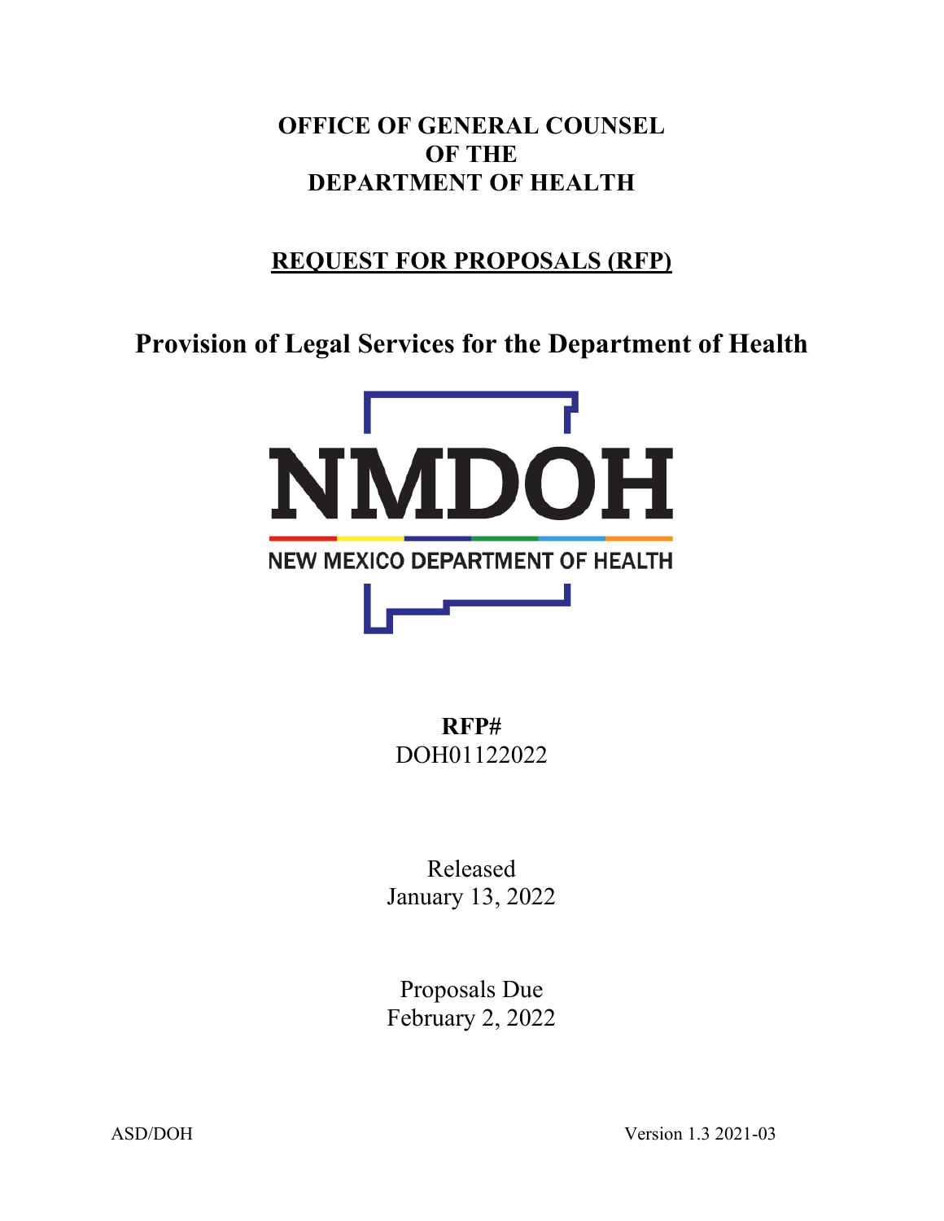**OFFICE OF GENERAL COUNSEL**
**OF THE**
**DEPARTMENT OF HEALTH**

**REQUEST FOR PROPOSALS (RFP)**

# Provision of Legal Services for the Department of Health

NMDOH

NEW MEXICO DEPARTMENT OF HEALTH

**RFP#**
DOH01122022

Released
January 13, 2022

Proposals Due
February 2, 2022

ASD/DOH Version 1.3 2021-03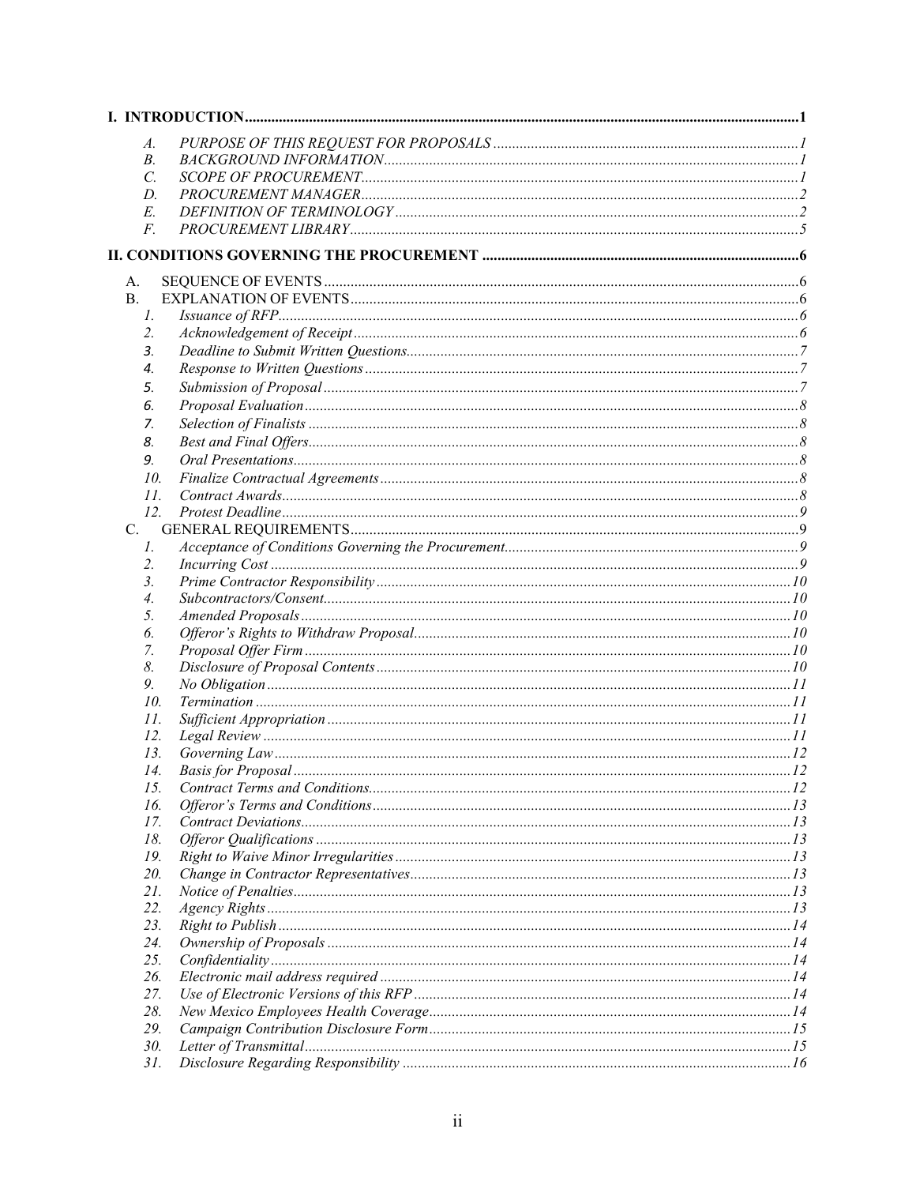**I. INTRODUCTION** .......... 1

- *A.* *PURPOSE OF THIS REQUEST FOR PROPOSALS* .......... *1*
- *B.* *BACKGROUND INFORMATION* .......... *1*
- *C.* *SCOPE OF PROCUREMENT* .......... *1*
- *D.* *PROCUREMENT MANAGER* .......... *2*
- *E.* *DEFINITION OF TERMINOLOGY* .......... *2*
- *F.* *PROCUREMENT LIBRARY* .......... *5*

**II. CONDITIONS GOVERNING THE PROCUREMENT** .......... 6

- A. SEQUENCE OF EVENTS .......... 6
- B. EXPLANATION OF EVENTS .......... 6
  1. *Issuance of RFP* .......... *6*
  2. *Acknowledgement of Receipt* .......... *6*
  3. *Deadline to Submit Written Questions* .......... *7*
  4. *Response to Written Questions* .......... *7*
  5. *Submission of Proposal* .......... *7*
  6. *Proposal Evaluation* .......... *8*
  7. *Selection of Finalists* .......... *8*
  8. *Best and Final Offers* .......... *8*
  9. *Oral Presentations* .......... *8*
  10. *Finalize Contractual Agreements* .......... *8*
  11. *Contract Awards* .......... *8*
  12. *Protest Deadline* .......... *9*
- C. GENERAL REQUIREMENTS .......... 9
  1. *Acceptance of Conditions Governing the Procurement* .......... *9*
  2. *Incurring Cost* .......... *9*
  3. *Prime Contractor Responsibility* .......... *10*
  4. *Subcontractors/Consent* .......... *10*
  5. *Amended Proposals* .......... *10*
  6. *Offeror's Rights to Withdraw Proposal* .......... *10*
  7. *Proposal Offer Firm* .......... *10*
  8. *Disclosure of Proposal Contents* .......... *10*
  9. *No Obligation* .......... *11*
  10. *Termination* .......... *11*
  11. *Sufficient Appropriation* .......... *11*
  12. *Legal Review* .......... *11*
  13. *Governing Law* .......... *12*
  14. *Basis for Proposal* .......... *12*
  15. *Contract Terms and Conditions* .......... *12*
  16. *Offeror's Terms and Conditions* .......... *13*
  17. *Contract Deviations* .......... *13*
  18. *Offeror Qualifications* .......... *13*
  19. *Right to Waive Minor Irregularities* .......... *13*
  20. *Change in Contractor Representatives* .......... *13*
  21. *Notice of Penalties* .......... *13*
  22. *Agency Rights* .......... *13*
  23. *Right to Publish* .......... *14*
  24. *Ownership of Proposals* .......... *14*
  25. *Confidentiality* .......... *14*
  26. *Electronic mail address required* .......... *14*
  27. *Use of Electronic Versions of this RFP* .......... *14*
  28. *New Mexico Employees Health Coverage* .......... *14*
  29. *Campaign Contribution Disclosure Form* .......... *15*
  30. *Letter of Transmittal* .......... *15*
  31. *Disclosure Regarding Responsibility* .......... *16*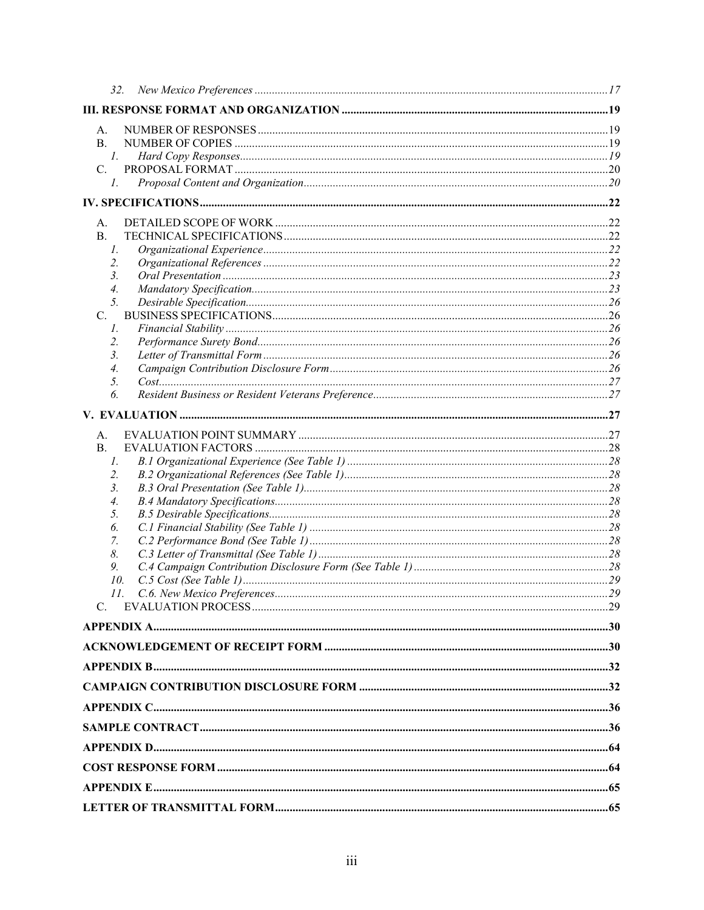32. *New Mexico Preferences* ....... 17

**III. RESPONSE FORMAT AND ORGANIZATION** ....... 19

A. NUMBER OF RESPONSES ....... 19
B. NUMBER OF COPIES ....... 19
   1. *Hard Copy Responses* ....... 19
C. PROPOSAL FORMAT ....... 20
   1. *Proposal Content and Organization* ....... 20

**IV. SPECIFICATIONS** ....... 22

A. DETAILED SCOPE OF WORK ....... 22
B. TECHNICAL SPECIFICATIONS ....... 22
   1. *Organizational Experience* ....... 22
   2. *Organizational References* ....... 22
   3. *Oral Presentation* ....... 23
   4. *Mandatory Specification* ....... 23
   5. *Desirable Specification* ....... 26
C. BUSINESS SPECIFICATIONS ....... 26
   1. *Financial Stability* ....... 26
   2. *Performance Surety Bond* ....... 26
   3. *Letter of Transmittal Form* ....... 26
   4. *Campaign Contribution Disclosure Form* ....... 26
   5. *Cost* ....... 27
   6. *Resident Business or Resident Veterans Preference* ....... 27

**V. EVALUATION** ....... 27

A. EVALUATION POINT SUMMARY ....... 27
B. EVALUATION FACTORS ....... 28
   1. *B.1 Organizational Experience (See Table 1)* ....... 28
   2. *B.2 Organizational References (See Table 1)* ....... 28
   3. *B.3 Oral Presentation (See Table 1)* ....... 28
   4. *B.4 Mandatory Specifications* ....... 28
   5. *B.5 Desirable Specifications* ....... 28
   6. *C.1 Financial Stability (See Table 1)* ....... 28
   7. *C.2 Performance Bond (See Table 1)* ....... 28
   8. *C.3 Letter of Transmittal (See Table 1)* ....... 28
   9. *C.4 Campaign Contribution Disclosure Form (See Table 1)* ....... 28
   10. *C.5 Cost (See Table 1)* ....... 29
   11. *C.6. New Mexico Preferences* ....... 29
C. EVALUATION PROCESS ....... 29

**APPENDIX A** ....... 30

**ACKNOWLEDGEMENT OF RECEIPT FORM** ....... 30

**APPENDIX B** ....... 32

**CAMPAIGN CONTRIBUTION DISCLOSURE FORM** ....... 32

**APPENDIX C** ....... 36

**SAMPLE CONTRACT** ....... 36

**APPENDIX D** ....... 64

**COST RESPONSE FORM** ....... 64

**APPENDIX E** ....... 65

**LETTER OF TRANSMITTAL FORM** ....... 65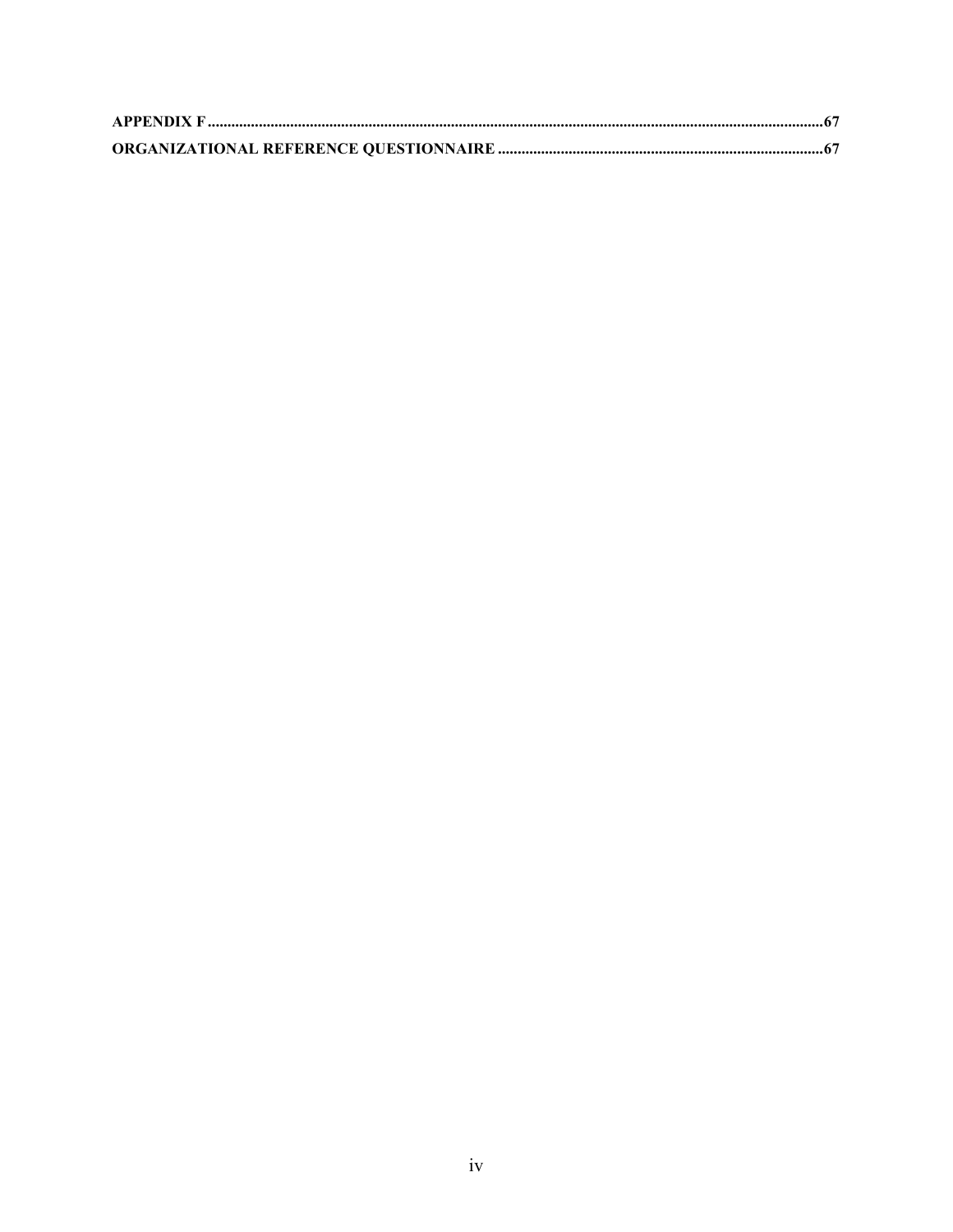**APPENDIX F** ............................................................................................................................................................67

**ORGANIZATIONAL REFERENCE QUESTIONNAIRE** ...................................................................................67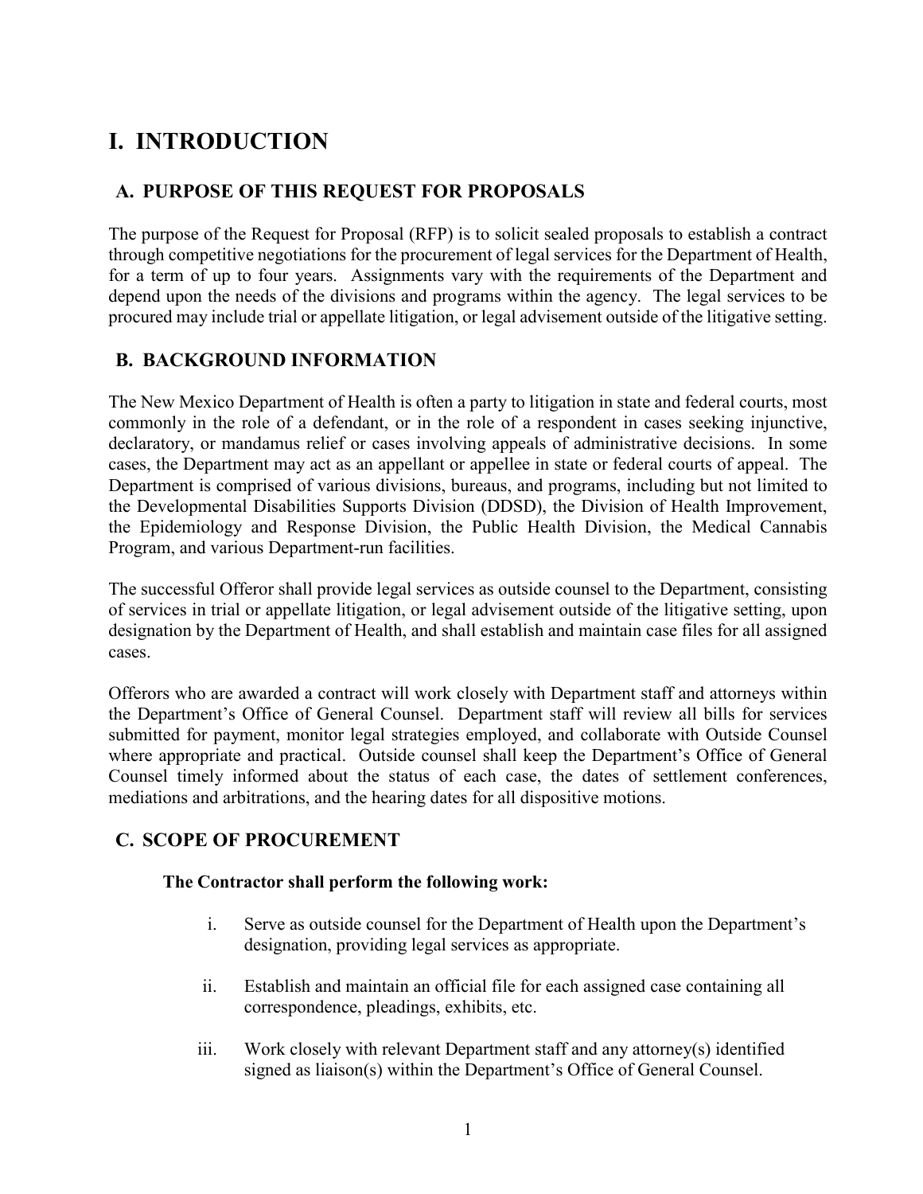# I. INTRODUCTION

## A. PURPOSE OF THIS REQUEST FOR PROPOSALS

The purpose of the Request for Proposal (RFP) is to solicit sealed proposals to establish a contract through competitive negotiations for the procurement of legal services for the Department of Health, for a term of up to four years. Assignments vary with the requirements of the Department and depend upon the needs of the divisions and programs within the agency. The legal services to be procured may include trial or appellate litigation, or legal advisement outside of the litigative setting.

## B. BACKGROUND INFORMATION

The New Mexico Department of Health is often a party to litigation in state and federal courts, most commonly in the role of a defendant, or in the role of a respondent in cases seeking injunctive, declaratory, or mandamus relief or cases involving appeals of administrative decisions. In some cases, the Department may act as an appellant or appellee in state or federal courts of appeal. The Department is comprised of various divisions, bureaus, and programs, including but not limited to the Developmental Disabilities Supports Division (DDSD), the Division of Health Improvement, the Epidemiology and Response Division, the Public Health Division, the Medical Cannabis Program, and various Department-run facilities.

The successful Offeror shall provide legal services as outside counsel to the Department, consisting of services in trial or appellate litigation, or legal advisement outside of the litigative setting, upon designation by the Department of Health, and shall establish and maintain case files for all assigned cases.

Offerors who are awarded a contract will work closely with Department staff and attorneys within the Department's Office of General Counsel. Department staff will review all bills for services submitted for payment, monitor legal strategies employed, and collaborate with Outside Counsel where appropriate and practical. Outside counsel shall keep the Department's Office of General Counsel timely informed about the status of each case, the dates of settlement conferences, mediations and arbitrations, and the hearing dates for all dispositive motions.

## C. SCOPE OF PROCUREMENT

**The Contractor shall perform the following work:**

i. Serve as outside counsel for the Department of Health upon the Department's designation, providing legal services as appropriate.

ii. Establish and maintain an official file for each assigned case containing all correspondence, pleadings, exhibits, etc.

iii. Work closely with relevant Department staff and any attorney(s) identified signed as liaison(s) within the Department's Office of General Counsel.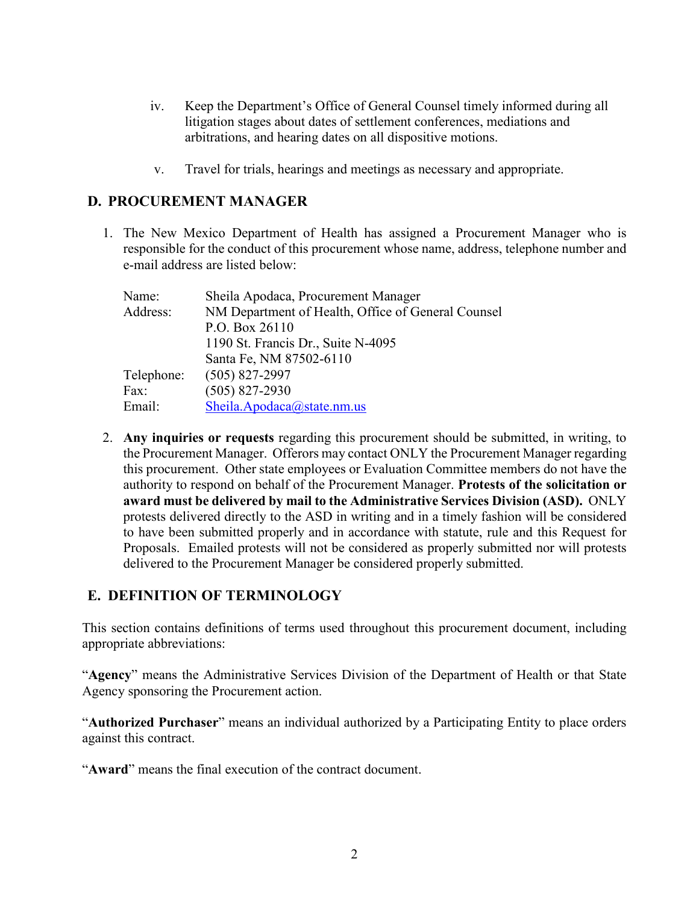iv. Keep the Department's Office of General Counsel timely informed during all litigation stages about dates of settlement conferences, mediations and arbitrations, and hearing dates on all dispositive motions.

v. Travel for trials, hearings and meetings as necessary and appropriate.

## D. PROCUREMENT MANAGER

1. The New Mexico Department of Health has assigned a Procurement Manager who is responsible for the conduct of this procurement whose name, address, telephone number and e-mail address are listed below:

| | |
|---|---|
| Name: | Sheila Apodaca, Procurement Manager |
| Address: | NM Department of Health, Office of General Counsel<br>P.O. Box 26110<br>1190 St. Francis Dr., Suite N-4095<br>Santa Fe, NM 87502-6110 |
| Telephone: | (505) 827-2997 |
| Fax: | (505) 827-2930 |
| Email: | Sheila.Apodaca@state.nm.us |

2. **Any inquiries or requests** regarding this procurement should be submitted, in writing, to the Procurement Manager. Offerors may contact ONLY the Procurement Manager regarding this procurement. Other state employees or Evaluation Committee members do not have the authority to respond on behalf of the Procurement Manager. **Protests of the solicitation or award must be delivered by mail to the Administrative Services Division (ASD).** ONLY protests delivered directly to the ASD in writing and in a timely fashion will be considered to have been submitted properly and in accordance with statute, rule and this Request for Proposals. Emailed protests will not be considered as properly submitted nor will protests delivered to the Procurement Manager be considered properly submitted.

## E. DEFINITION OF TERMINOLOGY

This section contains definitions of terms used throughout this procurement document, including appropriate abbreviations:

"**Agency**" means the Administrative Services Division of the Department of Health or that State Agency sponsoring the Procurement action.

"**Authorized Purchaser**" means an individual authorized by a Participating Entity to place orders against this contract.

"**Award**" means the final execution of the contract document.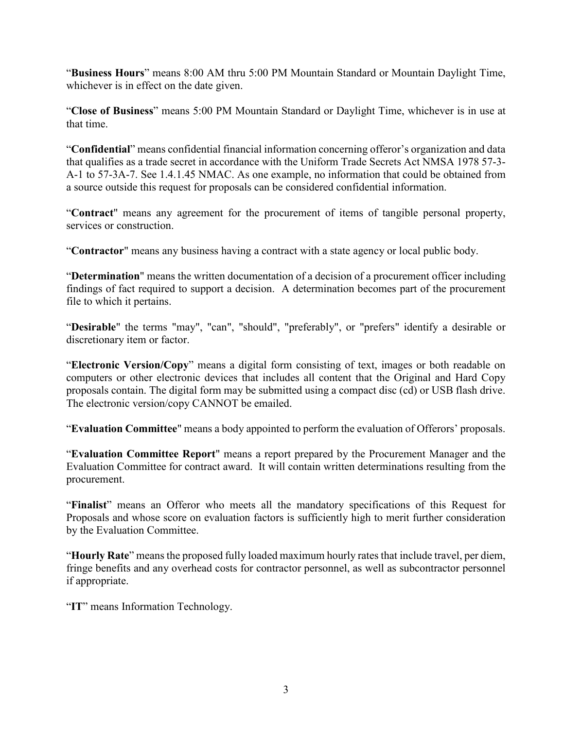"**Business Hours**" means 8:00 AM thru 5:00 PM Mountain Standard or Mountain Daylight Time, whichever is in effect on the date given.

"**Close of Business**" means 5:00 PM Mountain Standard or Daylight Time, whichever is in use at that time.

"**Confidential**" means confidential financial information concerning offeror's organization and data that qualifies as a trade secret in accordance with the Uniform Trade Secrets Act NMSA 1978 57-3-A-1 to 57-3A-7. See 1.4.1.45 NMAC. As one example, no information that could be obtained from a source outside this request for proposals can be considered confidential information.

"**Contract**" means any agreement for the procurement of items of tangible personal property, services or construction.

"**Contractor**" means any business having a contract with a state agency or local public body.

"**Determination**" means the written documentation of a decision of a procurement officer including findings of fact required to support a decision. A determination becomes part of the procurement file to which it pertains.

"**Desirable**" the terms "may", "can", "should", "preferably", or "prefers" identify a desirable or discretionary item or factor.

"**Electronic Version/Copy**" means a digital form consisting of text, images or both readable on computers or other electronic devices that includes all content that the Original and Hard Copy proposals contain. The digital form may be submitted using a compact disc (cd) or USB flash drive. The electronic version/copy CANNOT be emailed.

"**Evaluation Committee**" means a body appointed to perform the evaluation of Offerors' proposals.

"**Evaluation Committee Report**" means a report prepared by the Procurement Manager and the Evaluation Committee for contract award. It will contain written determinations resulting from the procurement.

"**Finalist**" means an Offeror who meets all the mandatory specifications of this Request for Proposals and whose score on evaluation factors is sufficiently high to merit further consideration by the Evaluation Committee.

"**Hourly Rate**" means the proposed fully loaded maximum hourly rates that include travel, per diem, fringe benefits and any overhead costs for contractor personnel, as well as subcontractor personnel if appropriate.

"**IT**" means Information Technology.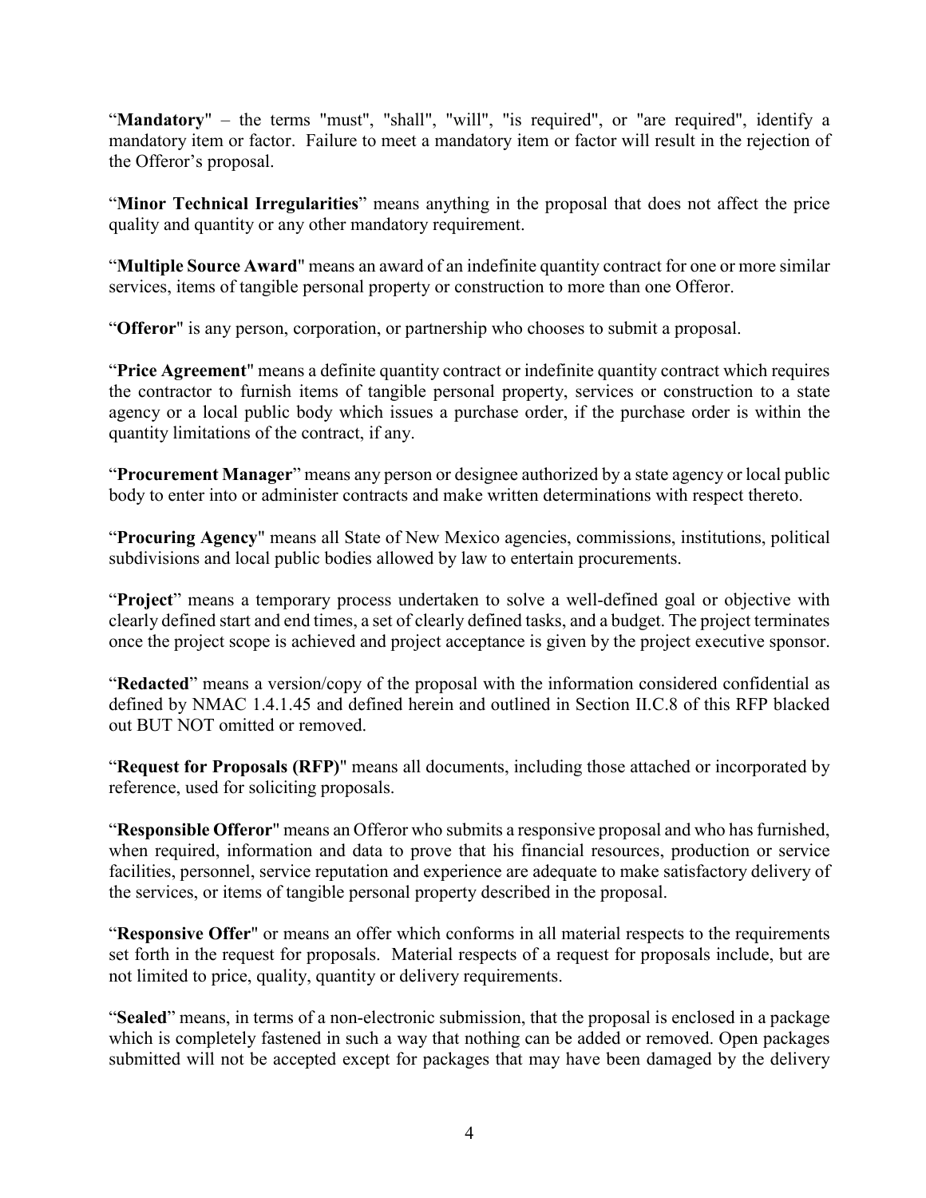"**Mandatory**" – the terms "must", "shall", "will", "is required", or "are required", identify a mandatory item or factor. Failure to meet a mandatory item or factor will result in the rejection of the Offeror's proposal.

"**Minor Technical Irregularities**" means anything in the proposal that does not affect the price quality and quantity or any other mandatory requirement.

"**Multiple Source Award**" means an award of an indefinite quantity contract for one or more similar services, items of tangible personal property or construction to more than one Offeror.

"**Offeror**" is any person, corporation, or partnership who chooses to submit a proposal.

"**Price Agreement**" means a definite quantity contract or indefinite quantity contract which requires the contractor to furnish items of tangible personal property, services or construction to a state agency or a local public body which issues a purchase order, if the purchase order is within the quantity limitations of the contract, if any.

"**Procurement Manager**" means any person or designee authorized by a state agency or local public body to enter into or administer contracts and make written determinations with respect thereto.

"**Procuring Agency**" means all State of New Mexico agencies, commissions, institutions, political subdivisions and local public bodies allowed by law to entertain procurements.

"**Project**" means a temporary process undertaken to solve a well-defined goal or objective with clearly defined start and end times, a set of clearly defined tasks, and a budget. The project terminates once the project scope is achieved and project acceptance is given by the project executive sponsor.

"**Redacted**" means a version/copy of the proposal with the information considered confidential as defined by NMAC 1.4.1.45 and defined herein and outlined in Section II.C.8 of this RFP blacked out BUT NOT omitted or removed.

"**Request for Proposals (RFP)**" means all documents, including those attached or incorporated by reference, used for soliciting proposals.

"**Responsible Offeror**" means an Offeror who submits a responsive proposal and who has furnished, when required, information and data to prove that his financial resources, production or service facilities, personnel, service reputation and experience are adequate to make satisfactory delivery of the services, or items of tangible personal property described in the proposal.

"**Responsive Offer**" or means an offer which conforms in all material respects to the requirements set forth in the request for proposals. Material respects of a request for proposals include, but are not limited to price, quality, quantity or delivery requirements.

"**Sealed**" means, in terms of a non-electronic submission, that the proposal is enclosed in a package which is completely fastened in such a way that nothing can be added or removed. Open packages submitted will not be accepted except for packages that may have been damaged by the delivery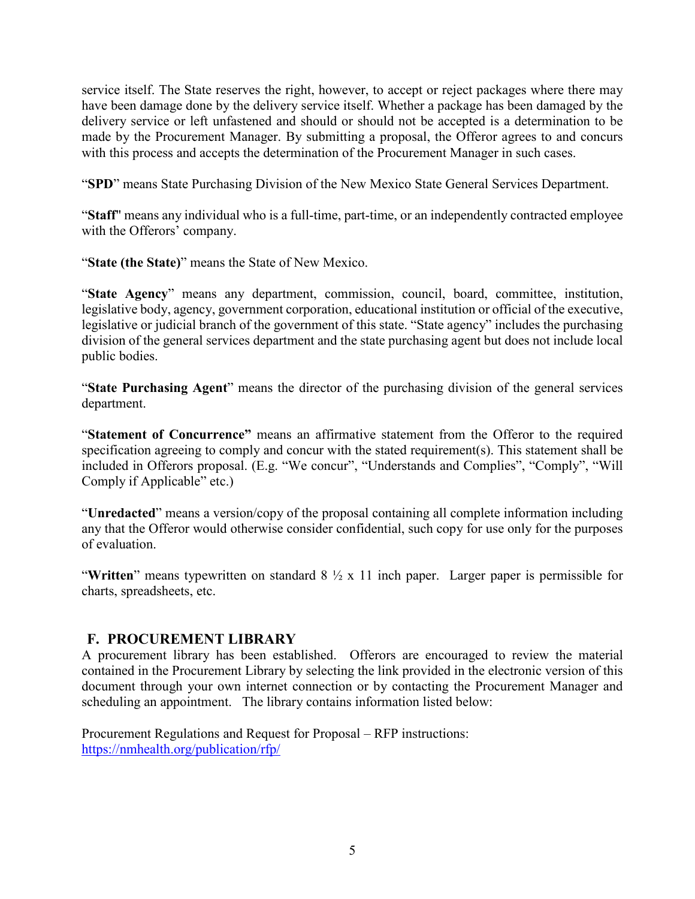service itself. The State reserves the right, however, to accept or reject packages where there may have been damage done by the delivery service itself. Whether a package has been damaged by the delivery service or left unfastened and should or should not be accepted is a determination to be made by the Procurement Manager. By submitting a proposal, the Offeror agrees to and concurs with this process and accepts the determination of the Procurement Manager in such cases.

"**SPD**" means State Purchasing Division of the New Mexico State General Services Department.

"**Staff**" means any individual who is a full-time, part-time, or an independently contracted employee with the Offerors' company.

"**State (the State)**" means the State of New Mexico.

"**State Agency**" means any department, commission, council, board, committee, institution, legislative body, agency, government corporation, educational institution or official of the executive, legislative or judicial branch of the government of this state. "State agency" includes the purchasing division of the general services department and the state purchasing agent but does not include local public bodies.

"**State Purchasing Agent**" means the director of the purchasing division of the general services department.

"**Statement of Concurrence"** means an affirmative statement from the Offeror to the required specification agreeing to comply and concur with the stated requirement(s). This statement shall be included in Offerors proposal. (E.g. "We concur", "Understands and Complies", "Comply", "Will Comply if Applicable" etc.)

"**Unredacted**" means a version/copy of the proposal containing all complete information including any that the Offeror would otherwise consider confidential, such copy for use only for the purposes of evaluation.

"**Written**" means typewritten on standard 8 ½ x 11 inch paper. Larger paper is permissible for charts, spreadsheets, etc.

## F. PROCUREMENT LIBRARY

A procurement library has been established. Offerors are encouraged to review the material contained in the Procurement Library by selecting the link provided in the electronic version of this document through your own internet connection or by contacting the Procurement Manager and scheduling an appointment. The library contains information listed below:

Procurement Regulations and Request for Proposal – RFP instructions:
https://nmhealth.org/publication/rfp/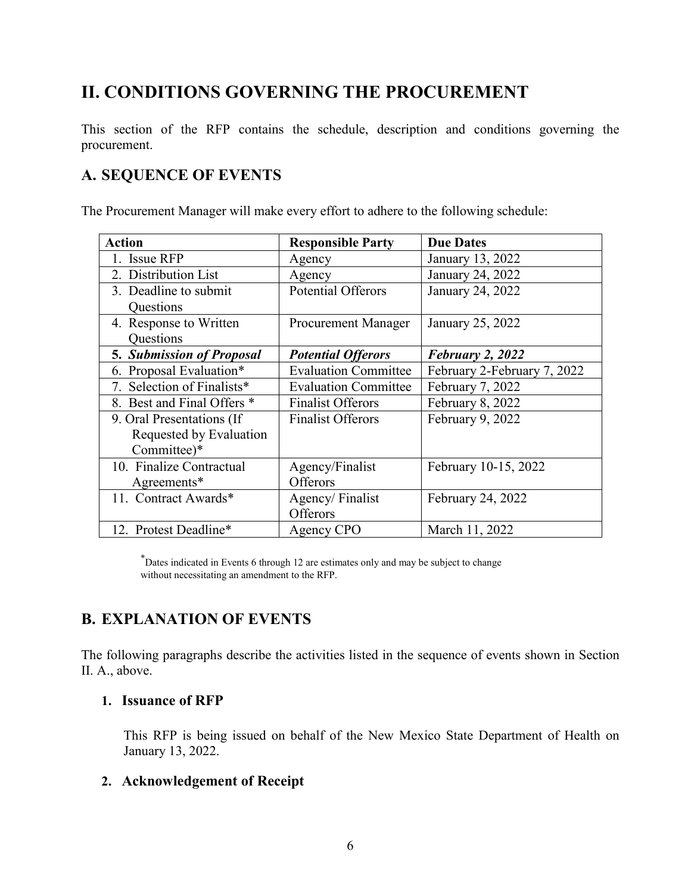# II. CONDITIONS GOVERNING THE PROCUREMENT

This section of the RFP contains the schedule, description and conditions governing the procurement.

## A. SEQUENCE OF EVENTS

The Procurement Manager will make every effort to adhere to the following schedule:

| Action | Responsible Party | Due Dates |
|---|---|---|
| 1. Issue RFP | Agency | January 13, 2022 |
| 2. Distribution List | Agency | January 24, 2022 |
| 3. Deadline to submit Questions | Potential Offerors | January 24, 2022 |
| 4. Response to Written Questions | Procurement Manager | January 25, 2022 |
| ***5. Submission of Proposal*** | ***Potential Offerors*** | ***February 2, 2022*** |
| 6. Proposal Evaluation* | Evaluation Committee | February 2-February 7, 2022 |
| 7. Selection of Finalists* | Evaluation Committee | February 7, 2022 |
| 8. Best and Final Offers * | Finalist Offerors | February 8, 2022 |
| 9. Oral Presentations (If Requested by Evaluation Committee)* | Finalist Offerors | February 9, 2022 |
| 10. Finalize Contractual Agreements* | Agency/Finalist Offerors | February 10-15, 2022 |
| 11. Contract Awards* | Agency/ Finalist Offerors | February 24, 2022 |
| 12. Protest Deadline* | Agency CPO | March 11, 2022 |

*Dates indicated in Events 6 through 12 are estimates only and may be subject to change without necessitating an amendment to the RFP.

## B. EXPLANATION OF EVENTS

The following paragraphs describe the activities listed in the sequence of events shown in Section II. A., above.

### 1. Issuance of RFP

This RFP is being issued on behalf of the New Mexico State Department of Health on January 13, 2022.

### 2. Acknowledgement of Receipt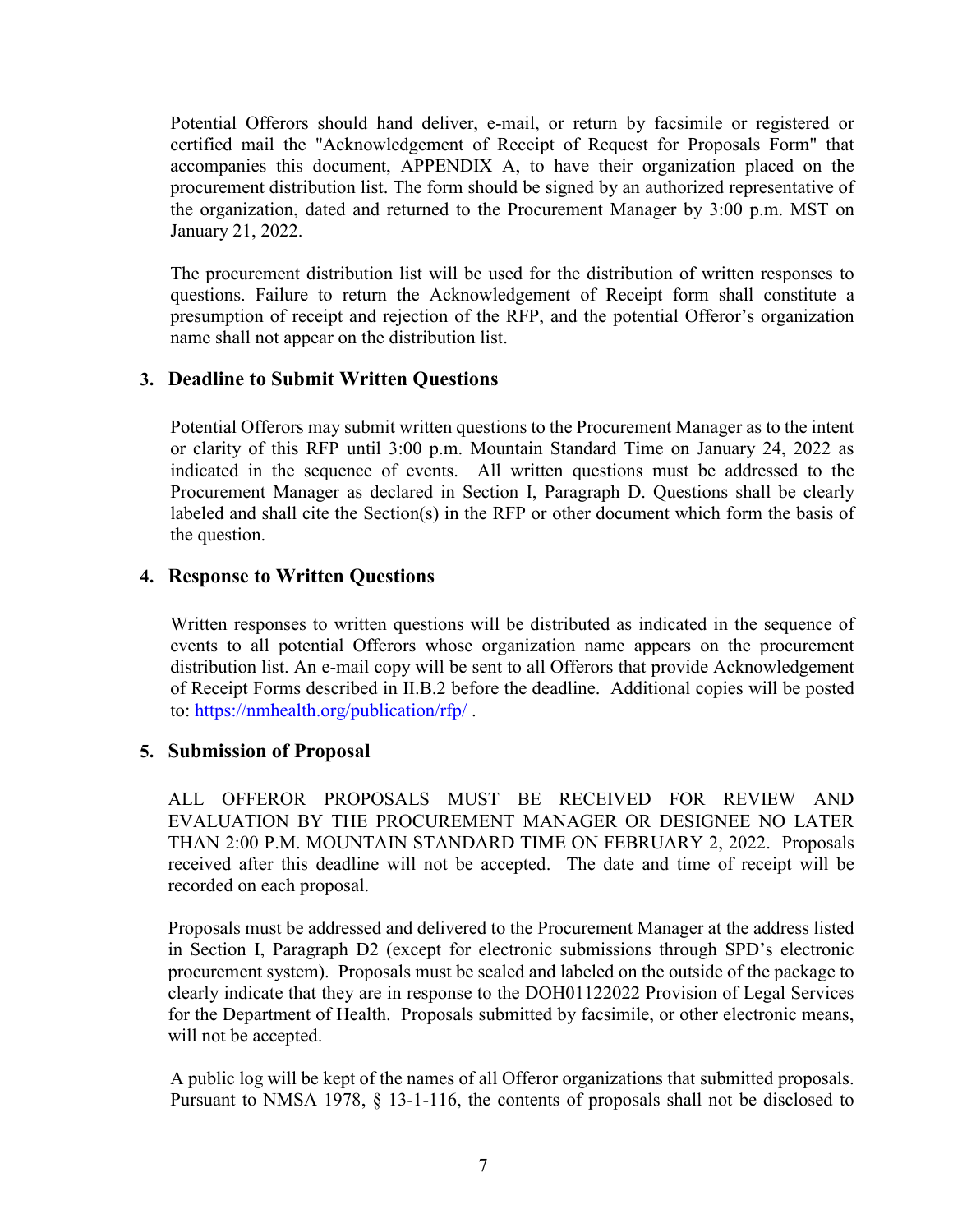Potential Offerors should hand deliver, e-mail, or return by facsimile or registered or certified mail the "Acknowledgement of Receipt of Request for Proposals Form" that accompanies this document, APPENDIX A, to have their organization placed on the procurement distribution list. The form should be signed by an authorized representative of the organization, dated and returned to the Procurement Manager by 3:00 p.m. MST on January 21, 2022.

The procurement distribution list will be used for the distribution of written responses to questions. Failure to return the Acknowledgement of Receipt form shall constitute a presumption of receipt and rejection of the RFP, and the potential Offeror's organization name shall not appear on the distribution list.

### 3. Deadline to Submit Written Questions

Potential Offerors may submit written questions to the Procurement Manager as to the intent or clarity of this RFP until 3:00 p.m. Mountain Standard Time on January 24, 2022 as indicated in the sequence of events. All written questions must be addressed to the Procurement Manager as declared in Section I, Paragraph D. Questions shall be clearly labeled and shall cite the Section(s) in the RFP or other document which form the basis of the question.

### 4. Response to Written Questions

Written responses to written questions will be distributed as indicated in the sequence of events to all potential Offerors whose organization name appears on the procurement distribution list. An e-mail copy will be sent to all Offerors that provide Acknowledgement of Receipt Forms described in II.B.2 before the deadline. Additional copies will be posted to: https://nmhealth.org/publication/rfp/ .

### 5. Submission of Proposal

ALL OFFEROR PROPOSALS MUST BE RECEIVED FOR REVIEW AND EVALUATION BY THE PROCUREMENT MANAGER OR DESIGNEE NO LATER THAN 2:00 P.M. MOUNTAIN STANDARD TIME ON FEBRUARY 2, 2022. Proposals received after this deadline will not be accepted. The date and time of receipt will be recorded on each proposal.

Proposals must be addressed and delivered to the Procurement Manager at the address listed in Section I, Paragraph D2 (except for electronic submissions through SPD's electronic procurement system). Proposals must be sealed and labeled on the outside of the package to clearly indicate that they are in response to the DOH01122022 Provision of Legal Services for the Department of Health. Proposals submitted by facsimile, or other electronic means, will not be accepted.

A public log will be kept of the names of all Offeror organizations that submitted proposals. Pursuant to NMSA 1978, § 13-1-116, the contents of proposals shall not be disclosed to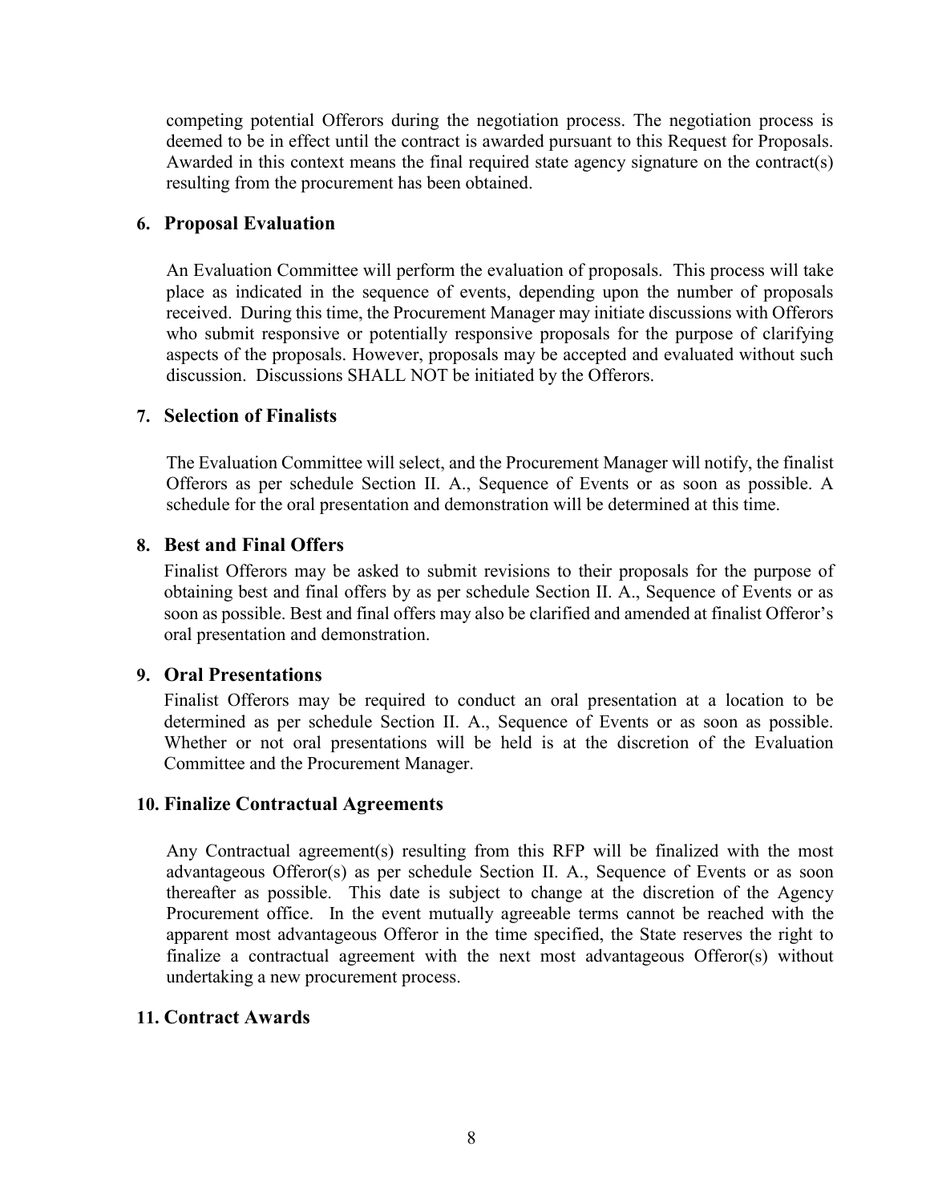competing potential Offerors during the negotiation process. The negotiation process is deemed to be in effect until the contract is awarded pursuant to this Request for Proposals. Awarded in this context means the final required state agency signature on the contract(s) resulting from the procurement has been obtained.

### 6. Proposal Evaluation

An Evaluation Committee will perform the evaluation of proposals. This process will take place as indicated in the sequence of events, depending upon the number of proposals received. During this time, the Procurement Manager may initiate discussions with Offerors who submit responsive or potentially responsive proposals for the purpose of clarifying aspects of the proposals. However, proposals may be accepted and evaluated without such discussion. Discussions SHALL NOT be initiated by the Offerors.

### 7. Selection of Finalists

The Evaluation Committee will select, and the Procurement Manager will notify, the finalist Offerors as per schedule Section II. A., Sequence of Events or as soon as possible. A schedule for the oral presentation and demonstration will be determined at this time.

### 8. Best and Final Offers

Finalist Offerors may be asked to submit revisions to their proposals for the purpose of obtaining best and final offers by as per schedule Section II. A., Sequence of Events or as soon as possible. Best and final offers may also be clarified and amended at finalist Offeror's oral presentation and demonstration.

### 9. Oral Presentations

Finalist Offerors may be required to conduct an oral presentation at a location to be determined as per schedule Section II. A., Sequence of Events or as soon as possible. Whether or not oral presentations will be held is at the discretion of the Evaluation Committee and the Procurement Manager.

### 10. Finalize Contractual Agreements

Any Contractual agreement(s) resulting from this RFP will be finalized with the most advantageous Offeror(s) as per schedule Section II. A., Sequence of Events or as soon thereafter as possible. This date is subject to change at the discretion of the Agency Procurement office. In the event mutually agreeable terms cannot be reached with the apparent most advantageous Offeror in the time specified, the State reserves the right to finalize a contractual agreement with the next most advantageous Offeror(s) without undertaking a new procurement process.

### 11. Contract Awards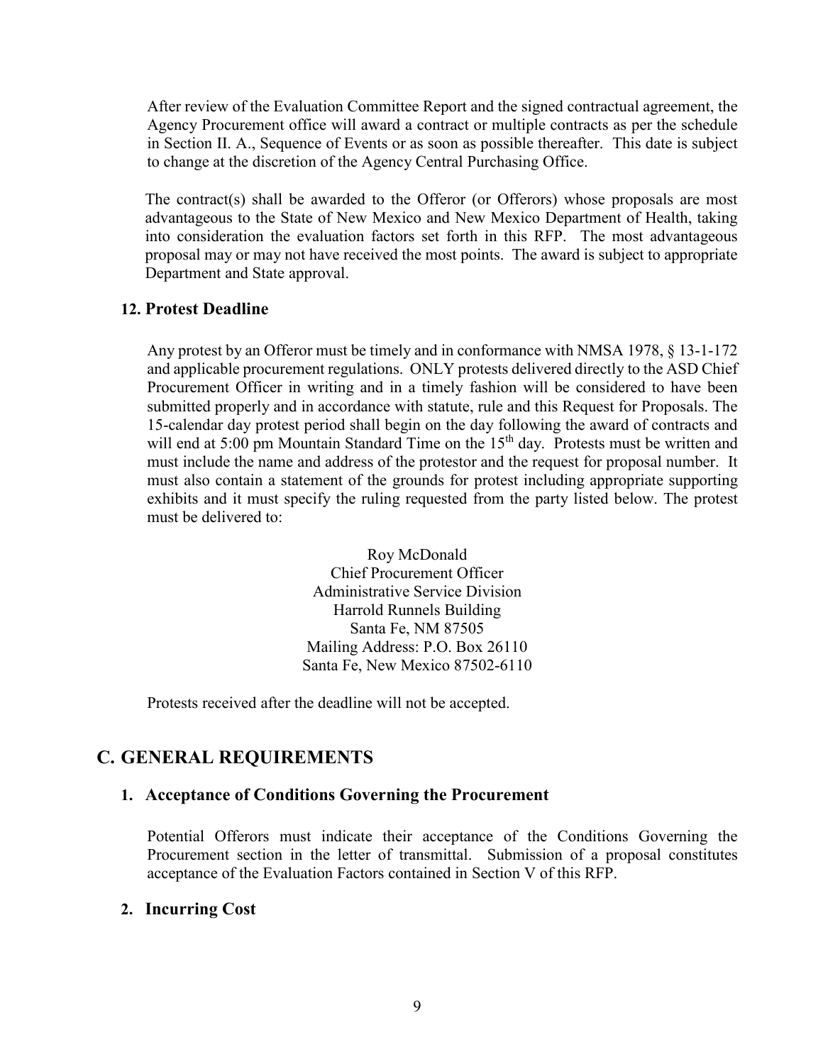After review of the Evaluation Committee Report and the signed contractual agreement, the Agency Procurement office will award a contract or multiple contracts as per the schedule in Section II. A., Sequence of Events or as soon as possible thereafter. This date is subject to change at the discretion of the Agency Central Purchasing Office.

The contract(s) shall be awarded to the Offeror (or Offerors) whose proposals are most advantageous to the State of New Mexico and New Mexico Department of Health, taking into consideration the evaluation factors set forth in this RFP. The most advantageous proposal may or may not have received the most points. The award is subject to appropriate Department and State approval.

### 12. Protest Deadline

Any protest by an Offeror must be timely and in conformance with NMSA 1978, § 13-1-172 and applicable procurement regulations. ONLY protests delivered directly to the ASD Chief Procurement Officer in writing and in a timely fashion will be considered to have been submitted properly and in accordance with statute, rule and this Request for Proposals. The 15-calendar day protest period shall begin on the day following the award of contracts and will end at 5:00 pm Mountain Standard Time on the 15th day. Protests must be written and must include the name and address of the protestor and the request for proposal number. It must also contain a statement of the grounds for protest including appropriate supporting exhibits and it must specify the ruling requested from the party listed below. The protest must be delivered to:

Roy McDonald
Chief Procurement Officer
Administrative Service Division
Harrold Runnels Building
Santa Fe, NM 87505
Mailing Address: P.O. Box 26110
Santa Fe, New Mexico 87502-6110

Protests received after the deadline will not be accepted.

## C. GENERAL REQUIREMENTS

### 1. Acceptance of Conditions Governing the Procurement

Potential Offerors must indicate their acceptance of the Conditions Governing the Procurement section in the letter of transmittal. Submission of a proposal constitutes acceptance of the Evaluation Factors contained in Section V of this RFP.

### 2. Incurring Cost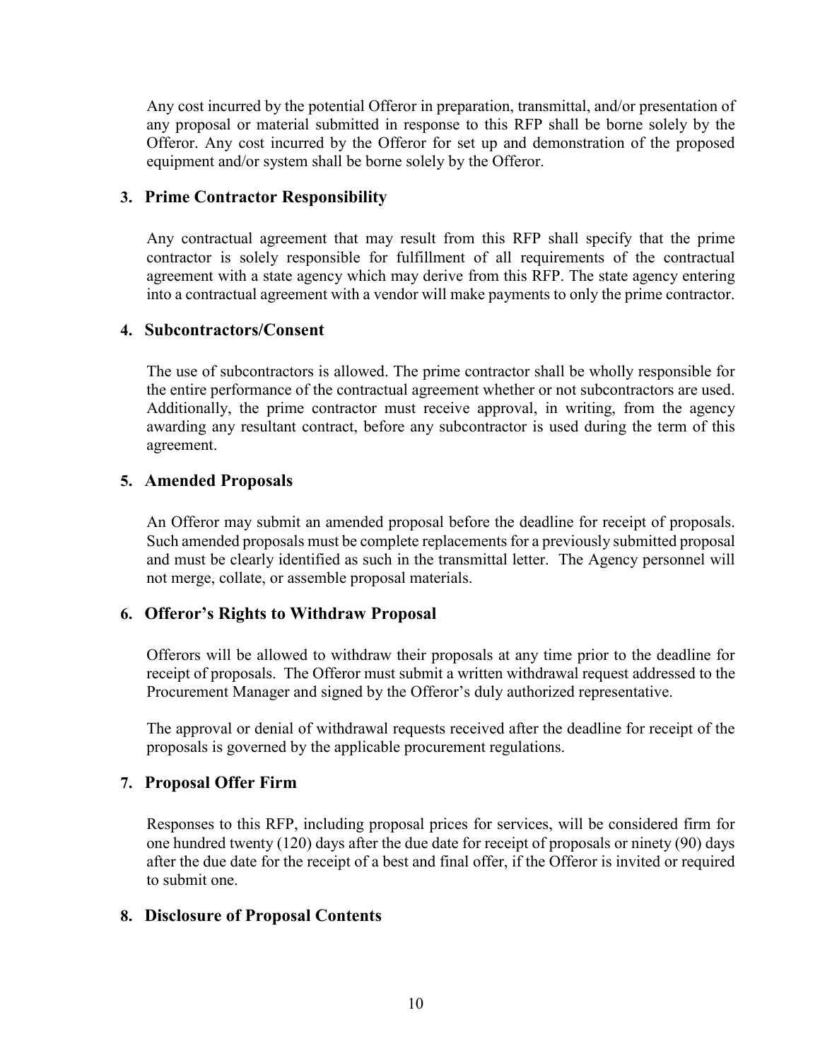Any cost incurred by the potential Offeror in preparation, transmittal, and/or presentation of any proposal or material submitted in response to this RFP shall be borne solely by the Offeror. Any cost incurred by the Offeror for set up and demonstration of the proposed equipment and/or system shall be borne solely by the Offeror.

### 3. Prime Contractor Responsibility

Any contractual agreement that may result from this RFP shall specify that the prime contractor is solely responsible for fulfillment of all requirements of the contractual agreement with a state agency which may derive from this RFP. The state agency entering into a contractual agreement with a vendor will make payments to only the prime contractor.

### 4. Subcontractors/Consent

The use of subcontractors is allowed. The prime contractor shall be wholly responsible for the entire performance of the contractual agreement whether or not subcontractors are used. Additionally, the prime contractor must receive approval, in writing, from the agency awarding any resultant contract, before any subcontractor is used during the term of this agreement.

### 5. Amended Proposals

An Offeror may submit an amended proposal before the deadline for receipt of proposals. Such amended proposals must be complete replacements for a previously submitted proposal and must be clearly identified as such in the transmittal letter. The Agency personnel will not merge, collate, or assemble proposal materials.

### 6. Offeror's Rights to Withdraw Proposal

Offerors will be allowed to withdraw their proposals at any time prior to the deadline for receipt of proposals. The Offeror must submit a written withdrawal request addressed to the Procurement Manager and signed by the Offeror's duly authorized representative.

The approval or denial of withdrawal requests received after the deadline for receipt of the proposals is governed by the applicable procurement regulations.

### 7. Proposal Offer Firm

Responses to this RFP, including proposal prices for services, will be considered firm for one hundred twenty (120) days after the due date for receipt of proposals or ninety (90) days after the due date for the receipt of a best and final offer, if the Offeror is invited or required to submit one.

### 8. Disclosure of Proposal Contents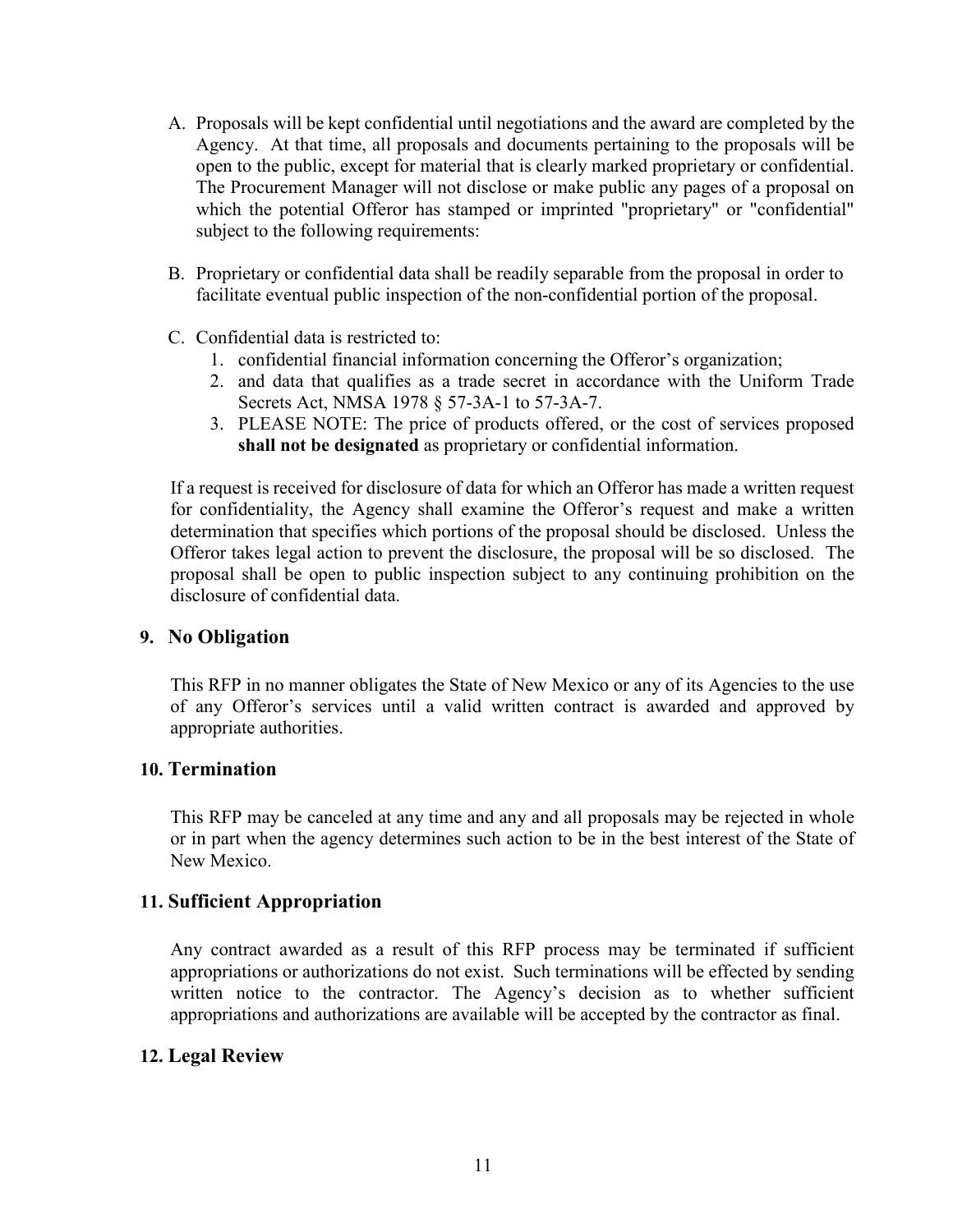A. Proposals will be kept confidential until negotiations and the award are completed by the Agency. At that time, all proposals and documents pertaining to the proposals will be open to the public, except for material that is clearly marked proprietary or confidential. The Procurement Manager will not disclose or make public any pages of a proposal on which the potential Offeror has stamped or imprinted "proprietary" or "confidential" subject to the following requirements:

B. Proprietary or confidential data shall be readily separable from the proposal in order to facilitate eventual public inspection of the non-confidential portion of the proposal.

C. Confidential data is restricted to:
   1. confidential financial information concerning the Offeror's organization;
   2. and data that qualifies as a trade secret in accordance with the Uniform Trade Secrets Act, NMSA 1978 § 57-3A-1 to 57-3A-7.
   3. PLEASE NOTE: The price of products offered, or the cost of services proposed **shall not be designated** as proprietary or confidential information.

If a request is received for disclosure of data for which an Offeror has made a written request for confidentiality, the Agency shall examine the Offeror's request and make a written determination that specifies which portions of the proposal should be disclosed. Unless the Offeror takes legal action to prevent the disclosure, the proposal will be so disclosed. The proposal shall be open to public inspection subject to any continuing prohibition on the disclosure of confidential data.

## 9. No Obligation

This RFP in no manner obligates the State of New Mexico or any of its Agencies to the use of any Offeror's services until a valid written contract is awarded and approved by appropriate authorities.

## 10. Termination

This RFP may be canceled at any time and any and all proposals may be rejected in whole or in part when the agency determines such action to be in the best interest of the State of New Mexico.

## 11. Sufficient Appropriation

Any contract awarded as a result of this RFP process may be terminated if sufficient appropriations or authorizations do not exist. Such terminations will be effected by sending written notice to the contractor. The Agency's decision as to whether sufficient appropriations and authorizations are available will be accepted by the contractor as final.

## 12. Legal Review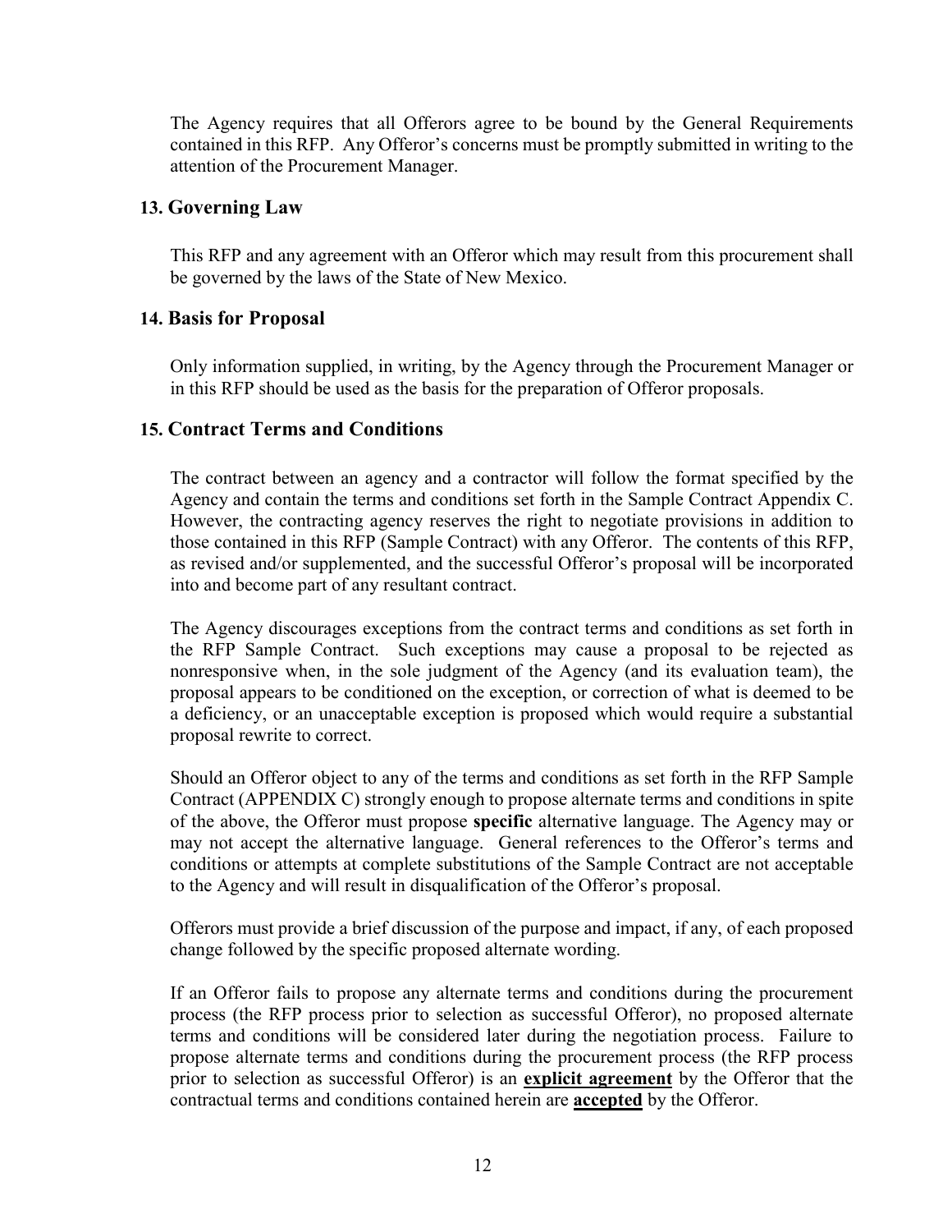The Agency requires that all Offerors agree to be bound by the General Requirements contained in this RFP. Any Offeror's concerns must be promptly submitted in writing to the attention of the Procurement Manager.

### 13. Governing Law

This RFP and any agreement with an Offeror which may result from this procurement shall be governed by the laws of the State of New Mexico.

### 14. Basis for Proposal

Only information supplied, in writing, by the Agency through the Procurement Manager or in this RFP should be used as the basis for the preparation of Offeror proposals.

### 15. Contract Terms and Conditions

The contract between an agency and a contractor will follow the format specified by the Agency and contain the terms and conditions set forth in the Sample Contract Appendix C. However, the contracting agency reserves the right to negotiate provisions in addition to those contained in this RFP (Sample Contract) with any Offeror. The contents of this RFP, as revised and/or supplemented, and the successful Offeror's proposal will be incorporated into and become part of any resultant contract.

The Agency discourages exceptions from the contract terms and conditions as set forth in the RFP Sample Contract. Such exceptions may cause a proposal to be rejected as nonresponsive when, in the sole judgment of the Agency (and its evaluation team), the proposal appears to be conditioned on the exception, or correction of what is deemed to be a deficiency, or an unacceptable exception is proposed which would require a substantial proposal rewrite to correct.

Should an Offeror object to any of the terms and conditions as set forth in the RFP Sample Contract (APPENDIX C) strongly enough to propose alternate terms and conditions in spite of the above, the Offeror must propose **specific** alternative language. The Agency may or may not accept the alternative language. General references to the Offeror's terms and conditions or attempts at complete substitutions of the Sample Contract are not acceptable to the Agency and will result in disqualification of the Offeror's proposal.

Offerors must provide a brief discussion of the purpose and impact, if any, of each proposed change followed by the specific proposed alternate wording.

If an Offeror fails to propose any alternate terms and conditions during the procurement process (the RFP process prior to selection as successful Offeror), no proposed alternate terms and conditions will be considered later during the negotiation process. Failure to propose alternate terms and conditions during the procurement process (the RFP process prior to selection as successful Offeror) is an **explicit agreement** by the Offeror that the contractual terms and conditions contained herein are **accepted** by the Offeror.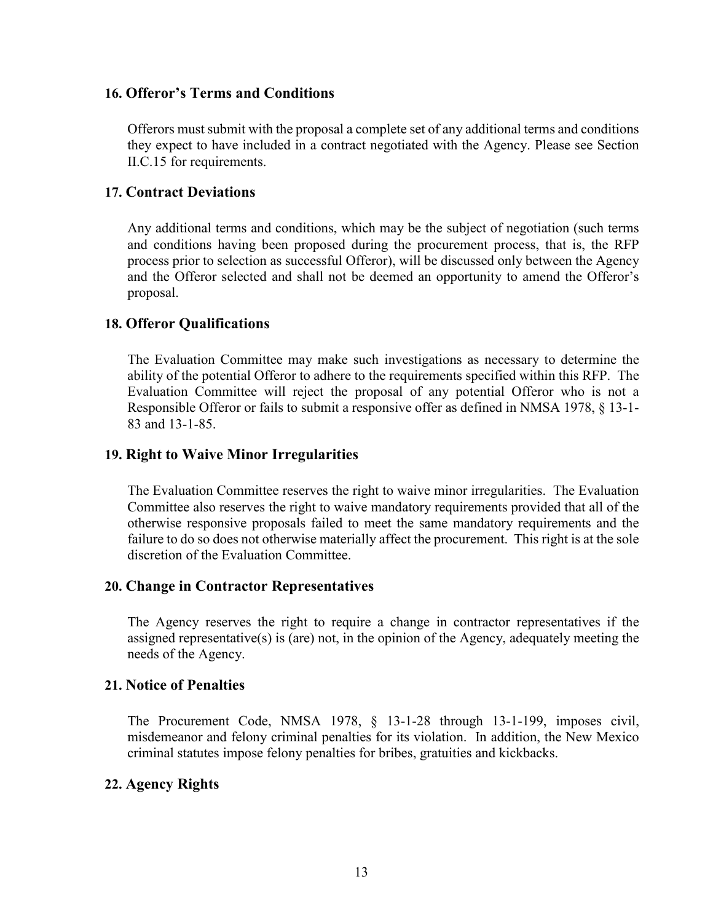### 16. Offeror's Terms and Conditions

Offerors must submit with the proposal a complete set of any additional terms and conditions they expect to have included in a contract negotiated with the Agency. Please see Section II.C.15 for requirements.

### 17. Contract Deviations

Any additional terms and conditions, which may be the subject of negotiation (such terms and conditions having been proposed during the procurement process, that is, the RFP process prior to selection as successful Offeror), will be discussed only between the Agency and the Offeror selected and shall not be deemed an opportunity to amend the Offeror's proposal.

### 18. Offeror Qualifications

The Evaluation Committee may make such investigations as necessary to determine the ability of the potential Offeror to adhere to the requirements specified within this RFP. The Evaluation Committee will reject the proposal of any potential Offeror who is not a Responsible Offeror or fails to submit a responsive offer as defined in NMSA 1978, § 13-1-83 and 13-1-85.

### 19. Right to Waive Minor Irregularities

The Evaluation Committee reserves the right to waive minor irregularities. The Evaluation Committee also reserves the right to waive mandatory requirements provided that all of the otherwise responsive proposals failed to meet the same mandatory requirements and the failure to do so does not otherwise materially affect the procurement. This right is at the sole discretion of the Evaluation Committee.

### 20. Change in Contractor Representatives

The Agency reserves the right to require a change in contractor representatives if the assigned representative(s) is (are) not, in the opinion of the Agency, adequately meeting the needs of the Agency.

### 21. Notice of Penalties

The Procurement Code, NMSA 1978, § 13-1-28 through 13-1-199, imposes civil, misdemeanor and felony criminal penalties for its violation. In addition, the New Mexico criminal statutes impose felony penalties for bribes, gratuities and kickbacks.

### 22. Agency Rights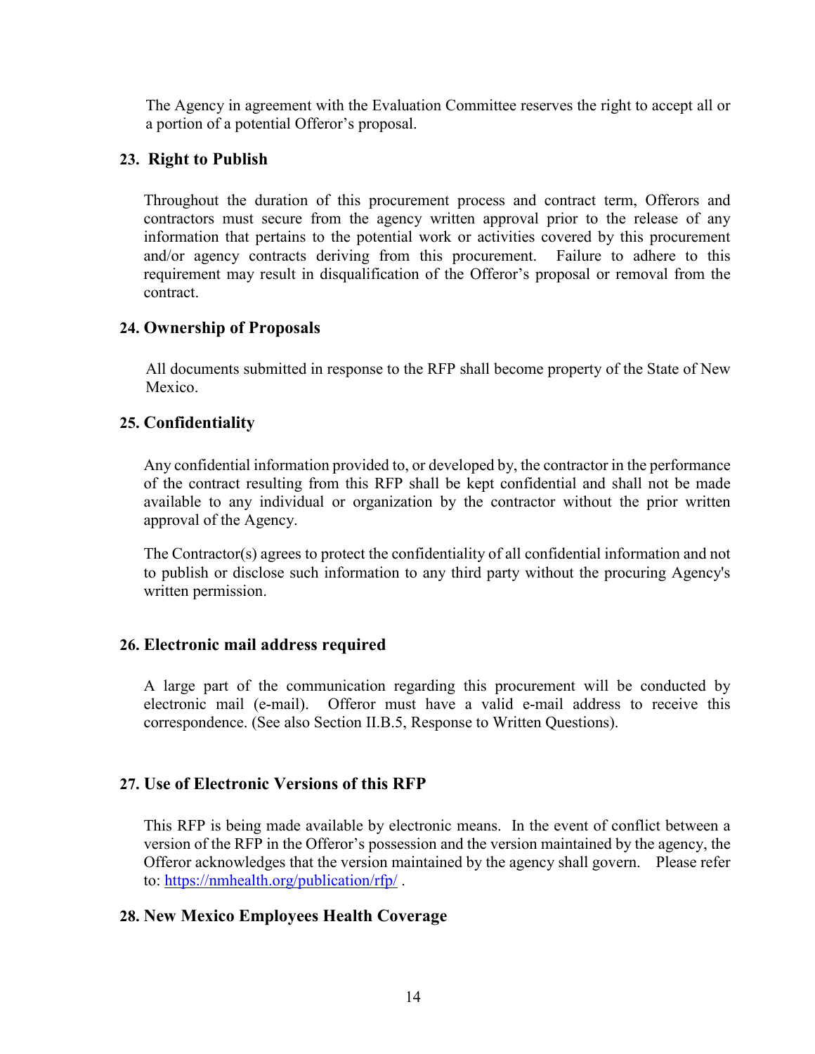The Agency in agreement with the Evaluation Committee reserves the right to accept all or a portion of a potential Offeror's proposal.

### 23. Right to Publish

Throughout the duration of this procurement process and contract term, Offerors and contractors must secure from the agency written approval prior to the release of any information that pertains to the potential work or activities covered by this procurement and/or agency contracts deriving from this procurement. Failure to adhere to this requirement may result in disqualification of the Offeror's proposal or removal from the contract.

### 24. Ownership of Proposals

All documents submitted in response to the RFP shall become property of the State of New Mexico.

### 25. Confidentiality

Any confidential information provided to, or developed by, the contractor in the performance of the contract resulting from this RFP shall be kept confidential and shall not be made available to any individual or organization by the contractor without the prior written approval of the Agency.

The Contractor(s) agrees to protect the confidentiality of all confidential information and not to publish or disclose such information to any third party without the procuring Agency's written permission.

### 26. Electronic mail address required

A large part of the communication regarding this procurement will be conducted by electronic mail (e-mail). Offeror must have a valid e-mail address to receive this correspondence. (See also Section II.B.5, Response to Written Questions).

### 27. Use of Electronic Versions of this RFP

This RFP is being made available by electronic means. In the event of conflict between a version of the RFP in the Offeror's possession and the version maintained by the agency, the Offeror acknowledges that the version maintained by the agency shall govern. Please refer to: [https://nmhealth.org/publication/rfp/](https://nmhealth.org/publication/rfp/) .

### 28. New Mexico Employees Health Coverage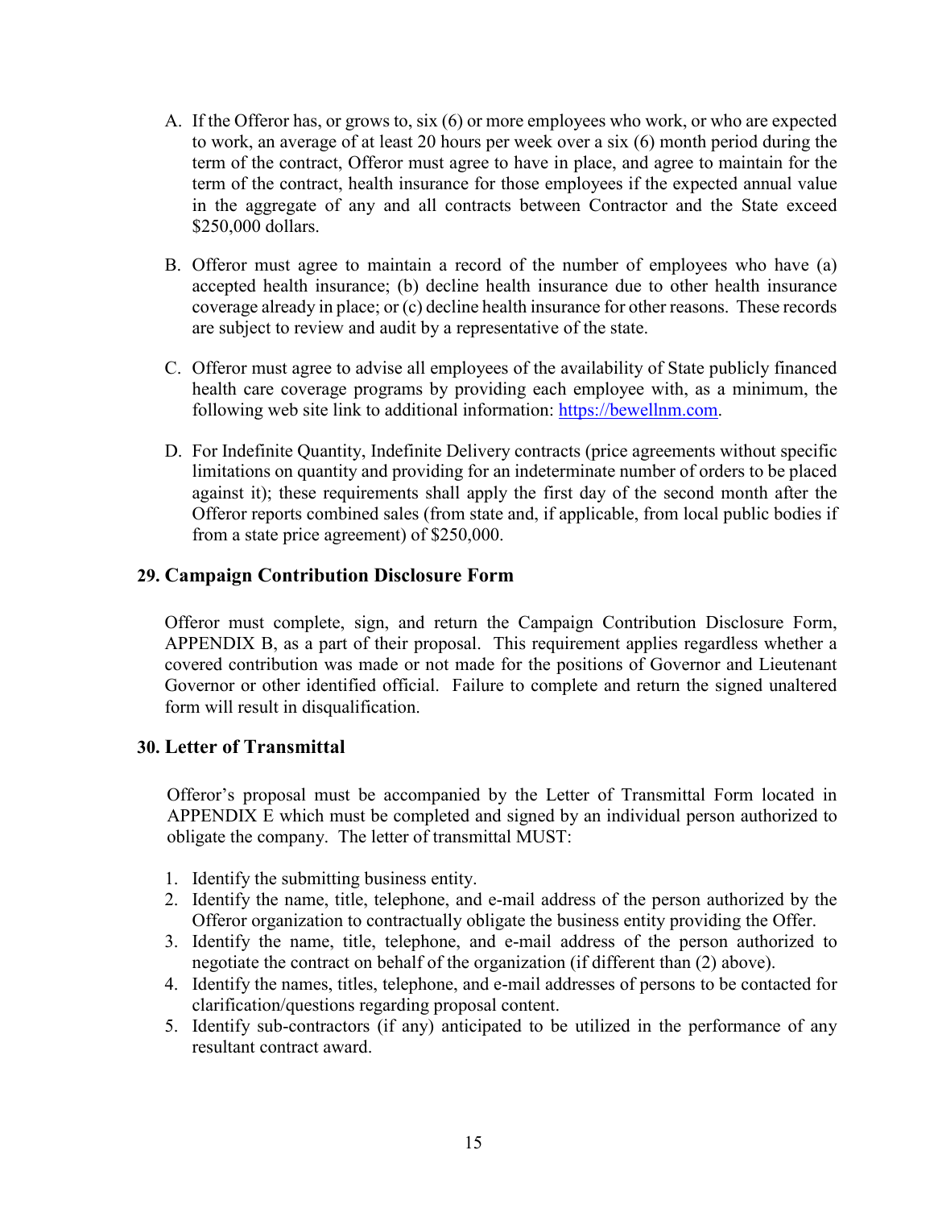A. If the Offeror has, or grows to, six (6) or more employees who work, or who are expected to work, an average of at least 20 hours per week over a six (6) month period during the term of the contract, Offeror must agree to have in place, and agree to maintain for the term of the contract, health insurance for those employees if the expected annual value in the aggregate of any and all contracts between Contractor and the State exceed $250,000 dollars.

B. Offeror must agree to maintain a record of the number of employees who have (a) accepted health insurance; (b) decline health insurance due to other health insurance coverage already in place; or (c) decline health insurance for other reasons. These records are subject to review and audit by a representative of the state.

C. Offeror must agree to advise all employees of the availability of State publicly financed health care coverage programs by providing each employee with, as a minimum, the following web site link to additional information: [https://bewellnm.com](https://bewellnm.com).

D. For Indefinite Quantity, Indefinite Delivery contracts (price agreements without specific limitations on quantity and providing for an indeterminate number of orders to be placed against it); these requirements shall apply the first day of the second month after the Offeror reports combined sales (from state and, if applicable, from local public bodies if from a state price agreement) of $250,000.

## 29. Campaign Contribution Disclosure Form

Offeror must complete, sign, and return the Campaign Contribution Disclosure Form, APPENDIX B, as a part of their proposal. This requirement applies regardless whether a covered contribution was made or not made for the positions of Governor and Lieutenant Governor or other identified official. Failure to complete and return the signed unaltered form will result in disqualification.

## 30. Letter of Transmittal

Offeror's proposal must be accompanied by the Letter of Transmittal Form located in APPENDIX E which must be completed and signed by an individual person authorized to obligate the company. The letter of transmittal MUST:

1. Identify the submitting business entity.
2. Identify the name, title, telephone, and e-mail address of the person authorized by the Offeror organization to contractually obligate the business entity providing the Offer.
3. Identify the name, title, telephone, and e-mail address of the person authorized to negotiate the contract on behalf of the organization (if different than (2) above).
4. Identify the names, titles, telephone, and e-mail addresses of persons to be contacted for clarification/questions regarding proposal content.
5. Identify sub-contractors (if any) anticipated to be utilized in the performance of any resultant contract award.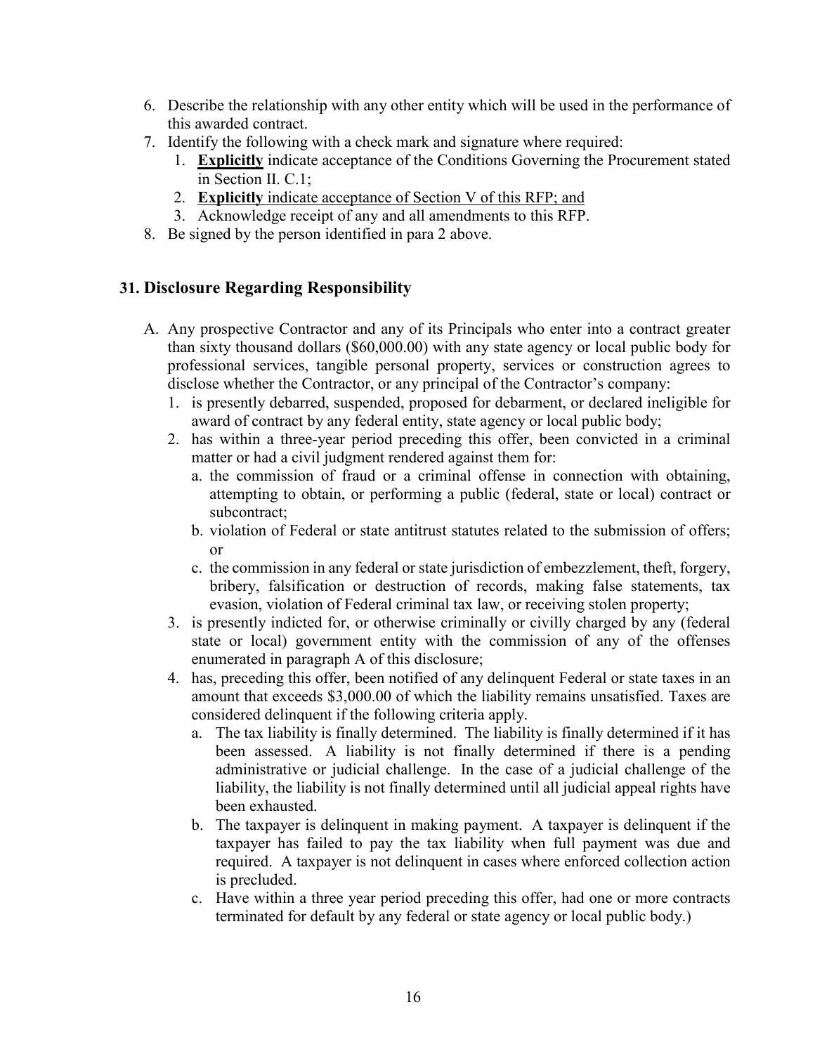6. Describe the relationship with any other entity which will be used in the performance of this awarded contract.
7. Identify the following with a check mark and signature where required:
   1. **Explicitly** indicate acceptance of the Conditions Governing the Procurement stated in Section II. C.1;
   2. **Explicitly** indicate acceptance of Section V of this RFP; and
   3. Acknowledge receipt of any and all amendments to this RFP.
8. Be signed by the person identified in para 2 above.

## 31. Disclosure Regarding Responsibility

A. Any prospective Contractor and any of its Principals who enter into a contract greater than sixty thousand dollars ($60,000.00) with any state agency or local public body for professional services, tangible personal property, services or construction agrees to disclose whether the Contractor, or any principal of the Contractor's company:
   1. is presently debarred, suspended, proposed for debarment, or declared ineligible for award of contract by any federal entity, state agency or local public body;
   2. has within a three-year period preceding this offer, been convicted in a criminal matter or had a civil judgment rendered against them for:
      a. the commission of fraud or a criminal offense in connection with obtaining, attempting to obtain, or performing a public (federal, state or local) contract or subcontract;
      b. violation of Federal or state antitrust statutes related to the submission of offers; or
      c. the commission in any federal or state jurisdiction of embezzlement, theft, forgery, bribery, falsification or destruction of records, making false statements, tax evasion, violation of Federal criminal tax law, or receiving stolen property;
   3. is presently indicted for, or otherwise criminally or civilly charged by any (federal state or local) government entity with the commission of any of the offenses enumerated in paragraph A of this disclosure;
   4. has, preceding this offer, been notified of any delinquent Federal or state taxes in an amount that exceeds $3,000.00 of which the liability remains unsatisfied. Taxes are considered delinquent if the following criteria apply.
      a. The tax liability is finally determined. The liability is finally determined if it has been assessed. A liability is not finally determined if there is a pending administrative or judicial challenge. In the case of a judicial challenge of the liability, the liability is not finally determined until all judicial appeal rights have been exhausted.
      b. The taxpayer is delinquent in making payment. A taxpayer is delinquent if the taxpayer has failed to pay the tax liability when full payment was due and required. A taxpayer is not delinquent in cases where enforced collection action is precluded.
      c. Have within a three year period preceding this offer, had one or more contracts terminated for default by any federal or state agency or local public body.)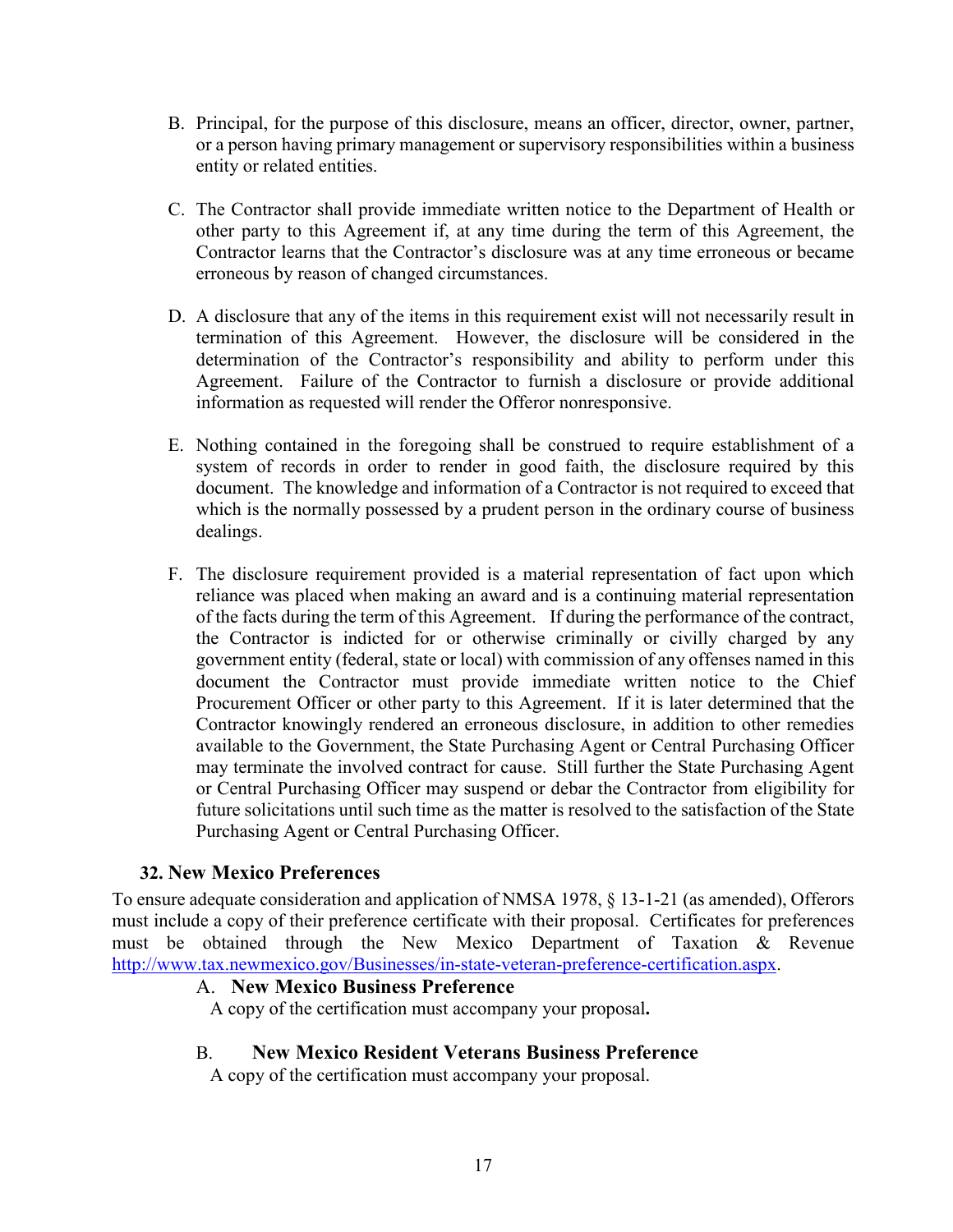B. Principal, for the purpose of this disclosure, means an officer, director, owner, partner, or a person having primary management or supervisory responsibilities within a business entity or related entities.

C. The Contractor shall provide immediate written notice to the Department of Health or other party to this Agreement if, at any time during the term of this Agreement, the Contractor learns that the Contractor's disclosure was at any time erroneous or became erroneous by reason of changed circumstances.

D. A disclosure that any of the items in this requirement exist will not necessarily result in termination of this Agreement. However, the disclosure will be considered in the determination of the Contractor's responsibility and ability to perform under this Agreement. Failure of the Contractor to furnish a disclosure or provide additional information as requested will render the Offeror nonresponsive.

E. Nothing contained in the foregoing shall be construed to require establishment of a system of records in order to render in good faith, the disclosure required by this document. The knowledge and information of a Contractor is not required to exceed that which is the normally possessed by a prudent person in the ordinary course of business dealings.

F. The disclosure requirement provided is a material representation of fact upon which reliance was placed when making an award and is a continuing material representation of the facts during the term of this Agreement. If during the performance of the contract, the Contractor is indicted for or otherwise criminally or civilly charged by any government entity (federal, state or local) with commission of any offenses named in this document the Contractor must provide immediate written notice to the Chief Procurement Officer or other party to this Agreement. If it is later determined that the Contractor knowingly rendered an erroneous disclosure, in addition to other remedies available to the Government, the State Purchasing Agent or Central Purchasing Officer may terminate the involved contract for cause. Still further the State Purchasing Agent or Central Purchasing Officer may suspend or debar the Contractor from eligibility for future solicitations until such time as the matter is resolved to the satisfaction of the State Purchasing Agent or Central Purchasing Officer.

### 32. New Mexico Preferences

To ensure adequate consideration and application of NMSA 1978, § 13-1-21 (as amended), Offerors must include a copy of their preference certificate with their proposal. Certificates for preferences must be obtained through the New Mexico Department of Taxation & Revenue http://www.tax.newmexico.gov/Businesses/in-state-veteran-preference-certification.aspx.

A. **New Mexico Business Preference**

A copy of the certification must accompany your proposal**.**

B. **New Mexico Resident Veterans Business Preference**

A copy of the certification must accompany your proposal.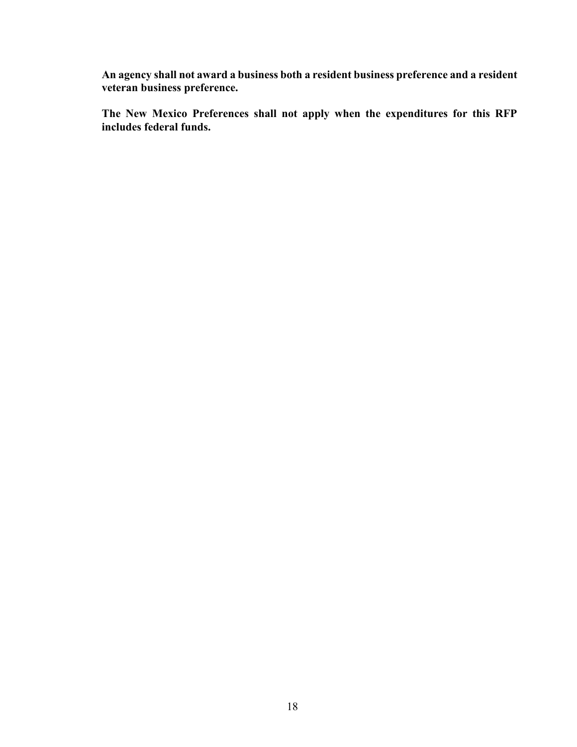**An agency shall not award a business both a resident business preference and a resident veteran business preference.**

**The New Mexico Preferences shall not apply when the expenditures for this RFP includes federal funds.**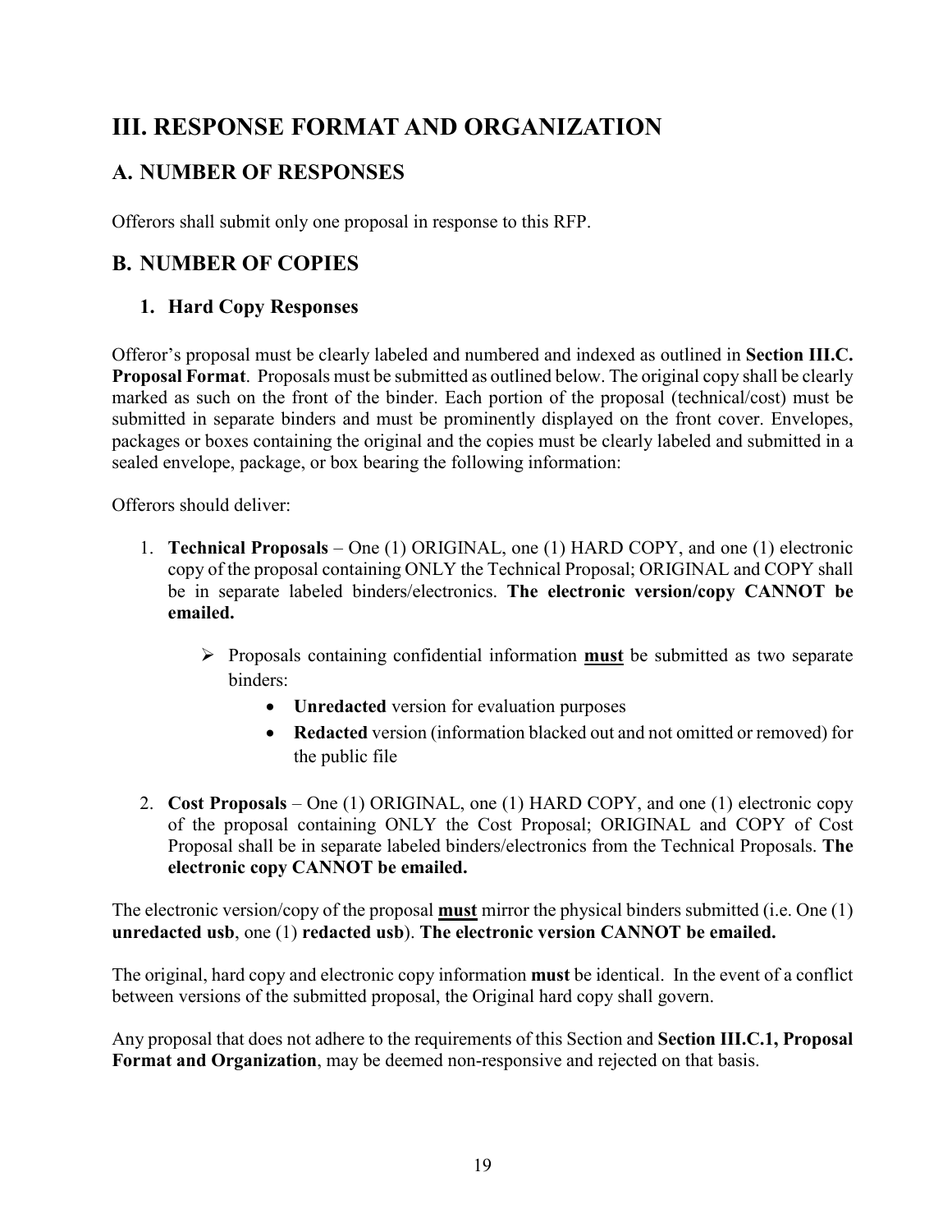# III. RESPONSE FORMAT AND ORGANIZATION

## A. NUMBER OF RESPONSES

Offerors shall submit only one proposal in response to this RFP.

## B. NUMBER OF COPIES

### 1. Hard Copy Responses

Offeror's proposal must be clearly labeled and numbered and indexed as outlined in **Section III.C. Proposal Format**. Proposals must be submitted as outlined below. The original copy shall be clearly marked as such on the front of the binder. Each portion of the proposal (technical/cost) must be submitted in separate binders and must be prominently displayed on the front cover. Envelopes, packages or boxes containing the original and the copies must be clearly labeled and submitted in a sealed envelope, package, or box bearing the following information:

Offerors should deliver:

1. **Technical Proposals** – One (1) ORIGINAL, one (1) HARD COPY, and one (1) electronic copy of the proposal containing ONLY the Technical Proposal; ORIGINAL and COPY shall be in separate labeled binders/electronics. **The electronic version/copy CANNOT be emailed.**

    - Proposals containing confidential information <u>**must**</u> be submitted as two separate binders:
        - **Unredacted** version for evaluation purposes
        - **Redacted** version (information blacked out and not omitted or removed) for the public file

2. **Cost Proposals** – One (1) ORIGINAL, one (1) HARD COPY, and one (1) electronic copy of the proposal containing ONLY the Cost Proposal; ORIGINAL and COPY of Cost Proposal shall be in separate labeled binders/electronics from the Technical Proposals. **The electronic copy CANNOT be emailed.**

The electronic version/copy of the proposal <u>**must**</u> mirror the physical binders submitted (i.e. One (1) **unredacted usb**, one (1) **redacted usb**). **The electronic version CANNOT be emailed.**

The original, hard copy and electronic copy information **must** be identical. In the event of a conflict between versions of the submitted proposal, the Original hard copy shall govern.

Any proposal that does not adhere to the requirements of this Section and **Section III.C.1, Proposal Format and Organization**, may be deemed non-responsive and rejected on that basis.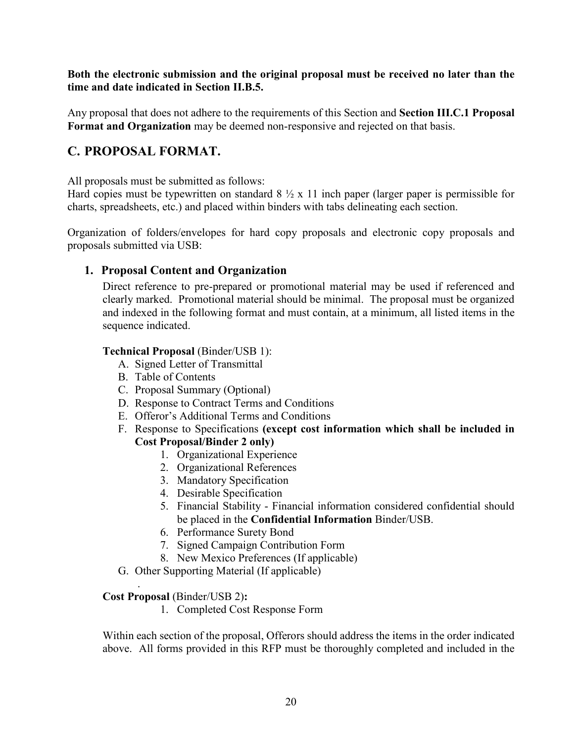**Both the electronic submission and the original proposal must be received no later than the time and date indicated in Section II.B.5.**

Any proposal that does not adhere to the requirements of this Section and **Section III.C.1 Proposal Format and Organization** may be deemed non-responsive and rejected on that basis.

## C. PROPOSAL FORMAT.

All proposals must be submitted as follows:
Hard copies must be typewritten on standard 8 ½ x 11 inch paper (larger paper is permissible for charts, spreadsheets, etc.) and placed within binders with tabs delineating each section.

Organization of folders/envelopes for hard copy proposals and electronic copy proposals and proposals submitted via USB:

### 1. Proposal Content and Organization

Direct reference to pre-prepared or promotional material may be used if referenced and clearly marked. Promotional material should be minimal. The proposal must be organized and indexed in the following format and must contain, at a minimum, all listed items in the sequence indicated.

**Technical Proposal** (Binder/USB 1):

A. Signed Letter of Transmittal
B. Table of Contents
C. Proposal Summary (Optional)
D. Response to Contract Terms and Conditions
E. Offeror's Additional Terms and Conditions
F. Response to Specifications **(except cost information which shall be included in Cost Proposal/Binder 2 only)**
   1. Organizational Experience
   2. Organizational References
   3. Mandatory Specification
   4. Desirable Specification
   5. Financial Stability - Financial information considered confidential should be placed in the **Confidential Information** Binder/USB.
   6. Performance Surety Bond
   7. Signed Campaign Contribution Form
   8. New Mexico Preferences (If applicable)
G. Other Supporting Material (If applicable)

**Cost Proposal** (Binder/USB 2)**:**

1. Completed Cost Response Form

Within each section of the proposal, Offerors should address the items in the order indicated above. All forms provided in this RFP must be thoroughly completed and included in the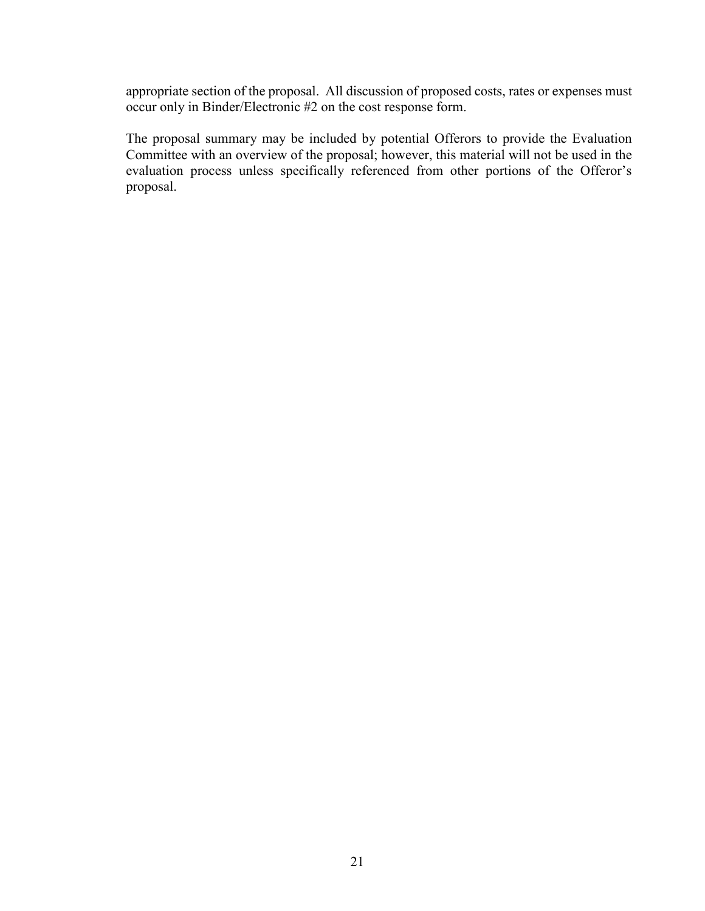appropriate section of the proposal. All discussion of proposed costs, rates or expenses must occur only in Binder/Electronic #2 on the cost response form.

The proposal summary may be included by potential Offerors to provide the Evaluation Committee with an overview of the proposal; however, this material will not be used in the evaluation process unless specifically referenced from other portions of the Offeror's proposal.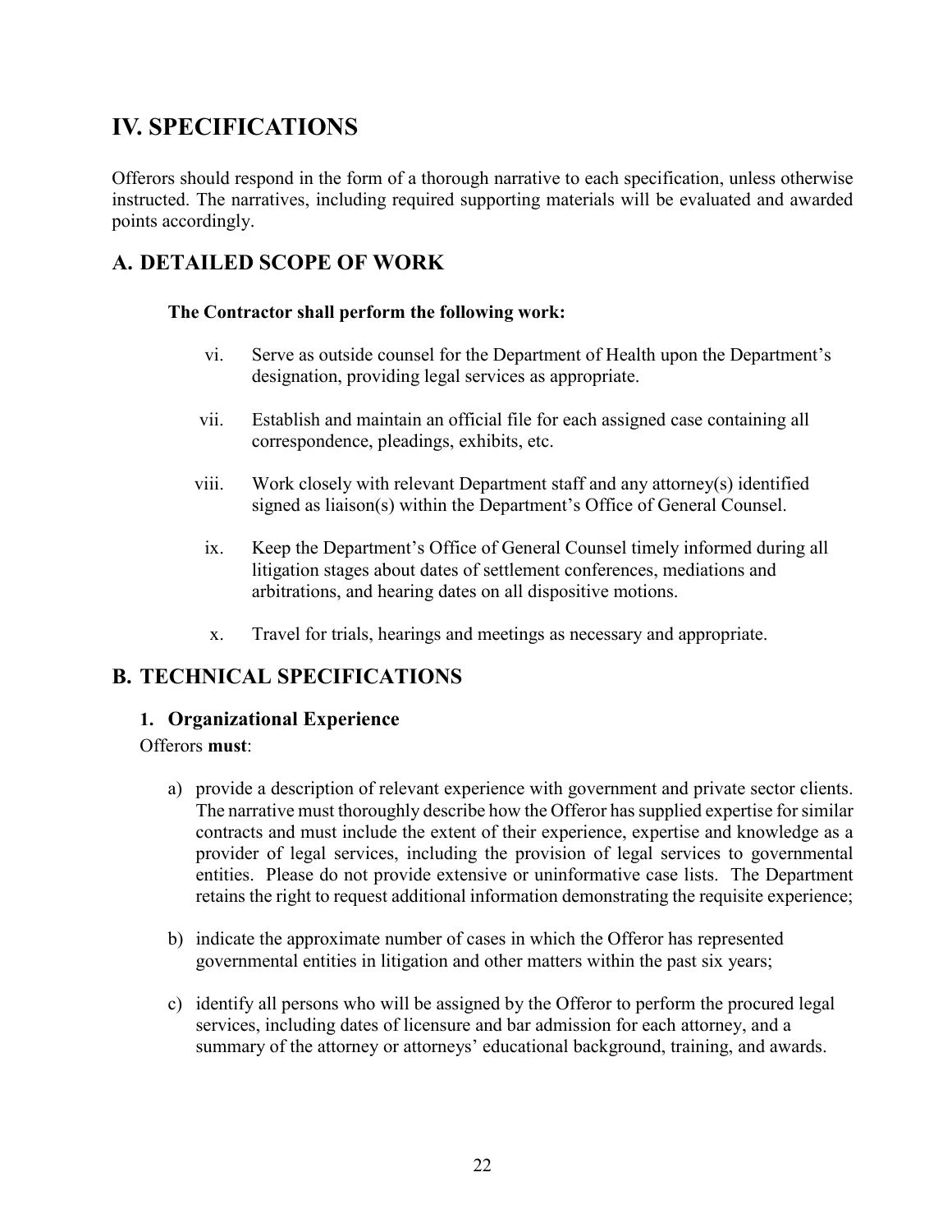# IV. SPECIFICATIONS

Offerors should respond in the form of a thorough narrative to each specification, unless otherwise instructed. The narratives, including required supporting materials will be evaluated and awarded points accordingly.

## A. DETAILED SCOPE OF WORK

**The Contractor shall perform the following work:**

vi. Serve as outside counsel for the Department of Health upon the Department's designation, providing legal services as appropriate.

vii. Establish and maintain an official file for each assigned case containing all correspondence, pleadings, exhibits, etc.

viii. Work closely with relevant Department staff and any attorney(s) identified signed as liaison(s) within the Department's Office of General Counsel.

ix. Keep the Department's Office of General Counsel timely informed during all litigation stages about dates of settlement conferences, mediations and arbitrations, and hearing dates on all dispositive motions.

x. Travel for trials, hearings and meetings as necessary and appropriate.

## B. TECHNICAL SPECIFICATIONS

### 1. Organizational Experience

Offerors **must**:

a) provide a description of relevant experience with government and private sector clients. The narrative must thoroughly describe how the Offeror has supplied expertise for similar contracts and must include the extent of their experience, expertise and knowledge as a provider of legal services, including the provision of legal services to governmental entities. Please do not provide extensive or uninformative case lists. The Department retains the right to request additional information demonstrating the requisite experience;

b) indicate the approximate number of cases in which the Offeror has represented governmental entities in litigation and other matters within the past six years;

c) identify all persons who will be assigned by the Offeror to perform the procured legal services, including dates of licensure and bar admission for each attorney, and a summary of the attorney or attorneys' educational background, training, and awards.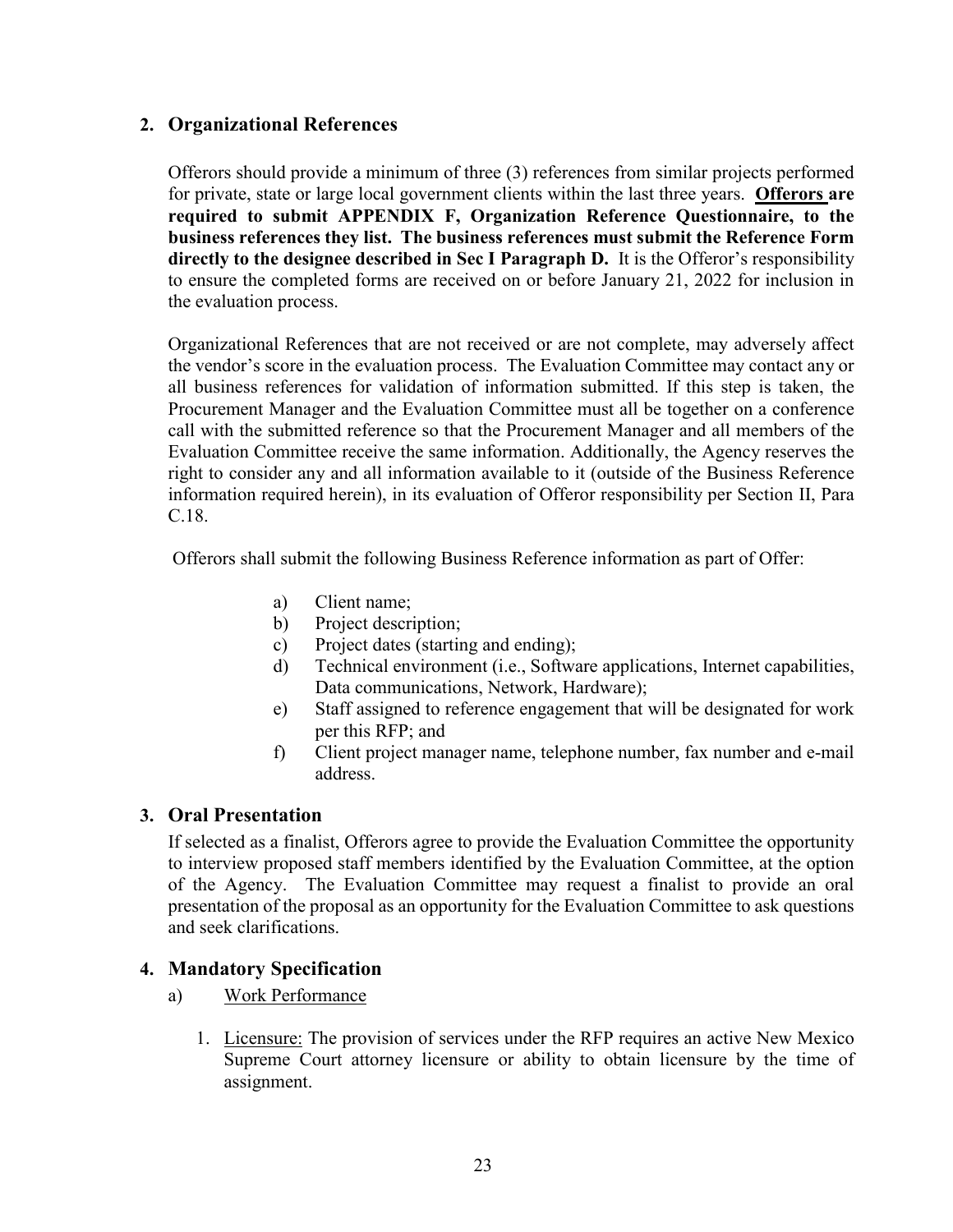## 2. Organizational References

Offerors should provide a minimum of three (3) references from similar projects performed for private, state or large local government clients within the last three years. **Offerors are required to submit APPENDIX F, Organization Reference Questionnaire, to the business references they list. The business references must submit the Reference Form directly to the designee described in Sec I Paragraph D.** It is the Offeror's responsibility to ensure the completed forms are received on or before January 21, 2022 for inclusion in the evaluation process.

Organizational References that are not received or are not complete, may adversely affect the vendor's score in the evaluation process. The Evaluation Committee may contact any or all business references for validation of information submitted. If this step is taken, the Procurement Manager and the Evaluation Committee must all be together on a conference call with the submitted reference so that the Procurement Manager and all members of the Evaluation Committee receive the same information. Additionally, the Agency reserves the right to consider any and all information available to it (outside of the Business Reference information required herein), in its evaluation of Offeror responsibility per Section II, Para C.18.

Offerors shall submit the following Business Reference information as part of Offer:

a) Client name;
b) Project description;
c) Project dates (starting and ending);
d) Technical environment (i.e., Software applications, Internet capabilities, Data communications, Network, Hardware);
e) Staff assigned to reference engagement that will be designated for work per this RFP; and
f) Client project manager name, telephone number, fax number and e-mail address.

## 3. Oral Presentation

If selected as a finalist, Offerors agree to provide the Evaluation Committee the opportunity to interview proposed staff members identified by the Evaluation Committee, at the option of the Agency. The Evaluation Committee may request a finalist to provide an oral presentation of the proposal as an opportunity for the Evaluation Committee to ask questions and seek clarifications.

## 4. Mandatory Specification

a) Work Performance

1. Licensure: The provision of services under the RFP requires an active New Mexico Supreme Court attorney licensure or ability to obtain licensure by the time of assignment.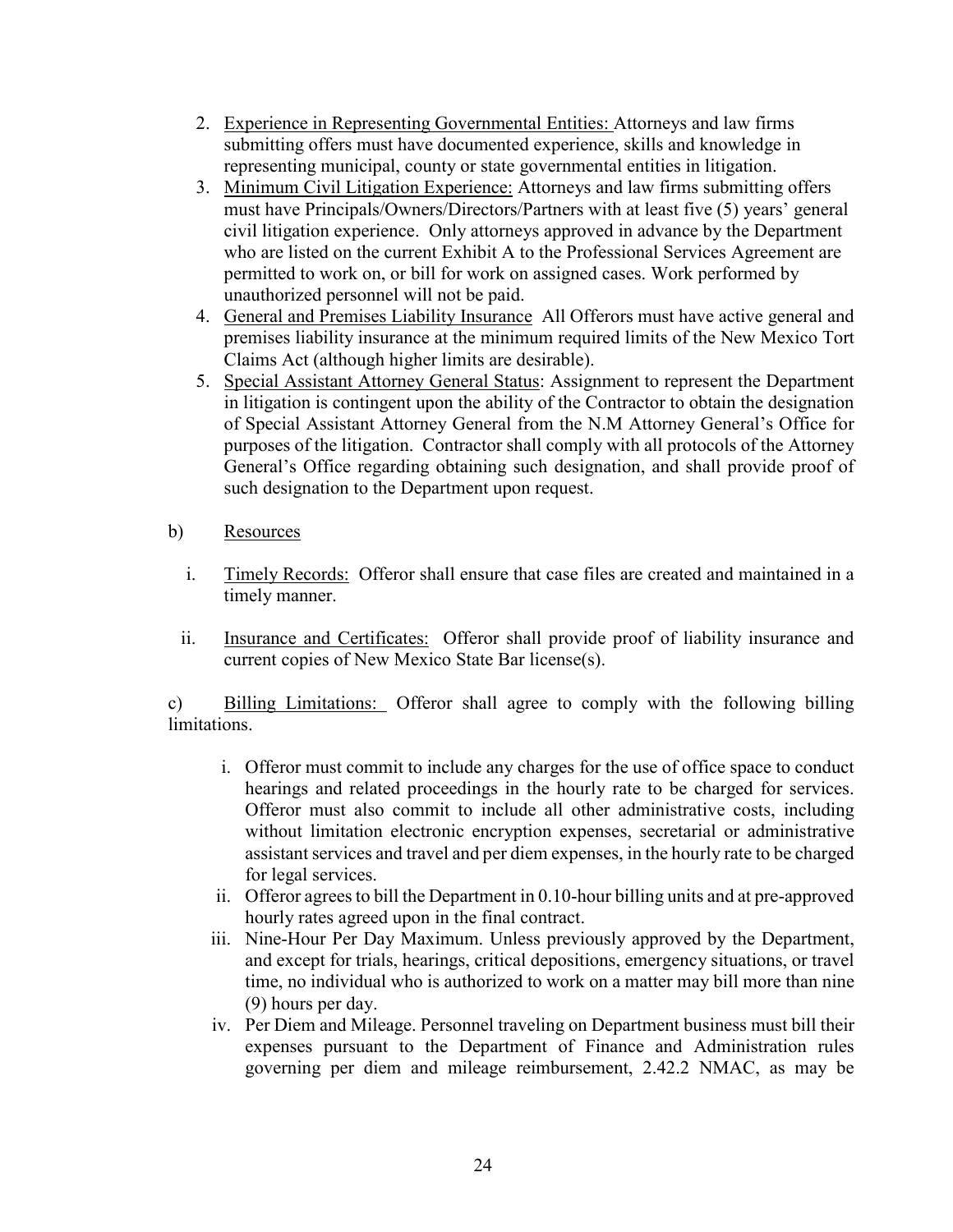2. Experience in Representing Governmental Entities: Attorneys and law firms submitting offers must have documented experience, skills and knowledge in representing municipal, county or state governmental entities in litigation.
3. Minimum Civil Litigation Experience: Attorneys and law firms submitting offers must have Principals/Owners/Directors/Partners with at least five (5) years' general civil litigation experience. Only attorneys approved in advance by the Department who are listed on the current Exhibit A to the Professional Services Agreement are permitted to work on, or bill for work on assigned cases. Work performed by unauthorized personnel will not be paid.
4. General and Premises Liability Insurance All Offerors must have active general and premises liability insurance at the minimum required limits of the New Mexico Tort Claims Act (although higher limits are desirable).
5. Special Assistant Attorney General Status: Assignment to represent the Department in litigation is contingent upon the ability of the Contractor to obtain the designation of Special Assistant Attorney General from the N.M Attorney General's Office for purposes of the litigation. Contractor shall comply with all protocols of the Attorney General's Office regarding obtaining such designation, and shall provide proof of such designation to the Department upon request.

b) Resources

i. Timely Records: Offeror shall ensure that case files are created and maintained in a timely manner.

ii. Insurance and Certificates: Offeror shall provide proof of liability insurance and current copies of New Mexico State Bar license(s).

c) Billing Limitations: Offeror shall agree to comply with the following billing limitations.

i. Offeror must commit to include any charges for the use of office space to conduct hearings and related proceedings in the hourly rate to be charged for services. Offeror must also commit to include all other administrative costs, including without limitation electronic encryption expenses, secretarial or administrative assistant services and travel and per diem expenses, in the hourly rate to be charged for legal services.
ii. Offeror agrees to bill the Department in 0.10-hour billing units and at pre-approved hourly rates agreed upon in the final contract.
iii. Nine-Hour Per Day Maximum. Unless previously approved by the Department, and except for trials, hearings, critical depositions, emergency situations, or travel time, no individual who is authorized to work on a matter may bill more than nine (9) hours per day.
iv. Per Diem and Mileage. Personnel traveling on Department business must bill their expenses pursuant to the Department of Finance and Administration rules governing per diem and mileage reimbursement, 2.42.2 NMAC, as may be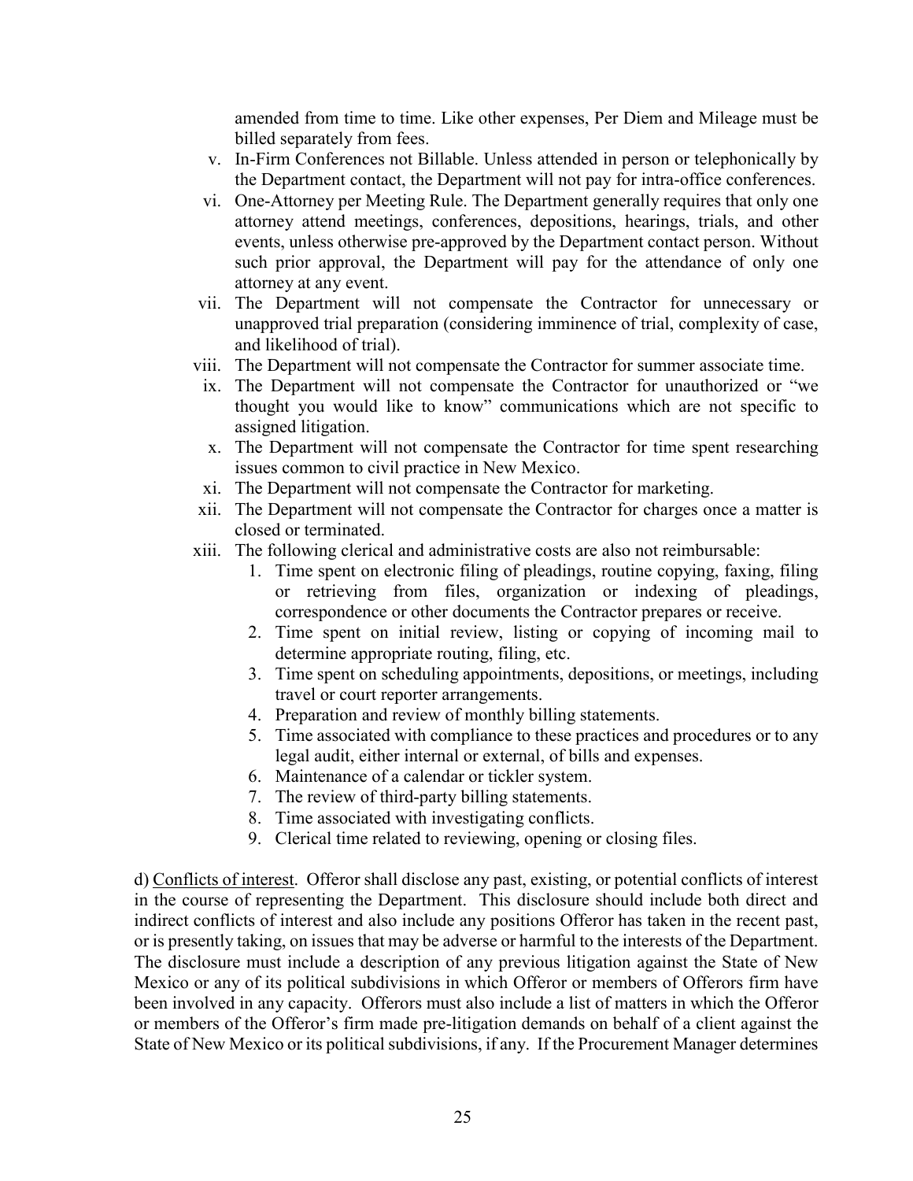amended from time to time. Like other expenses, Per Diem and Mileage must be billed separately from fees.

v. In-Firm Conferences not Billable. Unless attended in person or telephonically by the Department contact, the Department will not pay for intra-office conferences.

vi. One-Attorney per Meeting Rule. The Department generally requires that only one attorney attend meetings, conferences, depositions, hearings, trials, and other events, unless otherwise pre-approved by the Department contact person. Without such prior approval, the Department will pay for the attendance of only one attorney at any event.

vii. The Department will not compensate the Contractor for unnecessary or unapproved trial preparation (considering imminence of trial, complexity of case, and likelihood of trial).

viii. The Department will not compensate the Contractor for summer associate time.

ix. The Department will not compensate the Contractor for unauthorized or "we thought you would like to know" communications which are not specific to assigned litigation.

x. The Department will not compensate the Contractor for time spent researching issues common to civil practice in New Mexico.

xi. The Department will not compensate the Contractor for marketing.

xii. The Department will not compensate the Contractor for charges once a matter is closed or terminated.

xiii. The following clerical and administrative costs are also not reimbursable:

1. Time spent on electronic filing of pleadings, routine copying, faxing, filing or retrieving from files, organization or indexing of pleadings, correspondence or other documents the Contractor prepares or receive.
2. Time spent on initial review, listing or copying of incoming mail to determine appropriate routing, filing, etc.
3. Time spent on scheduling appointments, depositions, or meetings, including travel or court reporter arrangements.
4. Preparation and review of monthly billing statements.
5. Time associated with compliance to these practices and procedures or to any legal audit, either internal or external, of bills and expenses.
6. Maintenance of a calendar or tickler system.
7. The review of third-party billing statements.
8. Time associated with investigating conflicts.
9. Clerical time related to reviewing, opening or closing files.

d) Conflicts of interest. Offeror shall disclose any past, existing, or potential conflicts of interest in the course of representing the Department. This disclosure should include both direct and indirect conflicts of interest and also include any positions Offeror has taken in the recent past, or is presently taking, on issues that may be adverse or harmful to the interests of the Department. The disclosure must include a description of any previous litigation against the State of New Mexico or any of its political subdivisions in which Offeror or members of Offerors firm have been involved in any capacity. Offerors must also include a list of matters in which the Offeror or members of the Offeror's firm made pre-litigation demands on behalf of a client against the State of New Mexico or its political subdivisions, if any. If the Procurement Manager determines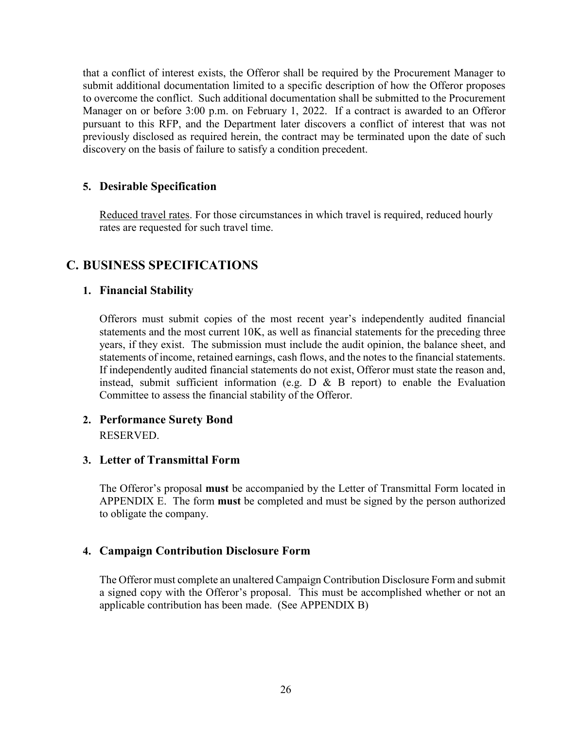that a conflict of interest exists, the Offeror shall be required by the Procurement Manager to submit additional documentation limited to a specific description of how the Offeror proposes to overcome the conflict. Such additional documentation shall be submitted to the Procurement Manager on or before 3:00 p.m. on February 1, 2022. If a contract is awarded to an Offeror pursuant to this RFP, and the Department later discovers a conflict of interest that was not previously disclosed as required herein, the contract may be terminated upon the date of such discovery on the basis of failure to satisfy a condition precedent.

### 5. Desirable Specification

Reduced travel rates. For those circumstances in which travel is required, reduced hourly rates are requested for such travel time.

## C. BUSINESS SPECIFICATIONS

### 1. Financial Stability

Offerors must submit copies of the most recent year's independently audited financial statements and the most current 10K, as well as financial statements for the preceding three years, if they exist. The submission must include the audit opinion, the balance sheet, and statements of income, retained earnings, cash flows, and the notes to the financial statements. If independently audited financial statements do not exist, Offeror must state the reason and, instead, submit sufficient information (e.g. D & B report) to enable the Evaluation Committee to assess the financial stability of the Offeror.

### 2. Performance Surety Bond

RESERVED.

### 3. Letter of Transmittal Form

The Offeror's proposal **must** be accompanied by the Letter of Transmittal Form located in APPENDIX E. The form **must** be completed and must be signed by the person authorized to obligate the company.

### 4. Campaign Contribution Disclosure Form

The Offeror must complete an unaltered Campaign Contribution Disclosure Form and submit a signed copy with the Offeror's proposal. This must be accomplished whether or not an applicable contribution has been made. (See APPENDIX B)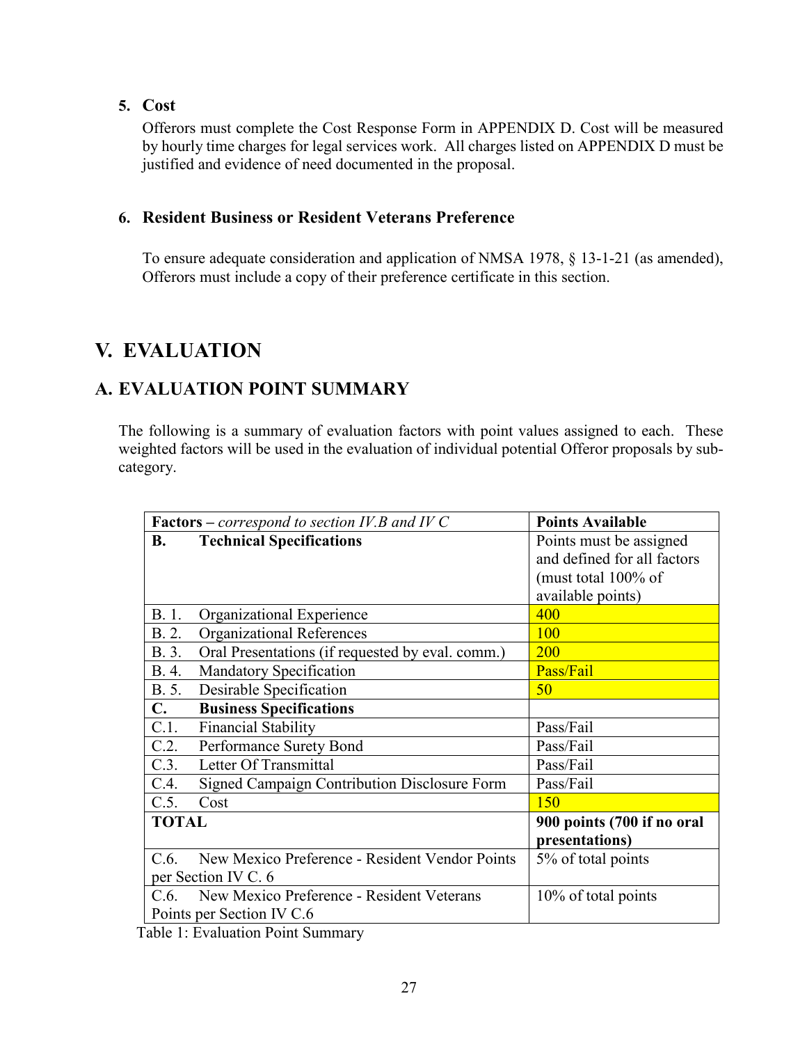**5. Cost**

Offerors must complete the Cost Response Form in APPENDIX D. Cost will be measured by hourly time charges for legal services work. All charges listed on APPENDIX D must be justified and evidence of need documented in the proposal.

**6. Resident Business or Resident Veterans Preference**

To ensure adequate consideration and application of NMSA 1978, § 13-1-21 (as amended), Offerors must include a copy of their preference certificate in this section.

# V. EVALUATION

## A. EVALUATION POINT SUMMARY

The following is a summary of evaluation factors with point values assigned to each. These weighted factors will be used in the evaluation of individual potential Offeror proposals by sub-category.

| **Factors –** *correspond to section IV.B and IV C* | **Points Available** |
|---|---|
| **B. Technical Specifications** | Points must be assigned and defined for all factors (must total 100% of available points) |
| B. 1. Organizational Experience | 400 |
| B. 2. Organizational References | 100 |
| B. 3. Oral Presentations (if requested by eval. comm.) | 200 |
| B. 4. Mandatory Specification | Pass/Fail |
| B. 5. Desirable Specification | 50 |
| **C. Business Specifications** | |
| C.1. Financial Stability | Pass/Fail |
| C.2. Performance Surety Bond | Pass/Fail |
| C.3. Letter Of Transmittal | Pass/Fail |
| C.4. Signed Campaign Contribution Disclosure Form | Pass/Fail |
| C.5. Cost | 150 |
| **TOTAL** | **900 points (700 if no oral presentations)** |
| C.6. New Mexico Preference - Resident Vendor Points per Section IV C. 6 | 5% of total points |
| C.6. New Mexico Preference - Resident Veterans Points per Section IV C.6 | 10% of total points |

Table 1: Evaluation Point Summary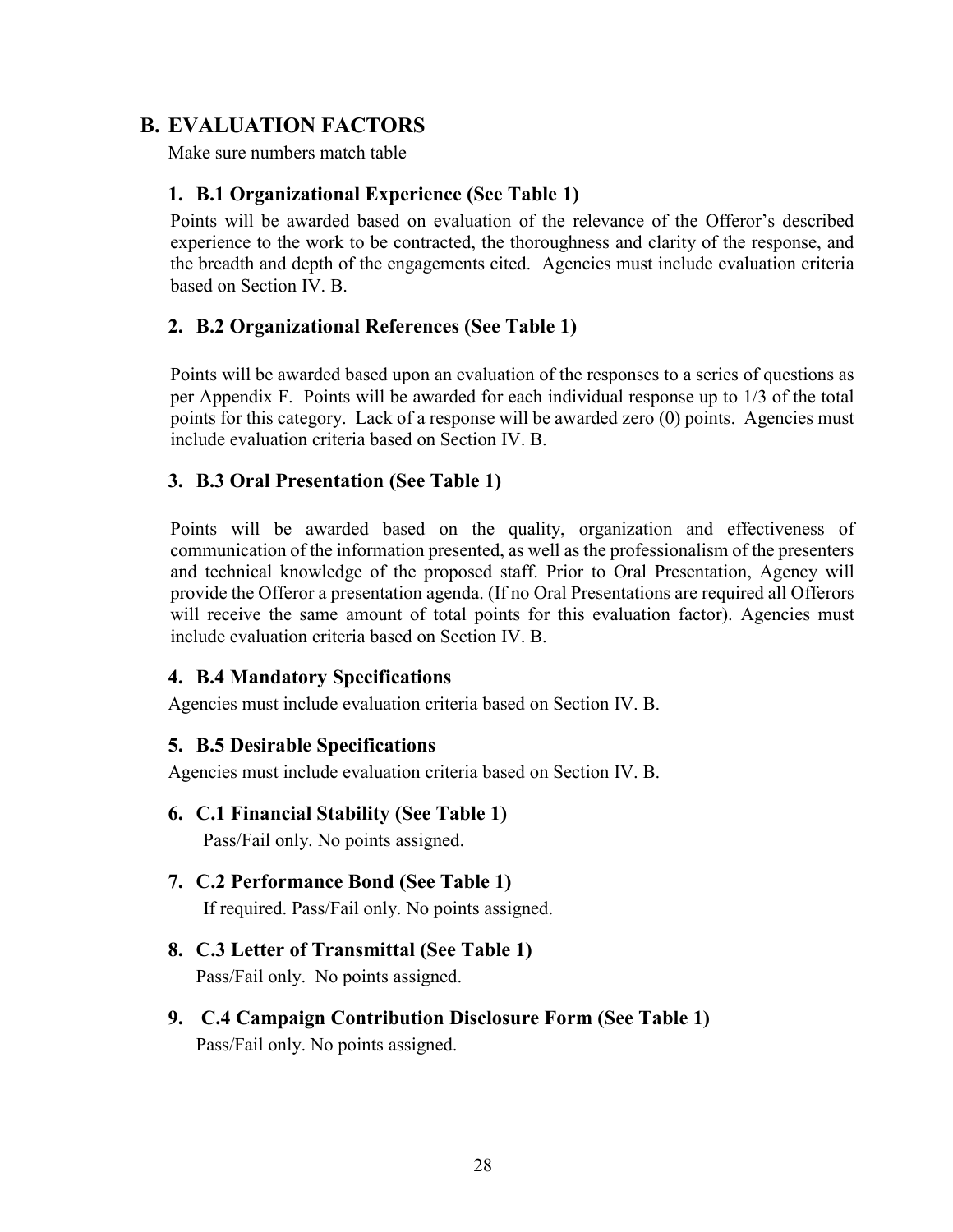## B. EVALUATION FACTORS

Make sure numbers match table

### 1. B.1 Organizational Experience (See Table 1)

Points will be awarded based on evaluation of the relevance of the Offeror's described experience to the work to be contracted, the thoroughness and clarity of the response, and the breadth and depth of the engagements cited. Agencies must include evaluation criteria based on Section IV. B.

### 2. B.2 Organizational References (See Table 1)

Points will be awarded based upon an evaluation of the responses to a series of questions as per Appendix F. Points will be awarded for each individual response up to 1/3 of the total points for this category. Lack of a response will be awarded zero (0) points. Agencies must include evaluation criteria based on Section IV. B.

### 3. B.3 Oral Presentation (See Table 1)

Points will be awarded based on the quality, organization and effectiveness of communication of the information presented, as well as the professionalism of the presenters and technical knowledge of the proposed staff. Prior to Oral Presentation, Agency will provide the Offeror a presentation agenda. (If no Oral Presentations are required all Offerors will receive the same amount of total points for this evaluation factor). Agencies must include evaluation criteria based on Section IV. B.

### 4. B.4 Mandatory Specifications

Agencies must include evaluation criteria based on Section IV. B.

### 5. B.5 Desirable Specifications

Agencies must include evaluation criteria based on Section IV. B.

### 6. C.1 Financial Stability (See Table 1)

Pass/Fail only. No points assigned.

### 7. C.2 Performance Bond (See Table 1)

If required. Pass/Fail only. No points assigned.

### 8. C.3 Letter of Transmittal (See Table 1)

Pass/Fail only. No points assigned.

### 9. C.4 Campaign Contribution Disclosure Form (See Table 1)

Pass/Fail only. No points assigned.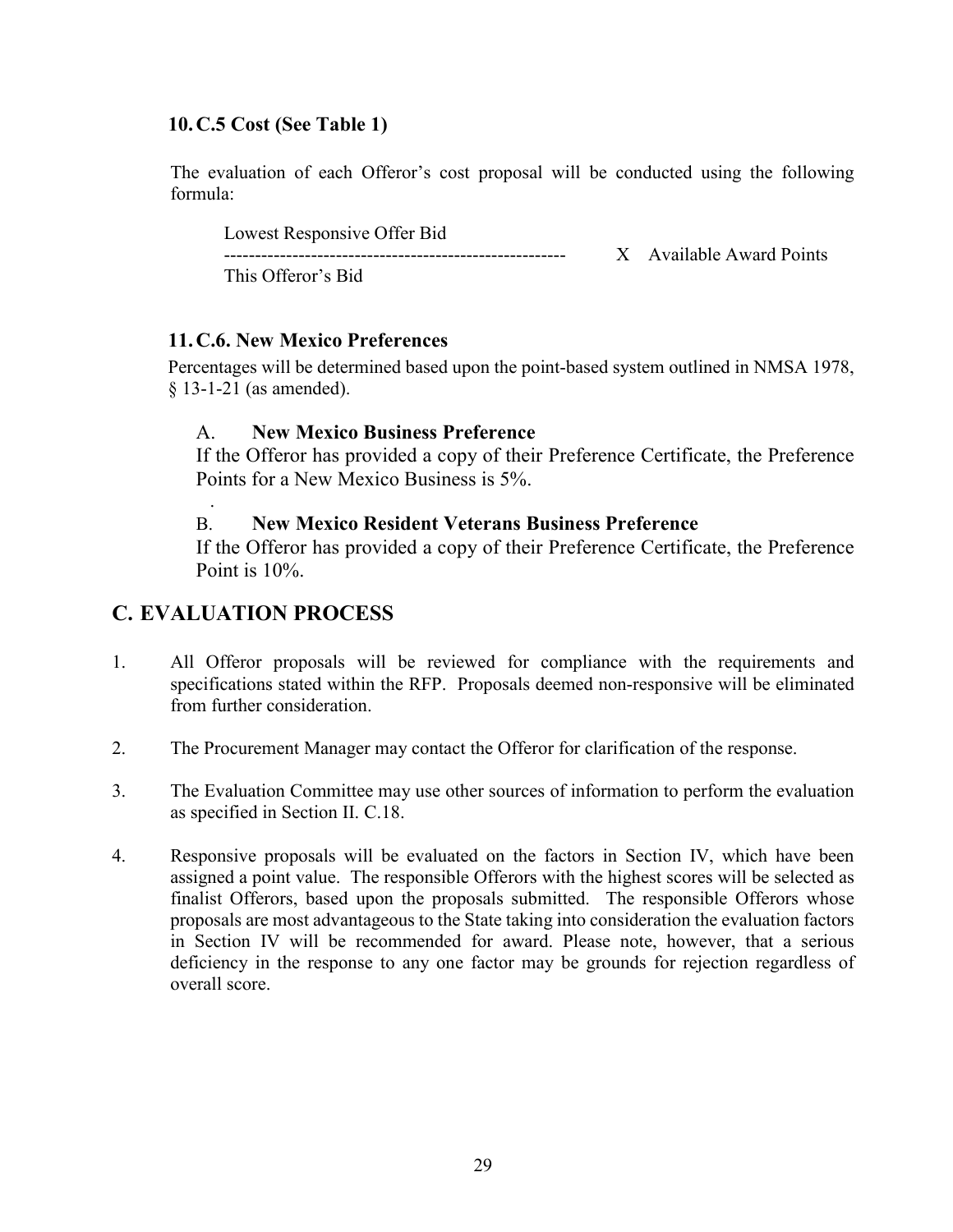### 10. C.5 Cost (See Table 1)

The evaluation of each Offeror's cost proposal will be conducted using the following formula:

$$\frac{\text{Lowest Responsive Offer Bid}}{\text{This Offeror's Bid}} \times \text{Available Award Points}$$

### 11. C.6. New Mexico Preferences

Percentages will be determined based upon the point-based system outlined in NMSA 1978, § 13-1-21 (as amended).

A. **New Mexico Business Preference**

If the Offeror has provided a copy of their Preference Certificate, the Preference Points for a New Mexico Business is 5%.

B. **New Mexico Resident Veterans Business Preference**

If the Offeror has provided a copy of their Preference Certificate, the Preference Point is 10%.

## C. EVALUATION PROCESS

1. All Offeror proposals will be reviewed for compliance with the requirements and specifications stated within the RFP. Proposals deemed non-responsive will be eliminated from further consideration.

2. The Procurement Manager may contact the Offeror for clarification of the response.

3. The Evaluation Committee may use other sources of information to perform the evaluation as specified in Section II. C.18.

4. Responsive proposals will be evaluated on the factors in Section IV, which have been assigned a point value. The responsible Offerors with the highest scores will be selected as finalist Offerors, based upon the proposals submitted. The responsible Offerors whose proposals are most advantageous to the State taking into consideration the evaluation factors in Section IV will be recommended for award. Please note, however, that a serious deficiency in the response to any one factor may be grounds for rejection regardless of overall score.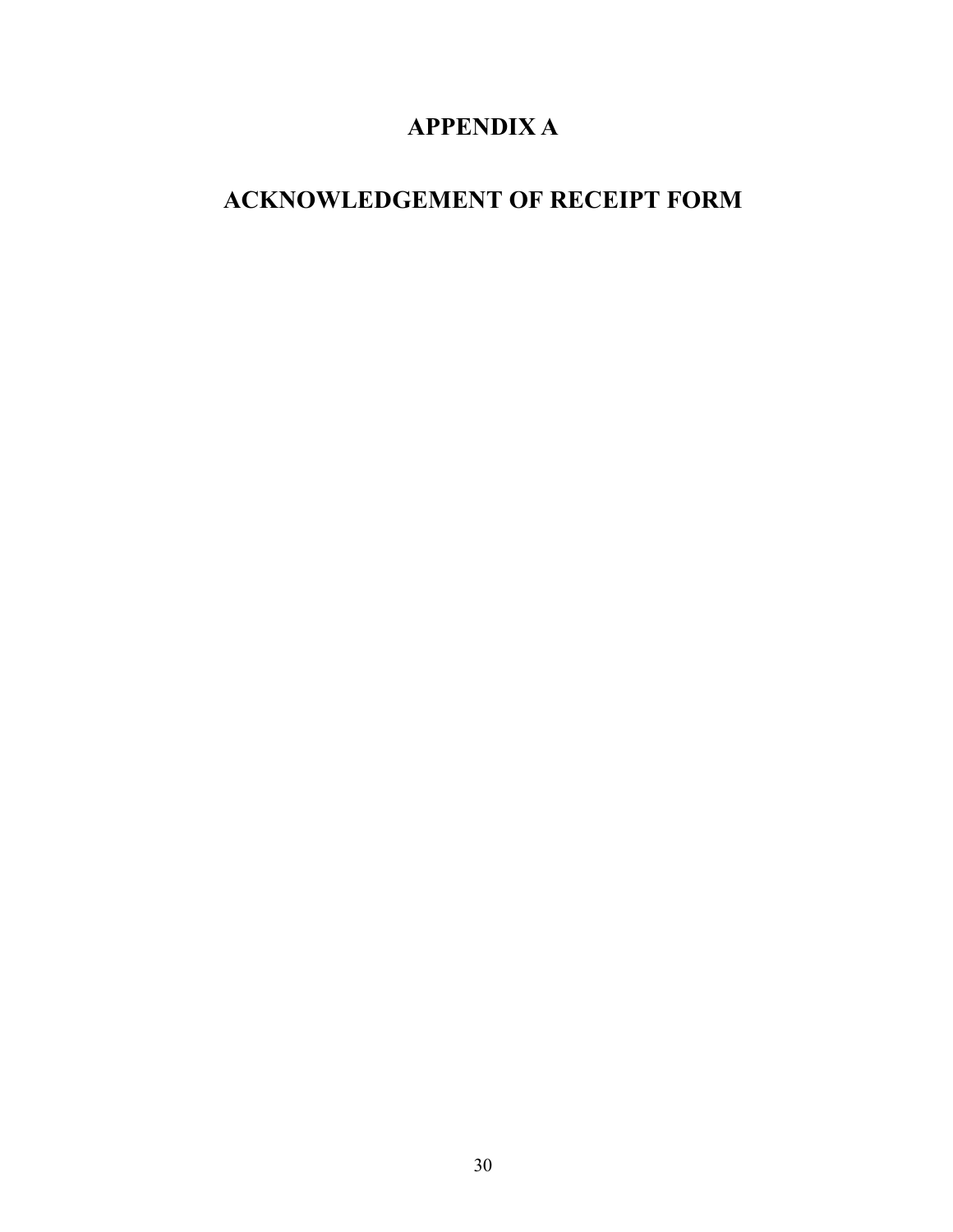# APPENDIX A

# ACKNOWLEDGEMENT OF RECEIPT FORM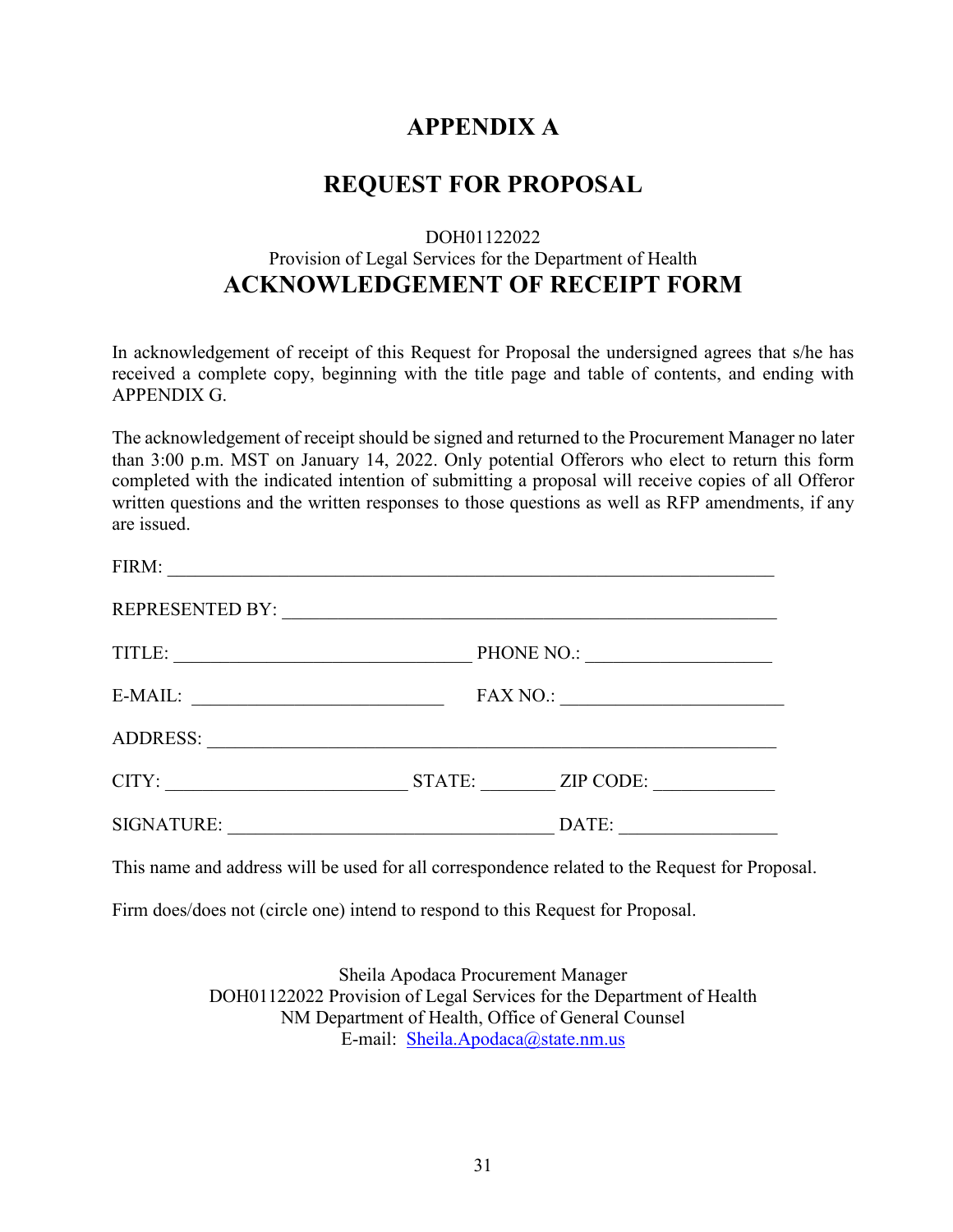# APPENDIX A

# REQUEST FOR PROPOSAL

DOH01122022
Provision of Legal Services for the Department of Health

## ACKNOWLEDGEMENT OF RECEIPT FORM

In acknowledgement of receipt of this Request for Proposal the undersigned agrees that s/he has received a complete copy, beginning with the title page and table of contents, and ending with APPENDIX G.

The acknowledgement of receipt should be signed and returned to the Procurement Manager no later than 3:00 p.m. MST on January 14, 2022. Only potential Offerors who elect to return this form completed with the indicated intention of submitting a proposal will receive copies of all Offeror written questions and the written responses to those questions as well as RFP amendments, if any are issued.

FIRM: ______________________________________________________________

REPRESENTED BY: ___________________________________________________

TITLE: ________________________________ PHONE NO.: ___________________

E-MAIL: ___________________________ FAX NO.: _______________________

ADDRESS: __________________________________________________________

CITY: _________________________ STATE: ________ ZIP CODE: ____________

SIGNATURE: ___________________________________ DATE: ________________

This name and address will be used for all correspondence related to the Request for Proposal.

Firm does/does not (circle one) intend to respond to this Request for Proposal.

Sheila Apodaca Procurement Manager
DOH01122022 Provision of Legal Services for the Department of Health
NM Department of Health, Office of General Counsel
E-mail: Sheila.Apodaca@state.nm.us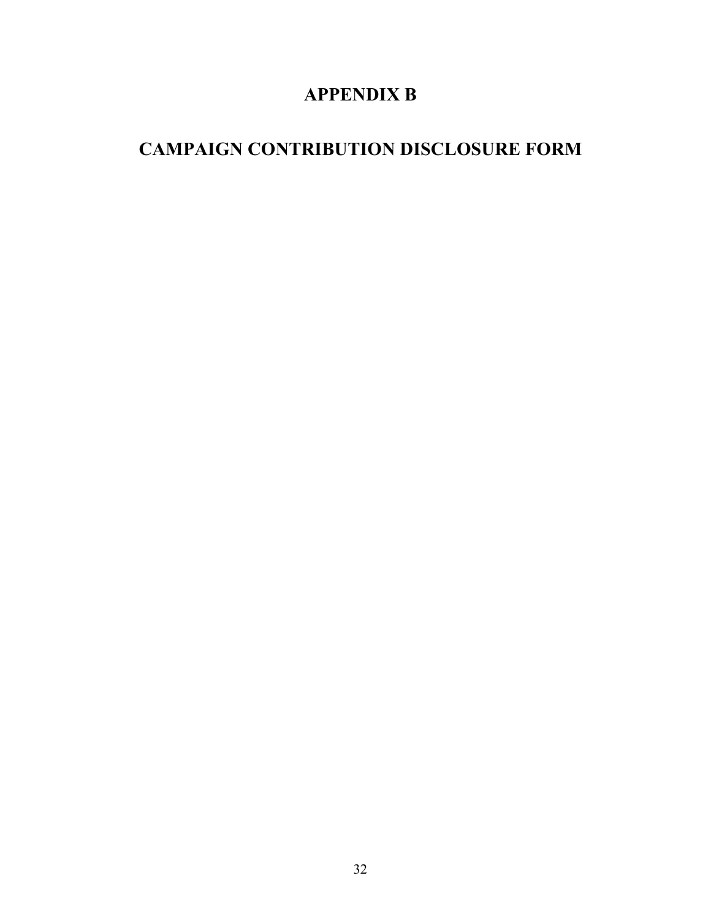# APPENDIX B

# CAMPAIGN CONTRIBUTION DISCLOSURE FORM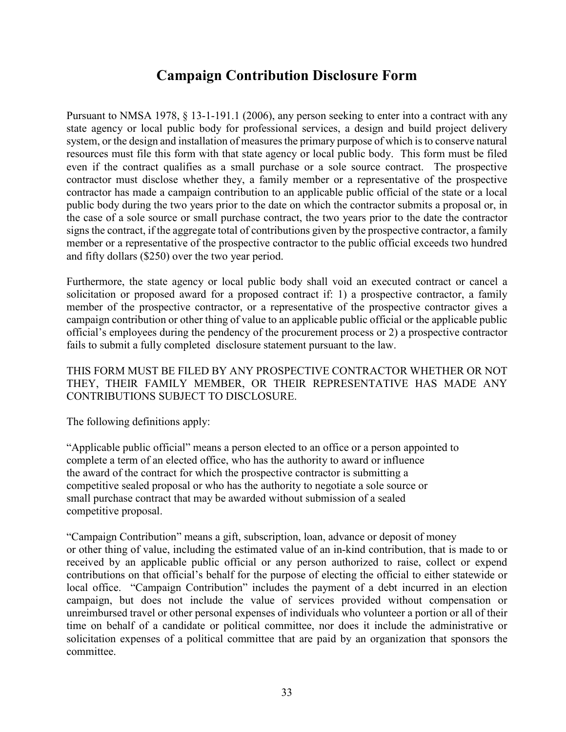# Campaign Contribution Disclosure Form

Pursuant to NMSA 1978, § 13-1-191.1 (2006), any person seeking to enter into a contract with any state agency or local public body for professional services, a design and build project delivery system, or the design and installation of measures the primary purpose of which is to conserve natural resources must file this form with that state agency or local public body. This form must be filed even if the contract qualifies as a small purchase or a sole source contract. The prospective contractor must disclose whether they, a family member or a representative of the prospective contractor has made a campaign contribution to an applicable public official of the state or a local public body during the two years prior to the date on which the contractor submits a proposal or, in the case of a sole source or small purchase contract, the two years prior to the date the contractor signs the contract, if the aggregate total of contributions given by the prospective contractor, a family member or a representative of the prospective contractor to the public official exceeds two hundred and fifty dollars ($250) over the two year period.

Furthermore, the state agency or local public body shall void an executed contract or cancel a solicitation or proposed award for a proposed contract if: 1) a prospective contractor, a family member of the prospective contractor, or a representative of the prospective contractor gives a campaign contribution or other thing of value to an applicable public official or the applicable public official's employees during the pendency of the procurement process or 2) a prospective contractor fails to submit a fully completed disclosure statement pursuant to the law.

THIS FORM MUST BE FILED BY ANY PROSPECTIVE CONTRACTOR WHETHER OR NOT THEY, THEIR FAMILY MEMBER, OR THEIR REPRESENTATIVE HAS MADE ANY CONTRIBUTIONS SUBJECT TO DISCLOSURE.

The following definitions apply:

"Applicable public official" means a person elected to an office or a person appointed to complete a term of an elected office, who has the authority to award or influence the award of the contract for which the prospective contractor is submitting a competitive sealed proposal or who has the authority to negotiate a sole source or small purchase contract that may be awarded without submission of a sealed competitive proposal.

"Campaign Contribution" means a gift, subscription, loan, advance or deposit of money or other thing of value, including the estimated value of an in-kind contribution, that is made to or received by an applicable public official or any person authorized to raise, collect or expend contributions on that official's behalf for the purpose of electing the official to either statewide or local office. "Campaign Contribution" includes the payment of a debt incurred in an election campaign, but does not include the value of services provided without compensation or unreimbursed travel or other personal expenses of individuals who volunteer a portion or all of their time on behalf of a candidate or political committee, nor does it include the administrative or solicitation expenses of a political committee that are paid by an organization that sponsors the committee.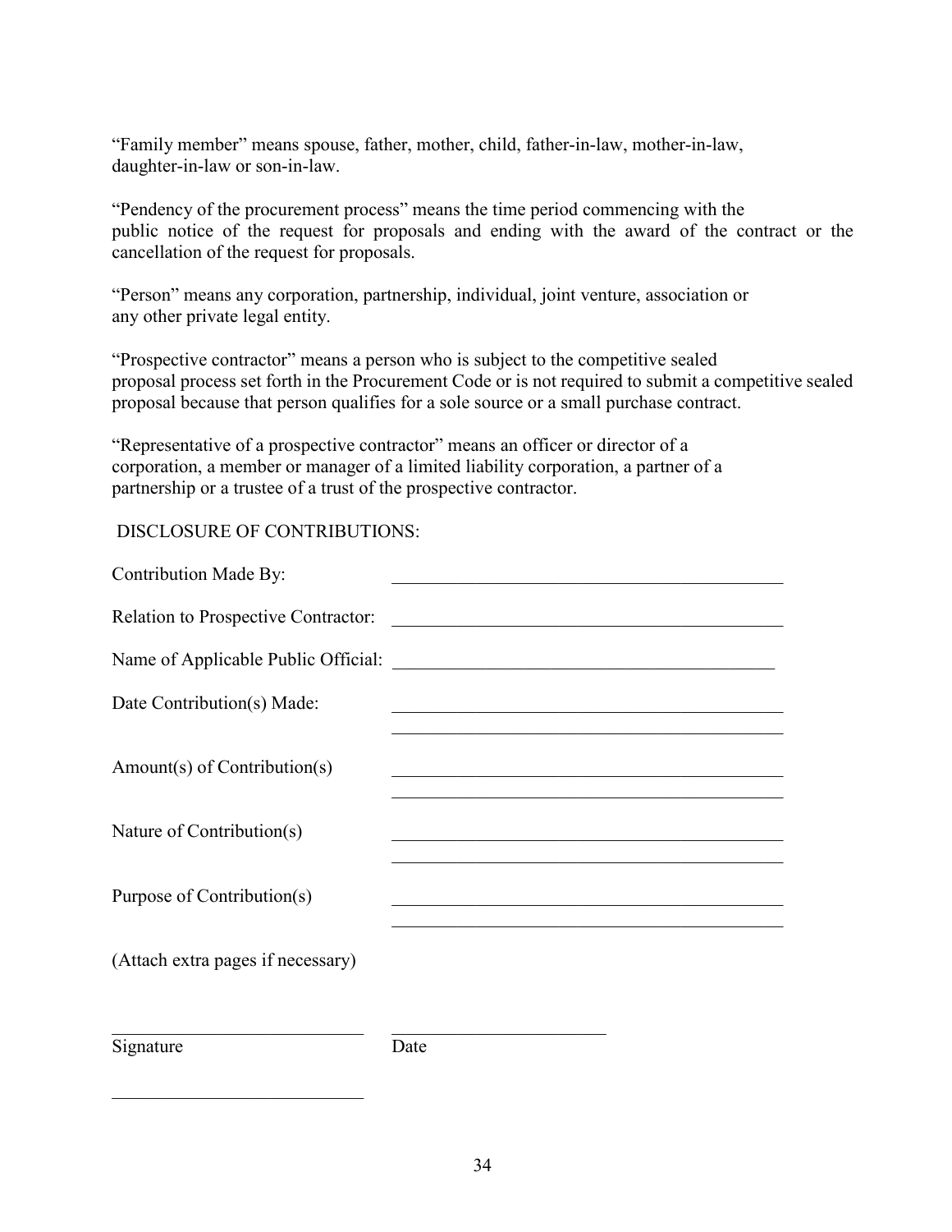"Family member" means spouse, father, mother, child, father-in-law, mother-in-law, daughter-in-law or son-in-law.

"Pendency of the procurement process" means the time period commencing with the public notice of the request for proposals and ending with the award of the contract or the cancellation of the request for proposals.

"Person" means any corporation, partnership, individual, joint venture, association or any other private legal entity.

"Prospective contractor" means a person who is subject to the competitive sealed proposal process set forth in the Procurement Code or is not required to submit a competitive sealed proposal because that person qualifies for a sole source or a small purchase contract.

"Representative of a prospective contractor" means an officer or director of a corporation, a member or manager of a limited liability corporation, a partner of a partnership or a trustee of a trust of the prospective contractor.

DISCLOSURE OF CONTRIBUTIONS:

Contribution Made By: ___________________________________________

Relation to Prospective Contractor: ___________________________________________

Name of Applicable Public Official: ___________________________________________

Date Contribution(s) Made: ___________________________________________
___________________________________________

Amount(s) of Contribution(s) ___________________________________________
___________________________________________

Nature of Contribution(s) ___________________________________________
___________________________________________

Purpose of Contribution(s) ___________________________________________
___________________________________________

(Attach extra pages if necessary)

___________________________ ________________________
Signature Date

___________________________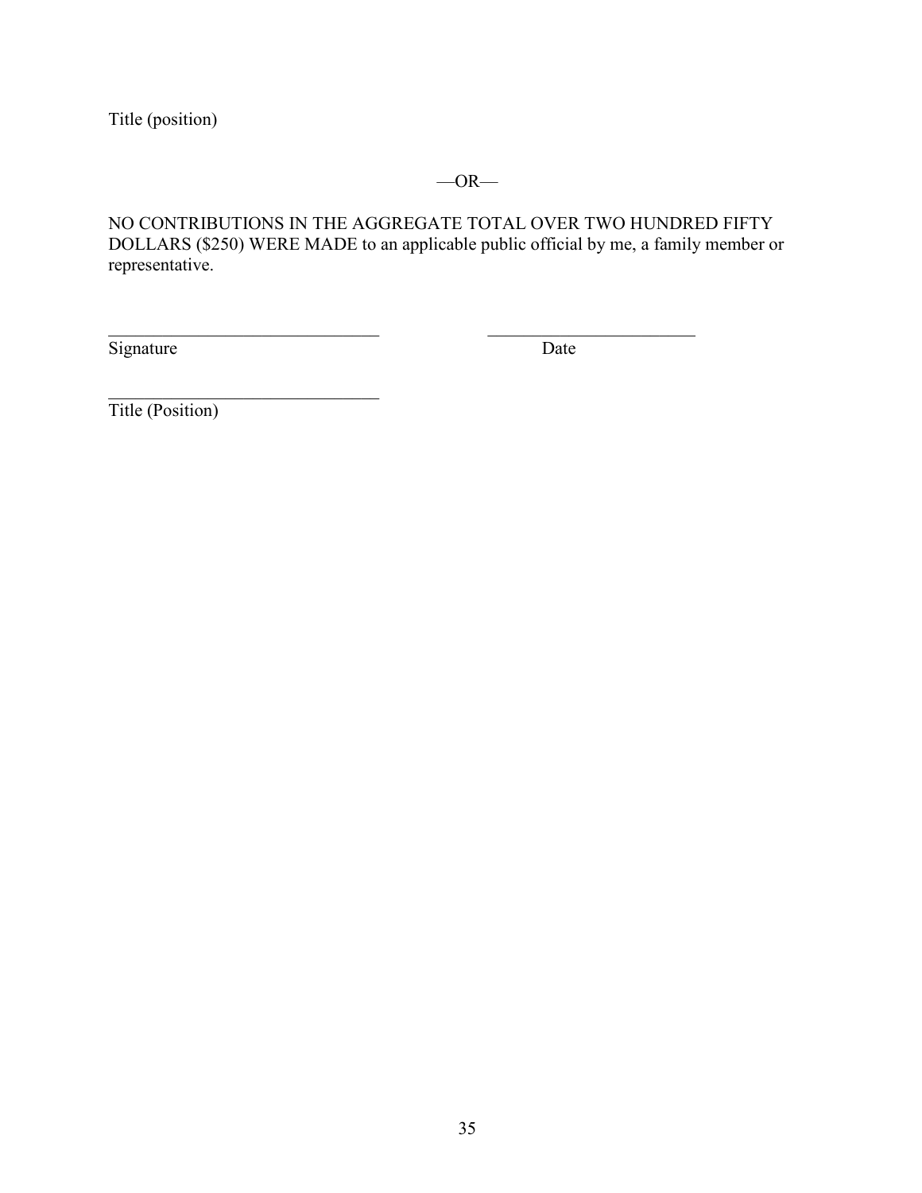Title (position)

—OR—

NO CONTRIBUTIONS IN THE AGGREGATE TOTAL OVER TWO HUNDRED FIFTY DOLLARS ($250) WERE MADE to an applicable public official by me, a family member or representative.

______________________________ ______________________

Signature Date

______________________________

Title (Position)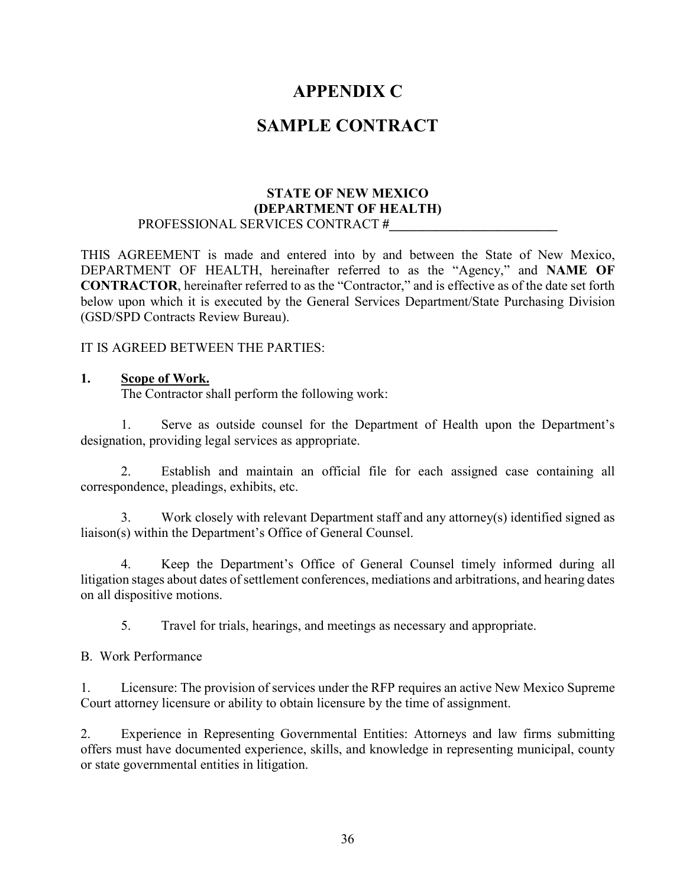# APPENDIX C

# SAMPLE CONTRACT

**STATE OF NEW MEXICO**
**(DEPARTMENT OF HEALTH)**
PROFESSIONAL SERVICES CONTRACT #__________________________

THIS AGREEMENT is made and entered into by and between the State of New Mexico, DEPARTMENT OF HEALTH, hereinafter referred to as the "Agency," and **NAME OF CONTRACTOR**, hereinafter referred to as the "Contractor," and is effective as of the date set forth below upon which it is executed by the General Services Department/State Purchasing Division (GSD/SPD Contracts Review Bureau).

IT IS AGREED BETWEEN THE PARTIES:

**1. Scope of Work.**

The Contractor shall perform the following work:

1. Serve as outside counsel for the Department of Health upon the Department's designation, providing legal services as appropriate.

2. Establish and maintain an official file for each assigned case containing all correspondence, pleadings, exhibits, etc.

3. Work closely with relevant Department staff and any attorney(s) identified signed as liaison(s) within the Department's Office of General Counsel.

4. Keep the Department's Office of General Counsel timely informed during all litigation stages about dates of settlement conferences, mediations and arbitrations, and hearing dates on all dispositive motions.

5. Travel for trials, hearings, and meetings as necessary and appropriate.

B. Work Performance

1. Licensure: The provision of services under the RFP requires an active New Mexico Supreme Court attorney licensure or ability to obtain licensure by the time of assignment.

2. Experience in Representing Governmental Entities: Attorneys and law firms submitting offers must have documented experience, skills, and knowledge in representing municipal, county or state governmental entities in litigation.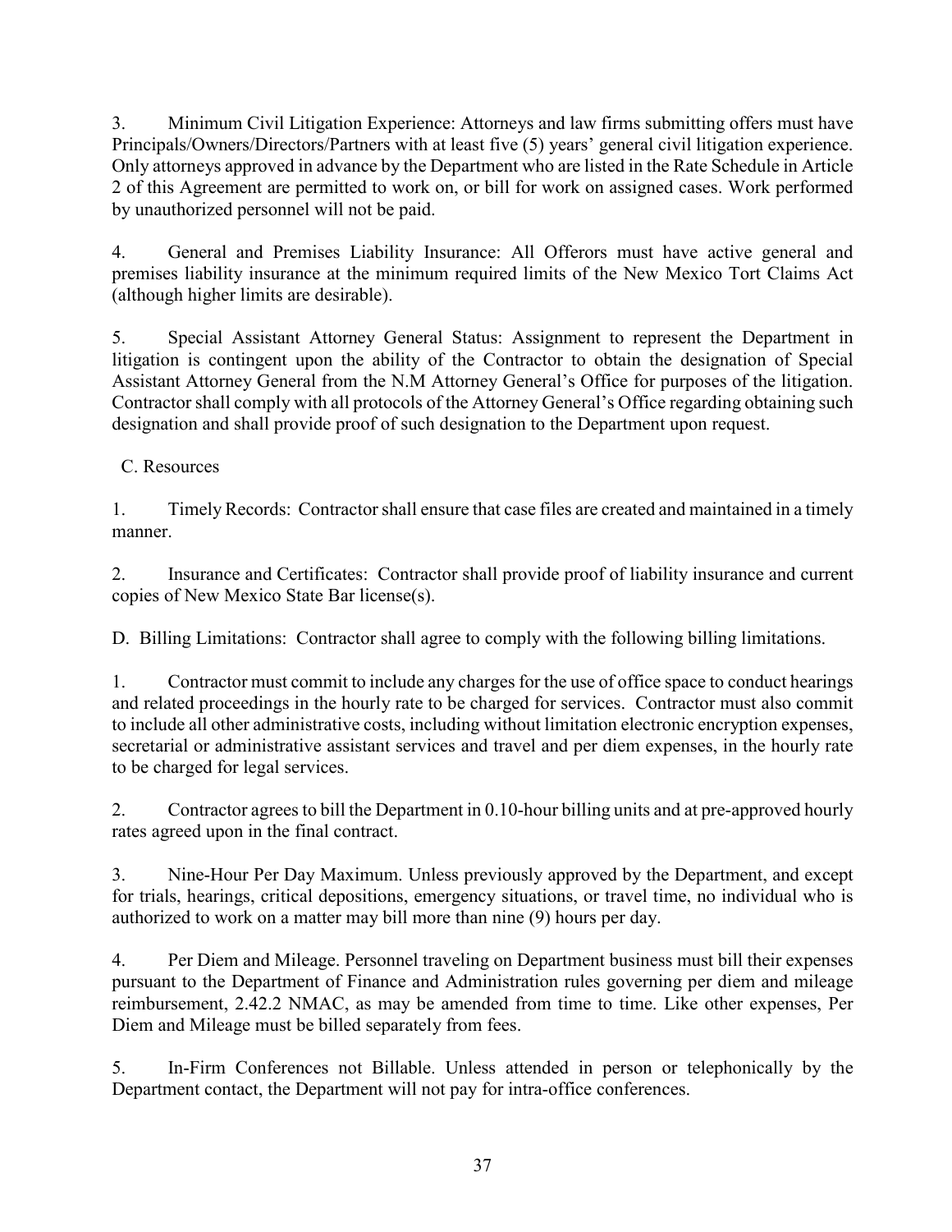3. Minimum Civil Litigation Experience: Attorneys and law firms submitting offers must have Principals/Owners/Directors/Partners with at least five (5) years' general civil litigation experience. Only attorneys approved in advance by the Department who are listed in the Rate Schedule in Article 2 of this Agreement are permitted to work on, or bill for work on assigned cases. Work performed by unauthorized personnel will not be paid.

4. General and Premises Liability Insurance: All Offerors must have active general and premises liability insurance at the minimum required limits of the New Mexico Tort Claims Act (although higher limits are desirable).

5. Special Assistant Attorney General Status: Assignment to represent the Department in litigation is contingent upon the ability of the Contractor to obtain the designation of Special Assistant Attorney General from the N.M Attorney General's Office for purposes of the litigation. Contractor shall comply with all protocols of the Attorney General's Office regarding obtaining such designation and shall provide proof of such designation to the Department upon request.

C. Resources

1. Timely Records: Contractor shall ensure that case files are created and maintained in a timely manner.

2. Insurance and Certificates: Contractor shall provide proof of liability insurance and current copies of New Mexico State Bar license(s).

D. Billing Limitations: Contractor shall agree to comply with the following billing limitations.

1. Contractor must commit to include any charges for the use of office space to conduct hearings and related proceedings in the hourly rate to be charged for services. Contractor must also commit to include all other administrative costs, including without limitation electronic encryption expenses, secretarial or administrative assistant services and travel and per diem expenses, in the hourly rate to be charged for legal services.

2. Contractor agrees to bill the Department in 0.10-hour billing units and at pre-approved hourly rates agreed upon in the final contract.

3. Nine-Hour Per Day Maximum. Unless previously approved by the Department, and except for trials, hearings, critical depositions, emergency situations, or travel time, no individual who is authorized to work on a matter may bill more than nine (9) hours per day.

4. Per Diem and Mileage. Personnel traveling on Department business must bill their expenses pursuant to the Department of Finance and Administration rules governing per diem and mileage reimbursement, 2.42.2 NMAC, as may be amended from time to time. Like other expenses, Per Diem and Mileage must be billed separately from fees.

5. In-Firm Conferences not Billable. Unless attended in person or telephonically by the Department contact, the Department will not pay for intra-office conferences.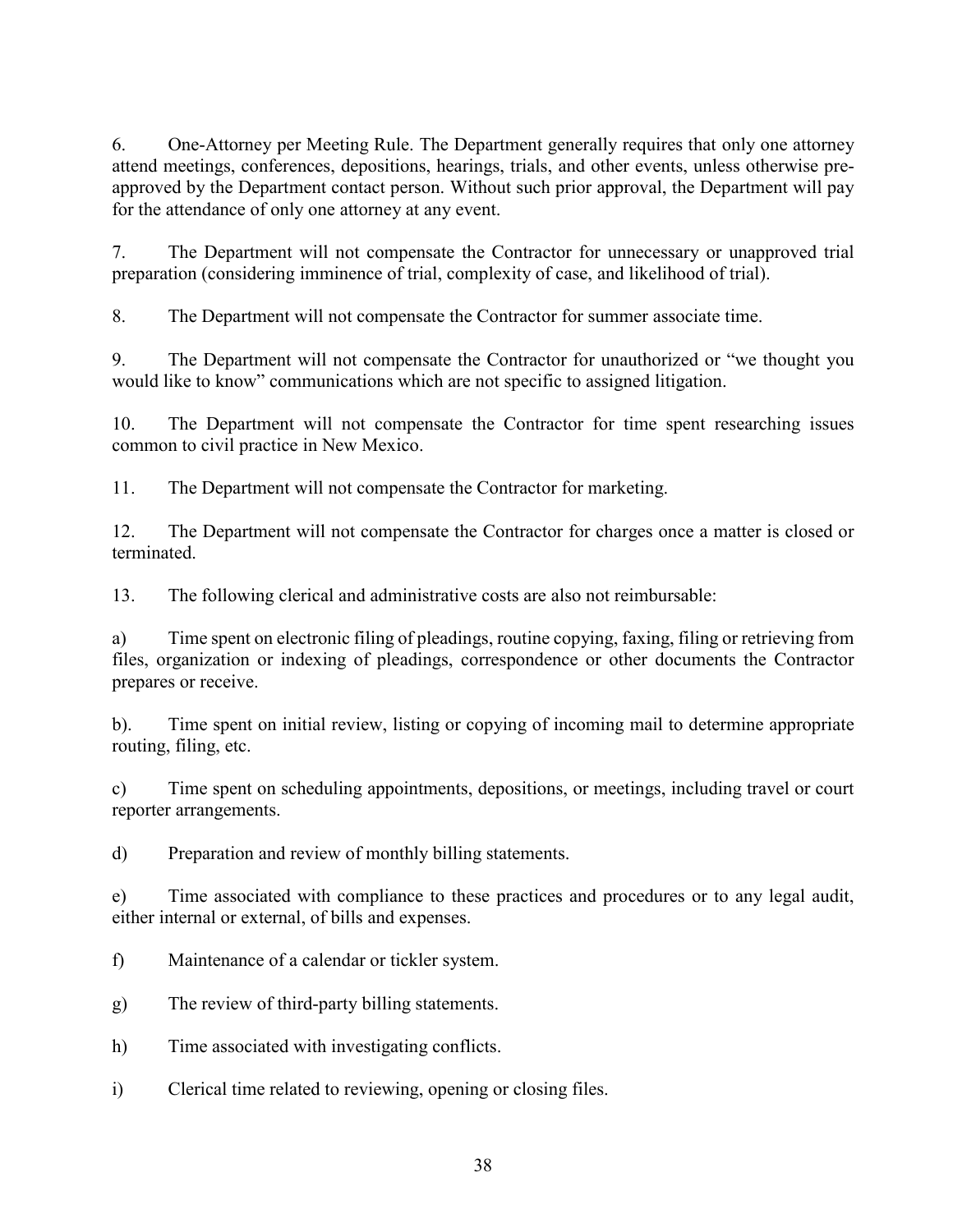6. One-Attorney per Meeting Rule. The Department generally requires that only one attorney attend meetings, conferences, depositions, hearings, trials, and other events, unless otherwise pre-approved by the Department contact person. Without such prior approval, the Department will pay for the attendance of only one attorney at any event.

7. The Department will not compensate the Contractor for unnecessary or unapproved trial preparation (considering imminence of trial, complexity of case, and likelihood of trial).

8. The Department will not compensate the Contractor for summer associate time.

9. The Department will not compensate the Contractor for unauthorized or "we thought you would like to know" communications which are not specific to assigned litigation.

10. The Department will not compensate the Contractor for time spent researching issues common to civil practice in New Mexico.

11. The Department will not compensate the Contractor for marketing.

12. The Department will not compensate the Contractor for charges once a matter is closed or terminated.

13. The following clerical and administrative costs are also not reimbursable:

a) Time spent on electronic filing of pleadings, routine copying, faxing, filing or retrieving from files, organization or indexing of pleadings, correspondence or other documents the Contractor prepares or receive.

b). Time spent on initial review, listing or copying of incoming mail to determine appropriate routing, filing, etc.

c) Time spent on scheduling appointments, depositions, or meetings, including travel or court reporter arrangements.

d) Preparation and review of monthly billing statements.

e) Time associated with compliance to these practices and procedures or to any legal audit, either internal or external, of bills and expenses.

f) Maintenance of a calendar or tickler system.

g) The review of third-party billing statements.

h) Time associated with investigating conflicts.

i) Clerical time related to reviewing, opening or closing files.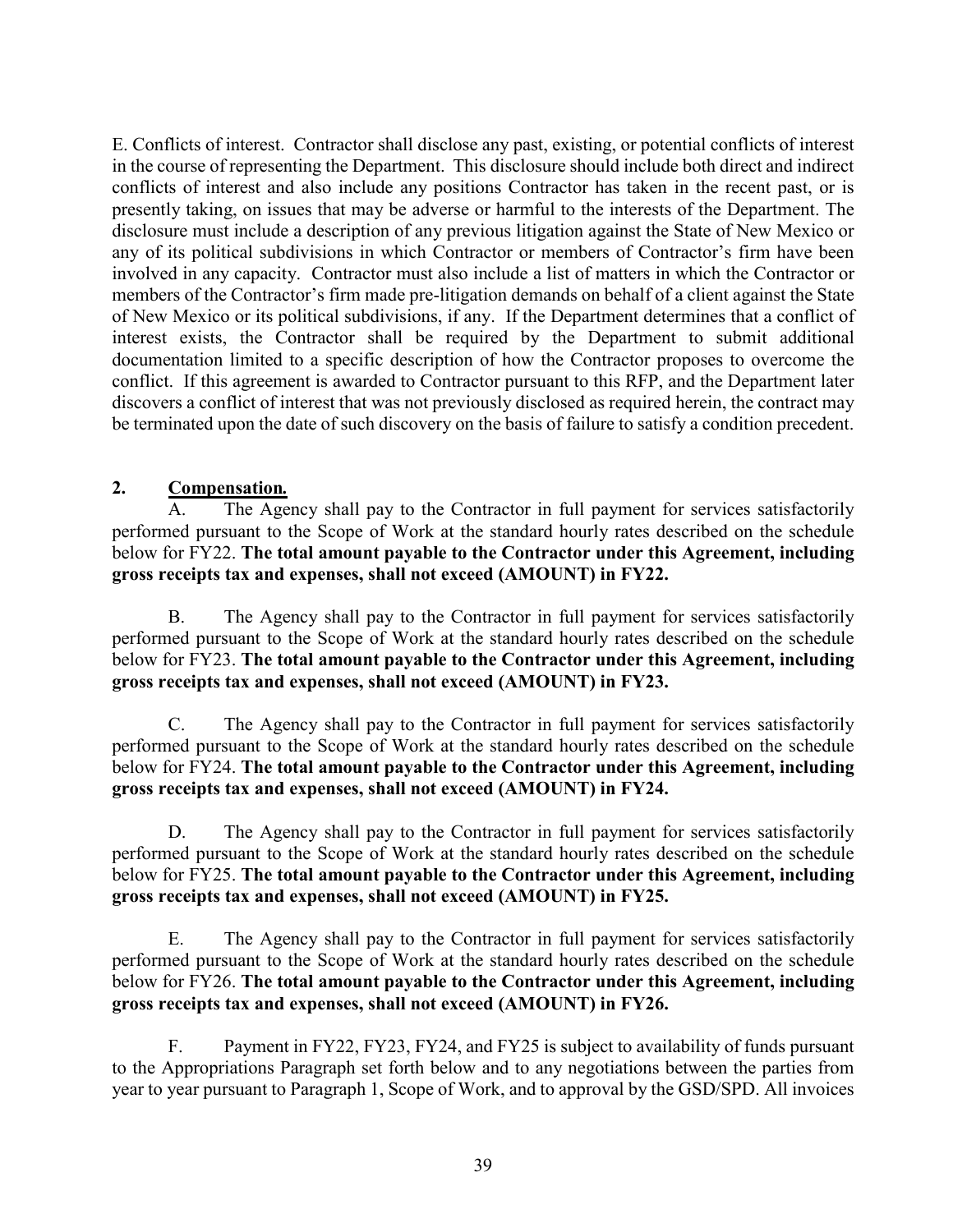E. Conflicts of interest. Contractor shall disclose any past, existing, or potential conflicts of interest in the course of representing the Department. This disclosure should include both direct and indirect conflicts of interest and also include any positions Contractor has taken in the recent past, or is presently taking, on issues that may be adverse or harmful to the interests of the Department. The disclosure must include a description of any previous litigation against the State of New Mexico or any of its political subdivisions in which Contractor or members of Contractor's firm have been involved in any capacity. Contractor must also include a list of matters in which the Contractor or members of the Contractor's firm made pre-litigation demands on behalf of a client against the State of New Mexico or its political subdivisions, if any. If the Department determines that a conflict of interest exists, the Contractor shall be required by the Department to submit additional documentation limited to a specific description of how the Contractor proposes to overcome the conflict. If this agreement is awarded to Contractor pursuant to this RFP, and the Department later discovers a conflict of interest that was not previously disclosed as required herein, the contract may be terminated upon the date of such discovery on the basis of failure to satisfy a condition precedent.

**2. Compensation.**

A. The Agency shall pay to the Contractor in full payment for services satisfactorily performed pursuant to the Scope of Work at the standard hourly rates described on the schedule below for FY22. **The total amount payable to the Contractor under this Agreement, including gross receipts tax and expenses, shall not exceed (AMOUNT) in FY22.**

B. The Agency shall pay to the Contractor in full payment for services satisfactorily performed pursuant to the Scope of Work at the standard hourly rates described on the schedule below for FY23. **The total amount payable to the Contractor under this Agreement, including gross receipts tax and expenses, shall not exceed (AMOUNT) in FY23.**

C. The Agency shall pay to the Contractor in full payment for services satisfactorily performed pursuant to the Scope of Work at the standard hourly rates described on the schedule below for FY24. **The total amount payable to the Contractor under this Agreement, including gross receipts tax and expenses, shall not exceed (AMOUNT) in FY24.**

D. The Agency shall pay to the Contractor in full payment for services satisfactorily performed pursuant to the Scope of Work at the standard hourly rates described on the schedule below for FY25. **The total amount payable to the Contractor under this Agreement, including gross receipts tax and expenses, shall not exceed (AMOUNT) in FY25.**

E. The Agency shall pay to the Contractor in full payment for services satisfactorily performed pursuant to the Scope of Work at the standard hourly rates described on the schedule below for FY26. **The total amount payable to the Contractor under this Agreement, including gross receipts tax and expenses, shall not exceed (AMOUNT) in FY26.**

F. Payment in FY22, FY23, FY24, and FY25 is subject to availability of funds pursuant to the Appropriations Paragraph set forth below and to any negotiations between the parties from year to year pursuant to Paragraph 1, Scope of Work, and to approval by the GSD/SPD. All invoices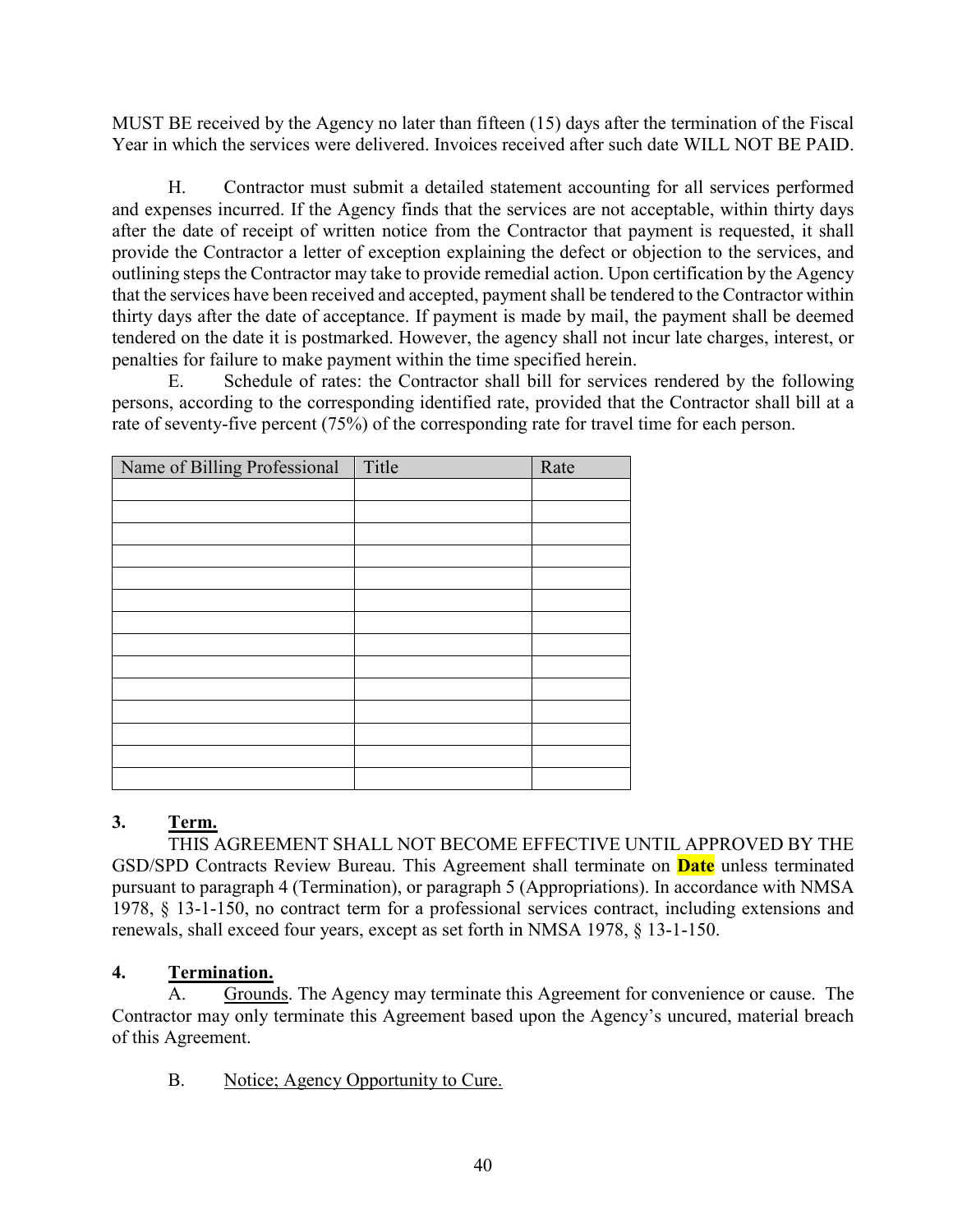MUST BE received by the Agency no later than fifteen (15) days after the termination of the Fiscal Year in which the services were delivered. Invoices received after such date WILL NOT BE PAID.

H. Contractor must submit a detailed statement accounting for all services performed and expenses incurred. If the Agency finds that the services are not acceptable, within thirty days after the date of receipt of written notice from the Contractor that payment is requested, it shall provide the Contractor a letter of exception explaining the defect or objection to the services, and outlining steps the Contractor may take to provide remedial action. Upon certification by the Agency that the services have been received and accepted, payment shall be tendered to the Contractor within thirty days after the date of acceptance. If payment is made by mail, the payment shall be deemed tendered on the date it is postmarked. However, the agency shall not incur late charges, interest, or penalties for failure to make payment within the time specified herein.

E. Schedule of rates: the Contractor shall bill for services rendered by the following persons, according to the corresponding identified rate, provided that the Contractor shall bill at a rate of seventy-five percent (75%) of the corresponding rate for travel time for each person.

| Name of Billing Professional | Title | Rate |
|---|---|---|
| | | |
| | | |
| | | |
| | | |
| | | |
| | | |
| | | |
| | | |
| | | |
| | | |
| | | |
| | | |
| | | |
| | | |

**3. Term.**

THIS AGREEMENT SHALL NOT BECOME EFFECTIVE UNTIL APPROVED BY THE GSD/SPD Contracts Review Bureau. This Agreement shall terminate on **Date** unless terminated pursuant to paragraph 4 (Termination), or paragraph 5 (Appropriations). In accordance with NMSA 1978, § 13-1-150, no contract term for a professional services contract, including extensions and renewals, shall exceed four years, except as set forth in NMSA 1978, § 13-1-150.

**4. Termination.**

A. Grounds. The Agency may terminate this Agreement for convenience or cause. The Contractor may only terminate this Agreement based upon the Agency's uncured, material breach of this Agreement.

B. Notice; Agency Opportunity to Cure.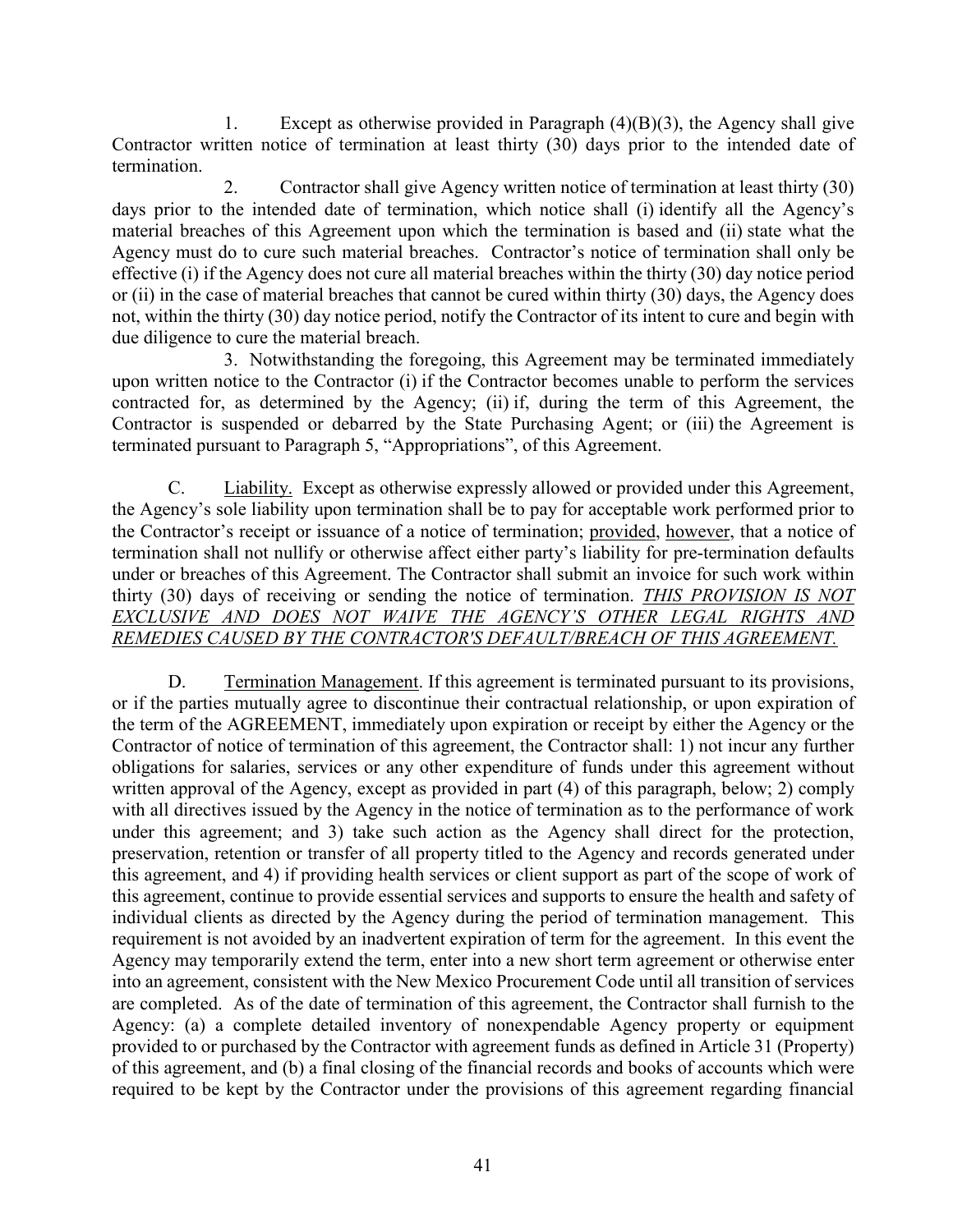1. Except as otherwise provided in Paragraph (4)(B)(3), the Agency shall give Contractor written notice of termination at least thirty (30) days prior to the intended date of termination.

2. Contractor shall give Agency written notice of termination at least thirty (30) days prior to the intended date of termination, which notice shall (i) identify all the Agency's material breaches of this Agreement upon which the termination is based and (ii) state what the Agency must do to cure such material breaches. Contractor's notice of termination shall only be effective (i) if the Agency does not cure all material breaches within the thirty (30) day notice period or (ii) in the case of material breaches that cannot be cured within thirty (30) days, the Agency does not, within the thirty (30) day notice period, notify the Contractor of its intent to cure and begin with due diligence to cure the material breach.

3. Notwithstanding the foregoing, this Agreement may be terminated immediately upon written notice to the Contractor (i) if the Contractor becomes unable to perform the services contracted for, as determined by the Agency; (ii) if, during the term of this Agreement, the Contractor is suspended or debarred by the State Purchasing Agent; or (iii) the Agreement is terminated pursuant to Paragraph 5, "Appropriations", of this Agreement.

C. <u>Liability.</u> Except as otherwise expressly allowed or provided under this Agreement, the Agency's sole liability upon termination shall be to pay for acceptable work performed prior to the Contractor's receipt or issuance of a notice of termination; <u>provided</u>, <u>however</u>, that a notice of termination shall not nullify or otherwise affect either party's liability for pre-termination defaults under or breaches of this Agreement. The Contractor shall submit an invoice for such work within thirty (30) days of receiving or sending the notice of termination. *<u>THIS PROVISION IS NOT EXCLUSIVE AND DOES NOT WAIVE THE AGENCY'S OTHER LEGAL RIGHTS AND REMEDIES CAUSED BY THE CONTRACTOR'S DEFAULT/BREACH OF THIS AGREEMENT.</u>*

D. <u>Termination Management</u>. If this agreement is terminated pursuant to its provisions, or if the parties mutually agree to discontinue their contractual relationship, or upon expiration of the term of the AGREEMENT, immediately upon expiration or receipt by either the Agency or the Contractor of notice of termination of this agreement, the Contractor shall: 1) not incur any further obligations for salaries, services or any other expenditure of funds under this agreement without written approval of the Agency, except as provided in part (4) of this paragraph, below; 2) comply with all directives issued by the Agency in the notice of termination as to the performance of work under this agreement; and 3) take such action as the Agency shall direct for the protection, preservation, retention or transfer of all property titled to the Agency and records generated under this agreement, and 4) if providing health services or client support as part of the scope of work of this agreement, continue to provide essential services and supports to ensure the health and safety of individual clients as directed by the Agency during the period of termination management. This requirement is not avoided by an inadvertent expiration of term for the agreement. In this event the Agency may temporarily extend the term, enter into a new short term agreement or otherwise enter into an agreement, consistent with the New Mexico Procurement Code until all transition of services are completed. As of the date of termination of this agreement, the Contractor shall furnish to the Agency: (a) a complete detailed inventory of nonexpendable Agency property or equipment provided to or purchased by the Contractor with agreement funds as defined in Article 31 (Property) of this agreement, and (b) a final closing of the financial records and books of accounts which were required to be kept by the Contractor under the provisions of this agreement regarding financial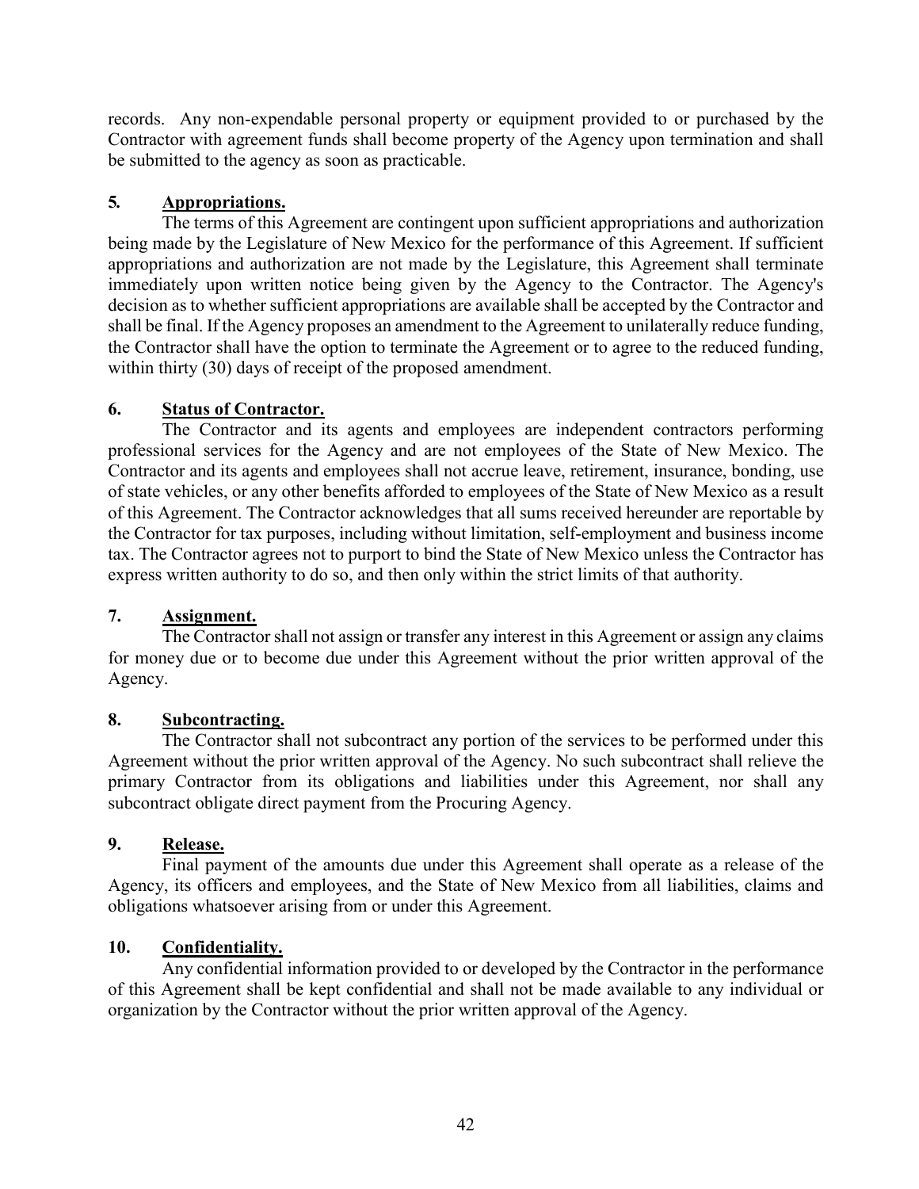records. Any non-expendable personal property or equipment provided to or purchased by the Contractor with agreement funds shall become property of the Agency upon termination and shall be submitted to the agency as soon as practicable.

**5. <u>Appropriations.</u>**

The terms of this Agreement are contingent upon sufficient appropriations and authorization being made by the Legislature of New Mexico for the performance of this Agreement. If sufficient appropriations and authorization are not made by the Legislature, this Agreement shall terminate immediately upon written notice being given by the Agency to the Contractor. The Agency's decision as to whether sufficient appropriations are available shall be accepted by the Contractor and shall be final. If the Agency proposes an amendment to the Agreement to unilaterally reduce funding, the Contractor shall have the option to terminate the Agreement or to agree to the reduced funding, within thirty (30) days of receipt of the proposed amendment.

**6. <u>Status of Contractor.</u>**

The Contractor and its agents and employees are independent contractors performing professional services for the Agency and are not employees of the State of New Mexico. The Contractor and its agents and employees shall not accrue leave, retirement, insurance, bonding, use of state vehicles, or any other benefits afforded to employees of the State of New Mexico as a result of this Agreement. The Contractor acknowledges that all sums received hereunder are reportable by the Contractor for tax purposes, including without limitation, self-employment and business income tax. The Contractor agrees not to purport to bind the State of New Mexico unless the Contractor has express written authority to do so, and then only within the strict limits of that authority.

**7. <u>Assignment.</u>**

The Contractor shall not assign or transfer any interest in this Agreement or assign any claims for money due or to become due under this Agreement without the prior written approval of the Agency.

**8. <u>Subcontracting.</u>**

The Contractor shall not subcontract any portion of the services to be performed under this Agreement without the prior written approval of the Agency. No such subcontract shall relieve the primary Contractor from its obligations and liabilities under this Agreement, nor shall any subcontract obligate direct payment from the Procuring Agency.

**9. <u>Release.</u>**

Final payment of the amounts due under this Agreement shall operate as a release of the Agency, its officers and employees, and the State of New Mexico from all liabilities, claims and obligations whatsoever arising from or under this Agreement.

**10. <u>Confidentiality.</u>**

Any confidential information provided to or developed by the Contractor in the performance of this Agreement shall be kept confidential and shall not be made available to any individual or organization by the Contractor without the prior written approval of the Agency.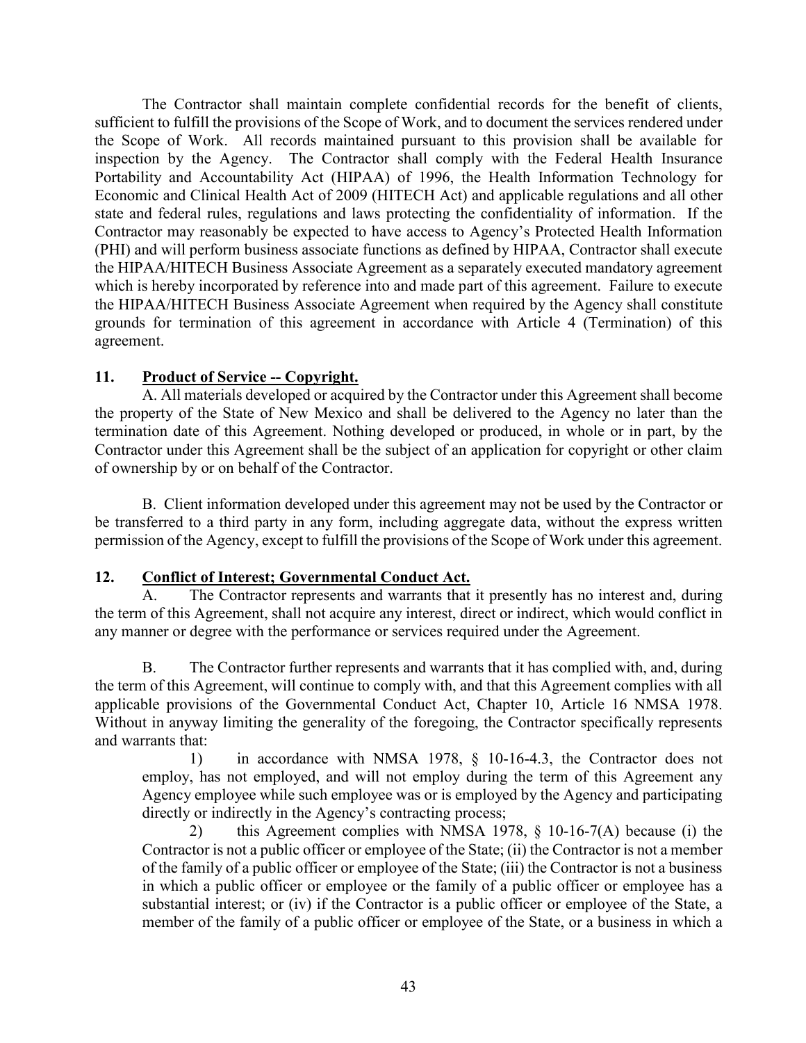The Contractor shall maintain complete confidential records for the benefit of clients, sufficient to fulfill the provisions of the Scope of Work, and to document the services rendered under the Scope of Work. All records maintained pursuant to this provision shall be available for inspection by the Agency. The Contractor shall comply with the Federal Health Insurance Portability and Accountability Act (HIPAA) of 1996, the Health Information Technology for Economic and Clinical Health Act of 2009 (HITECH Act) and applicable regulations and all other state and federal rules, regulations and laws protecting the confidentiality of information. If the Contractor may reasonably be expected to have access to Agency's Protected Health Information (PHI) and will perform business associate functions as defined by HIPAA, Contractor shall execute the HIPAA/HITECH Business Associate Agreement as a separately executed mandatory agreement which is hereby incorporated by reference into and made part of this agreement. Failure to execute the HIPAA/HITECH Business Associate Agreement when required by the Agency shall constitute grounds for termination of this agreement in accordance with Article 4 (Termination) of this agreement.

**11. <u>Product of Service -- Copyright.</u>**

A. All materials developed or acquired by the Contractor under this Agreement shall become the property of the State of New Mexico and shall be delivered to the Agency no later than the termination date of this Agreement. Nothing developed or produced, in whole or in part, by the Contractor under this Agreement shall be the subject of an application for copyright or other claim of ownership by or on behalf of the Contractor.

B. Client information developed under this agreement may not be used by the Contractor or be transferred to a third party in any form, including aggregate data, without the express written permission of the Agency, except to fulfill the provisions of the Scope of Work under this agreement.

**12. <u>Conflict of Interest; Governmental Conduct Act.</u>**

A. The Contractor represents and warrants that it presently has no interest and, during the term of this Agreement, shall not acquire any interest, direct or indirect, which would conflict in any manner or degree with the performance or services required under the Agreement.

B. The Contractor further represents and warrants that it has complied with, and, during the term of this Agreement, will continue to comply with, and that this Agreement complies with all applicable provisions of the Governmental Conduct Act, Chapter 10, Article 16 NMSA 1978. Without in anyway limiting the generality of the foregoing, the Contractor specifically represents and warrants that:

1) in accordance with NMSA 1978, § 10-16-4.3, the Contractor does not employ, has not employed, and will not employ during the term of this Agreement any Agency employee while such employee was or is employed by the Agency and participating directly or indirectly in the Agency's contracting process;

2) this Agreement complies with NMSA 1978, § 10-16-7(A) because (i) the Contractor is not a public officer or employee of the State; (ii) the Contractor is not a member of the family of a public officer or employee of the State; (iii) the Contractor is not a business in which a public officer or employee or the family of a public officer or employee has a substantial interest; or (iv) if the Contractor is a public officer or employee of the State, a member of the family of a public officer or employee of the State, or a business in which a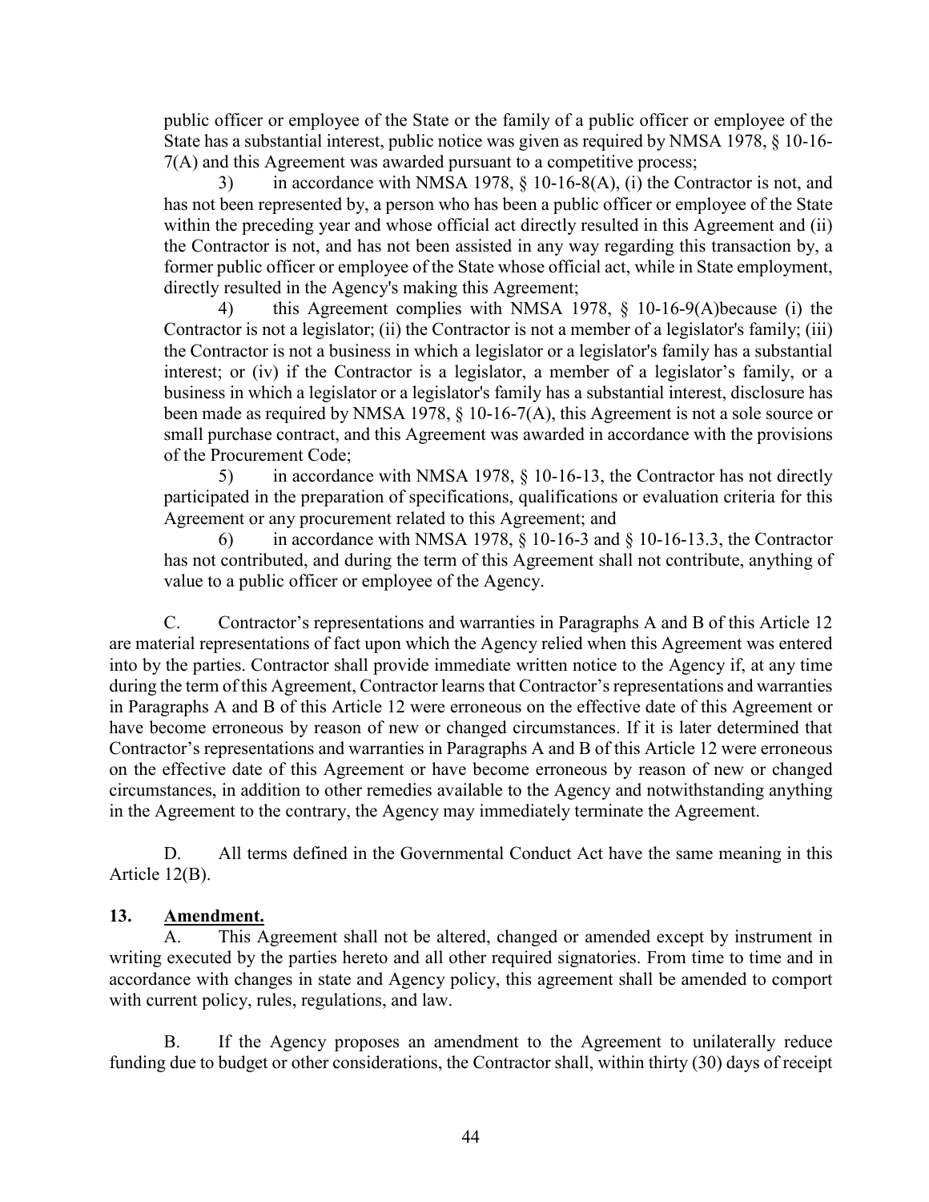public officer or employee of the State or the family of a public officer or employee of the State has a substantial interest, public notice was given as required by NMSA 1978, § 10-16-7(A) and this Agreement was awarded pursuant to a competitive process;

3) in accordance with NMSA 1978, § 10-16-8(A), (i) the Contractor is not, and has not been represented by, a person who has been a public officer or employee of the State within the preceding year and whose official act directly resulted in this Agreement and (ii) the Contractor is not, and has not been assisted in any way regarding this transaction by, a former public officer or employee of the State whose official act, while in State employment, directly resulted in the Agency's making this Agreement;

4) this Agreement complies with NMSA 1978, § 10-16-9(A)because (i) the Contractor is not a legislator; (ii) the Contractor is not a member of a legislator's family; (iii) the Contractor is not a business in which a legislator or a legislator's family has a substantial interest; or (iv) if the Contractor is a legislator, a member of a legislator's family, or a business in which a legislator or a legislator's family has a substantial interest, disclosure has been made as required by NMSA 1978, § 10-16-7(A), this Agreement is not a sole source or small purchase contract, and this Agreement was awarded in accordance with the provisions of the Procurement Code;

5) in accordance with NMSA 1978, § 10-16-13, the Contractor has not directly participated in the preparation of specifications, qualifications or evaluation criteria for this Agreement or any procurement related to this Agreement; and

6) in accordance with NMSA 1978, § 10-16-3 and § 10-16-13.3, the Contractor has not contributed, and during the term of this Agreement shall not contribute, anything of value to a public officer or employee of the Agency.

C. Contractor's representations and warranties in Paragraphs A and B of this Article 12 are material representations of fact upon which the Agency relied when this Agreement was entered into by the parties. Contractor shall provide immediate written notice to the Agency if, at any time during the term of this Agreement, Contractor learns that Contractor's representations and warranties in Paragraphs A and B of this Article 12 were erroneous on the effective date of this Agreement or have become erroneous by reason of new or changed circumstances. If it is later determined that Contractor's representations and warranties in Paragraphs A and B of this Article 12 were erroneous on the effective date of this Agreement or have become erroneous by reason of new or changed circumstances, in addition to other remedies available to the Agency and notwithstanding anything in the Agreement to the contrary, the Agency may immediately terminate the Agreement.

D. All terms defined in the Governmental Conduct Act have the same meaning in this Article 12(B).

**13. Amendment.**

A. This Agreement shall not be altered, changed or amended except by instrument in writing executed by the parties hereto and all other required signatories. From time to time and in accordance with changes in state and Agency policy, this agreement shall be amended to comport with current policy, rules, regulations, and law.

B. If the Agency proposes an amendment to the Agreement to unilaterally reduce funding due to budget or other considerations, the Contractor shall, within thirty (30) days of receipt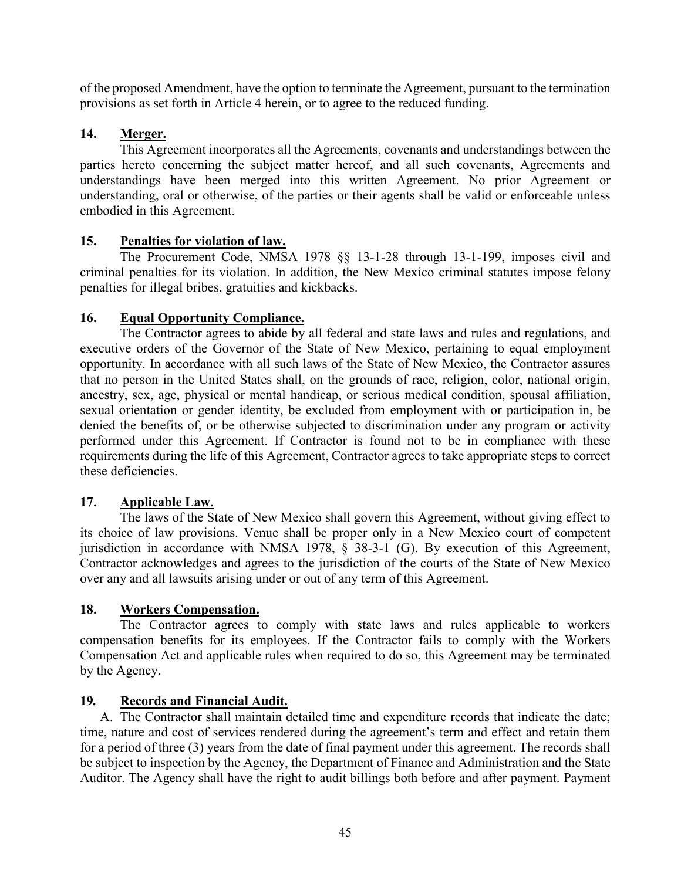of the proposed Amendment, have the option to terminate the Agreement, pursuant to the termination provisions as set forth in Article 4 herein, or to agree to the reduced funding.

**14. Merger.**

This Agreement incorporates all the Agreements, covenants and understandings between the parties hereto concerning the subject matter hereof, and all such covenants, Agreements and understandings have been merged into this written Agreement. No prior Agreement or understanding, oral or otherwise, of the parties or their agents shall be valid or enforceable unless embodied in this Agreement.

**15. Penalties for violation of law.**

The Procurement Code, NMSA 1978 §§ 13-1-28 through 13-1-199, imposes civil and criminal penalties for its violation. In addition, the New Mexico criminal statutes impose felony penalties for illegal bribes, gratuities and kickbacks.

**16. Equal Opportunity Compliance.**

The Contractor agrees to abide by all federal and state laws and rules and regulations, and executive orders of the Governor of the State of New Mexico, pertaining to equal employment opportunity. In accordance with all such laws of the State of New Mexico, the Contractor assures that no person in the United States shall, on the grounds of race, religion, color, national origin, ancestry, sex, age, physical or mental handicap, or serious medical condition, spousal affiliation, sexual orientation or gender identity, be excluded from employment with or participation in, be denied the benefits of, or be otherwise subjected to discrimination under any program or activity performed under this Agreement. If Contractor is found not to be in compliance with these requirements during the life of this Agreement, Contractor agrees to take appropriate steps to correct these deficiencies.

**17. Applicable Law.**

The laws of the State of New Mexico shall govern this Agreement, without giving effect to its choice of law provisions. Venue shall be proper only in a New Mexico court of competent jurisdiction in accordance with NMSA 1978, § 38-3-1 (G). By execution of this Agreement, Contractor acknowledges and agrees to the jurisdiction of the courts of the State of New Mexico over any and all lawsuits arising under or out of any term of this Agreement.

**18. Workers Compensation.**

The Contractor agrees to comply with state laws and rules applicable to workers compensation benefits for its employees. If the Contractor fails to comply with the Workers Compensation Act and applicable rules when required to do so, this Agreement may be terminated by the Agency.

**19. Records and Financial Audit.**

A. The Contractor shall maintain detailed time and expenditure records that indicate the date; time, nature and cost of services rendered during the agreement's term and effect and retain them for a period of three (3) years from the date of final payment under this agreement. The records shall be subject to inspection by the Agency, the Department of Finance and Administration and the State Auditor. The Agency shall have the right to audit billings both before and after payment. Payment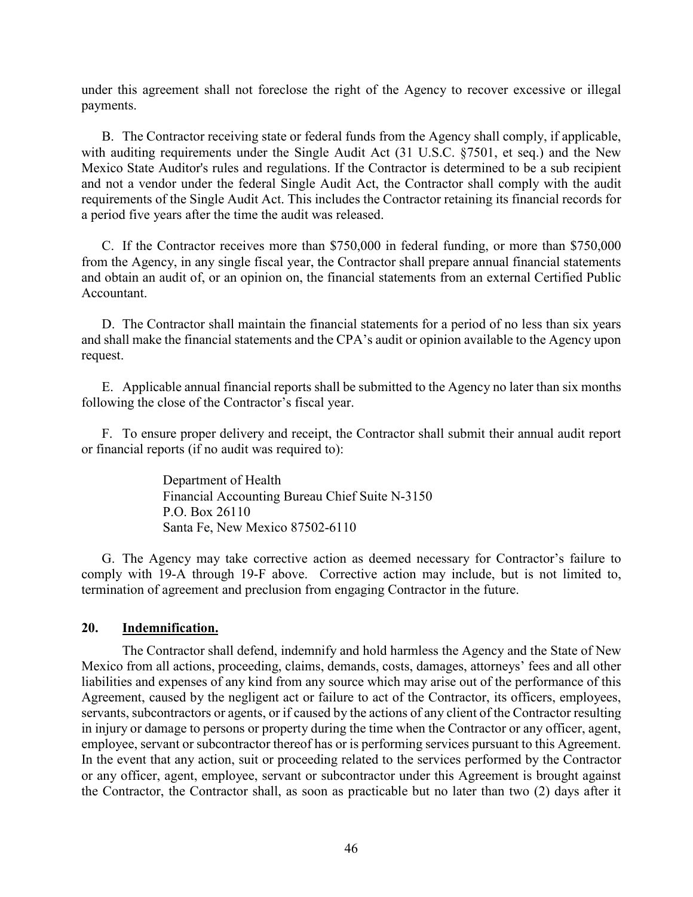under this agreement shall not foreclose the right of the Agency to recover excessive or illegal payments.

B. The Contractor receiving state or federal funds from the Agency shall comply, if applicable, with auditing requirements under the Single Audit Act (31 U.S.C. §7501, et seq.) and the New Mexico State Auditor's rules and regulations. If the Contractor is determined to be a sub recipient and not a vendor under the federal Single Audit Act, the Contractor shall comply with the audit requirements of the Single Audit Act. This includes the Contractor retaining its financial records for a period five years after the time the audit was released.

C. If the Contractor receives more than $750,000 in federal funding, or more than $750,000 from the Agency, in any single fiscal year, the Contractor shall prepare annual financial statements and obtain an audit of, or an opinion on, the financial statements from an external Certified Public Accountant.

D. The Contractor shall maintain the financial statements for a period of no less than six years and shall make the financial statements and the CPA's audit or opinion available to the Agency upon request.

E. Applicable annual financial reports shall be submitted to the Agency no later than six months following the close of the Contractor's fiscal year.

F. To ensure proper delivery and receipt, the Contractor shall submit their annual audit report or financial reports (if no audit was required to):

> Department of Health
> Financial Accounting Bureau Chief Suite N-3150
> P.O. Box 26110
> Santa Fe, New Mexico 87502-6110

G. The Agency may take corrective action as deemed necessary for Contractor's failure to comply with 19-A through 19-F above. Corrective action may include, but is not limited to, termination of agreement and preclusion from engaging Contractor in the future.

**20. Indemnification.**

The Contractor shall defend, indemnify and hold harmless the Agency and the State of New Mexico from all actions, proceeding, claims, demands, costs, damages, attorneys' fees and all other liabilities and expenses of any kind from any source which may arise out of the performance of this Agreement, caused by the negligent act or failure to act of the Contractor, its officers, employees, servants, subcontractors or agents, or if caused by the actions of any client of the Contractor resulting in injury or damage to persons or property during the time when the Contractor or any officer, agent, employee, servant or subcontractor thereof has or is performing services pursuant to this Agreement. In the event that any action, suit or proceeding related to the services performed by the Contractor or any officer, agent, employee, servant or subcontractor under this Agreement is brought against the Contractor, the Contractor shall, as soon as practicable but no later than two (2) days after it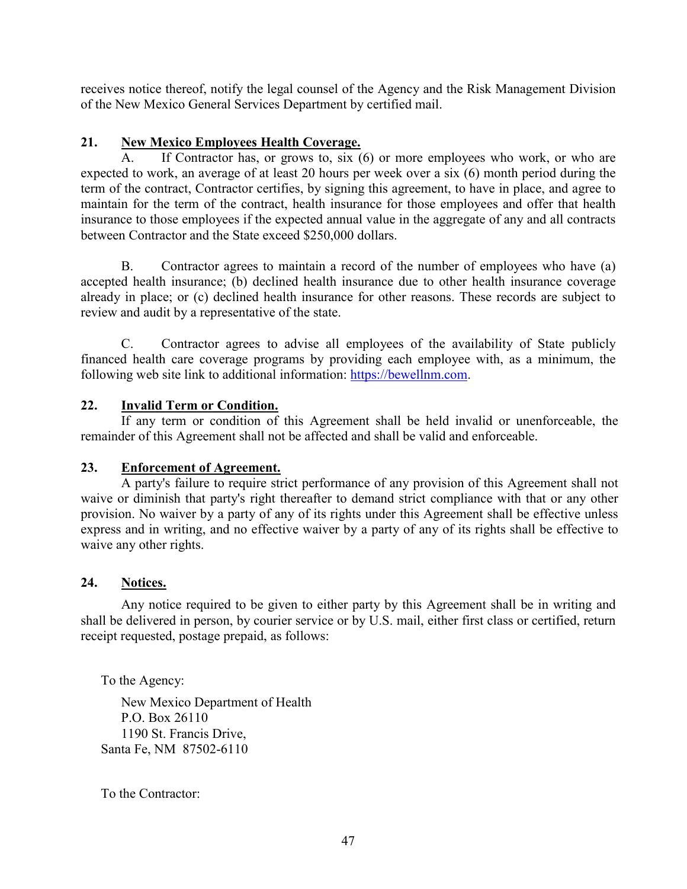receives notice thereof, notify the legal counsel of the Agency and the Risk Management Division of the New Mexico General Services Department by certified mail.

**21. New Mexico Employees Health Coverage.**

A. If Contractor has, or grows to, six (6) or more employees who work, or who are expected to work, an average of at least 20 hours per week over a six (6) month period during the term of the contract, Contractor certifies, by signing this agreement, to have in place, and agree to maintain for the term of the contract, health insurance for those employees and offer that health insurance to those employees if the expected annual value in the aggregate of any and all contracts between Contractor and the State exceed $250,000 dollars.

B. Contractor agrees to maintain a record of the number of employees who have (a) accepted health insurance; (b) declined health insurance due to other health insurance coverage already in place; or (c) declined health insurance for other reasons. These records are subject to review and audit by a representative of the state.

C. Contractor agrees to advise all employees of the availability of State publicly financed health care coverage programs by providing each employee with, as a minimum, the following web site link to additional information: https://bewellnm.com.

**22. Invalid Term or Condition.**

If any term or condition of this Agreement shall be held invalid or unenforceable, the remainder of this Agreement shall not be affected and shall be valid and enforceable.

**23. Enforcement of Agreement.**

A party's failure to require strict performance of any provision of this Agreement shall not waive or diminish that party's right thereafter to demand strict compliance with that or any other provision. No waiver by a party of any of its rights under this Agreement shall be effective unless express and in writing, and no effective waiver by a party of any of its rights shall be effective to waive any other rights.

**24. Notices.**

Any notice required to be given to either party by this Agreement shall be in writing and shall be delivered in person, by courier service or by U.S. mail, either first class or certified, return receipt requested, postage prepaid, as follows:

To the Agency:

New Mexico Department of Health
P.O. Box 26110
1190 St. Francis Drive,
Santa Fe, NM 87502-6110

To the Contractor: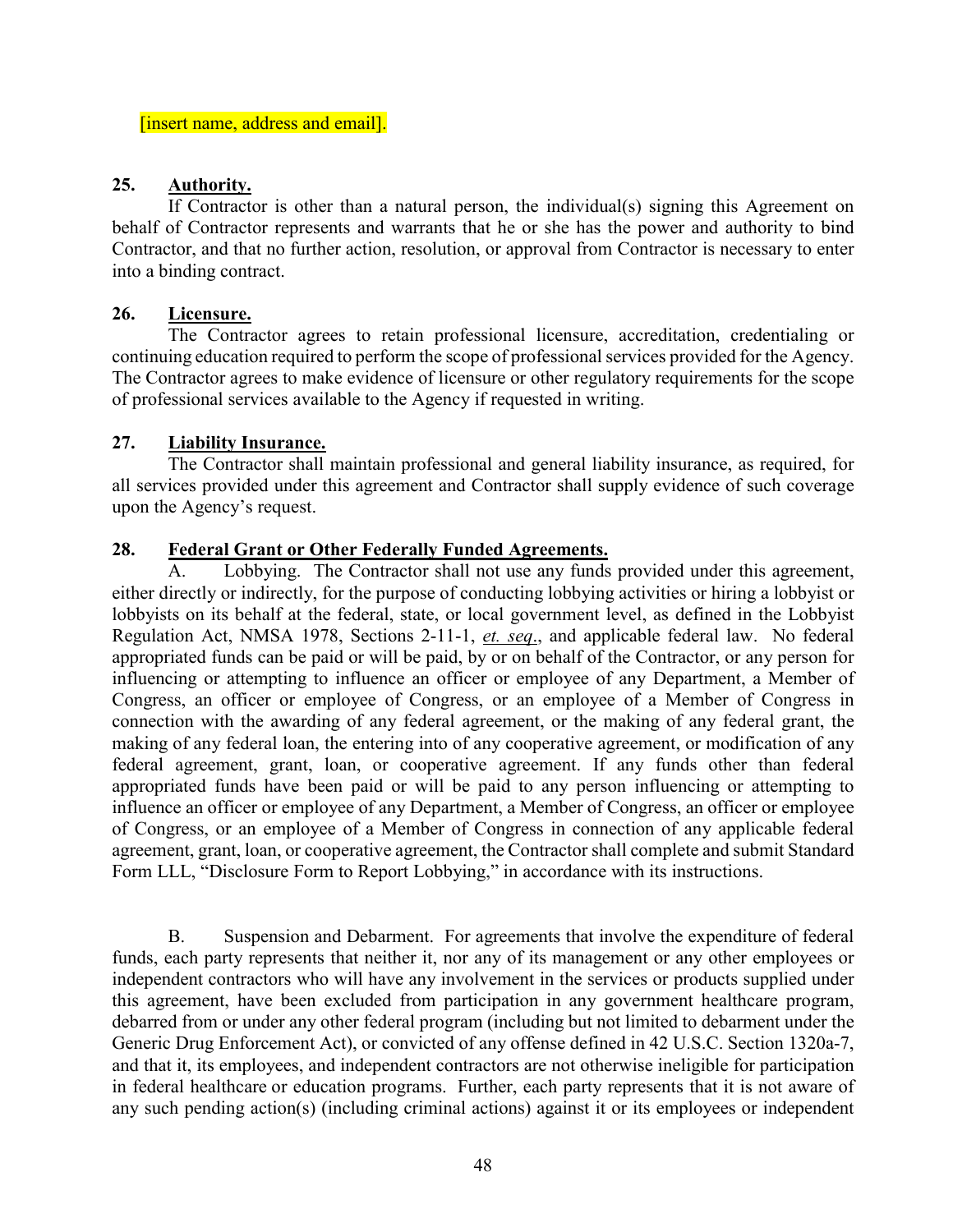[insert name, address and email].

**25. Authority.**

If Contractor is other than a natural person, the individual(s) signing this Agreement on behalf of Contractor represents and warrants that he or she has the power and authority to bind Contractor, and that no further action, resolution, or approval from Contractor is necessary to enter into a binding contract.

**26. Licensure.**

The Contractor agrees to retain professional licensure, accreditation, credentialing or continuing education required to perform the scope of professional services provided for the Agency. The Contractor agrees to make evidence of licensure or other regulatory requirements for the scope of professional services available to the Agency if requested in writing.

**27. Liability Insurance.**

The Contractor shall maintain professional and general liability insurance, as required, for all services provided under this agreement and Contractor shall supply evidence of such coverage upon the Agency's request.

**28. Federal Grant or Other Federally Funded Agreements.**

A. Lobbying. The Contractor shall not use any funds provided under this agreement, either directly or indirectly, for the purpose of conducting lobbying activities or hiring a lobbyist or lobbyists on its behalf at the federal, state, or local government level, as defined in the Lobbyist Regulation Act, NMSA 1978, Sections 2-11-1, *et. seq*., and applicable federal law. No federal appropriated funds can be paid or will be paid, by or on behalf of the Contractor, or any person for influencing or attempting to influence an officer or employee of any Department, a Member of Congress, an officer or employee of Congress, or an employee of a Member of Congress in connection with the awarding of any federal agreement, or the making of any federal grant, the making of any federal loan, the entering into of any cooperative agreement, or modification of any federal agreement, grant, loan, or cooperative agreement. If any funds other than federal appropriated funds have been paid or will be paid to any person influencing or attempting to influence an officer or employee of any Department, a Member of Congress, an officer or employee of Congress, or an employee of a Member of Congress in connection of any applicable federal agreement, grant, loan, or cooperative agreement, the Contractor shall complete and submit Standard Form LLL, "Disclosure Form to Report Lobbying," in accordance with its instructions.

B. Suspension and Debarment. For agreements that involve the expenditure of federal funds, each party represents that neither it, nor any of its management or any other employees or independent contractors who will have any involvement in the services or products supplied under this agreement, have been excluded from participation in any government healthcare program, debarred from or under any other federal program (including but not limited to debarment under the Generic Drug Enforcement Act), or convicted of any offense defined in 42 U.S.C. Section 1320a-7, and that it, its employees, and independent contractors are not otherwise ineligible for participation in federal healthcare or education programs. Further, each party represents that it is not aware of any such pending action(s) (including criminal actions) against it or its employees or independent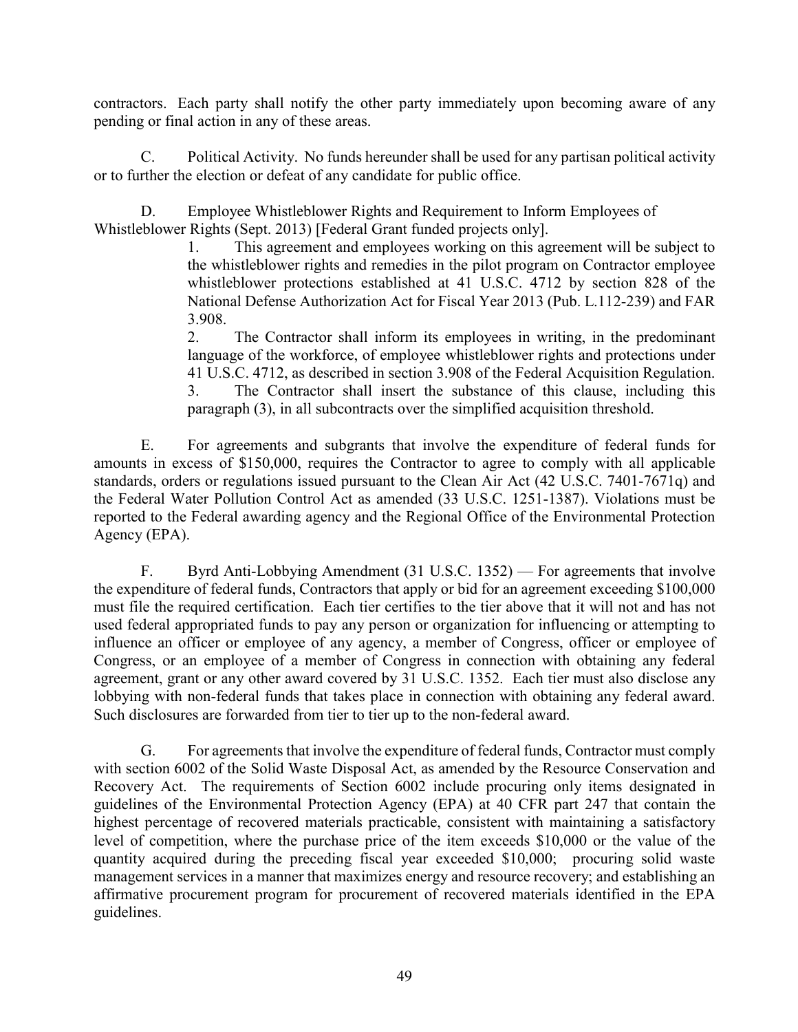contractors. Each party shall notify the other party immediately upon becoming aware of any pending or final action in any of these areas.

C. Political Activity. No funds hereunder shall be used for any partisan political activity or to further the election or defeat of any candidate for public office.

D. Employee Whistleblower Rights and Requirement to Inform Employees of Whistleblower Rights (Sept. 2013) [Federal Grant funded projects only].

1. This agreement and employees working on this agreement will be subject to the whistleblower rights and remedies in the pilot program on Contractor employee whistleblower protections established at 41 U.S.C. 4712 by section 828 of the National Defense Authorization Act for Fiscal Year 2013 (Pub. L.112-239) and FAR 3.908.
2. The Contractor shall inform its employees in writing, in the predominant language of the workforce, of employee whistleblower rights and protections under 41 U.S.C. 4712, as described in section 3.908 of the Federal Acquisition Regulation.
3. The Contractor shall insert the substance of this clause, including this paragraph (3), in all subcontracts over the simplified acquisition threshold.

E. For agreements and subgrants that involve the expenditure of federal funds for amounts in excess of $150,000, requires the Contractor to agree to comply with all applicable standards, orders or regulations issued pursuant to the Clean Air Act (42 U.S.C. 7401-7671q) and the Federal Water Pollution Control Act as amended (33 U.S.C. 1251-1387). Violations must be reported to the Federal awarding agency and the Regional Office of the Environmental Protection Agency (EPA).

F. Byrd Anti-Lobbying Amendment (31 U.S.C. 1352) — For agreements that involve the expenditure of federal funds, Contractors that apply or bid for an agreement exceeding $100,000 must file the required certification. Each tier certifies to the tier above that it will not and has not used federal appropriated funds to pay any person or organization for influencing or attempting to influence an officer or employee of any agency, a member of Congress, officer or employee of Congress, or an employee of a member of Congress in connection with obtaining any federal agreement, grant or any other award covered by 31 U.S.C. 1352. Each tier must also disclose any lobbying with non-federal funds that takes place in connection with obtaining any federal award. Such disclosures are forwarded from tier to tier up to the non-federal award.

G. For agreements that involve the expenditure of federal funds, Contractor must comply with section 6002 of the Solid Waste Disposal Act, as amended by the Resource Conservation and Recovery Act. The requirements of Section 6002 include procuring only items designated in guidelines of the Environmental Protection Agency (EPA) at 40 CFR part 247 that contain the highest percentage of recovered materials practicable, consistent with maintaining a satisfactory level of competition, where the purchase price of the item exceeds $10,000 or the value of the quantity acquired during the preceding fiscal year exceeded $10,000; procuring solid waste management services in a manner that maximizes energy and resource recovery; and establishing an affirmative procurement program for procurement of recovered materials identified in the EPA guidelines.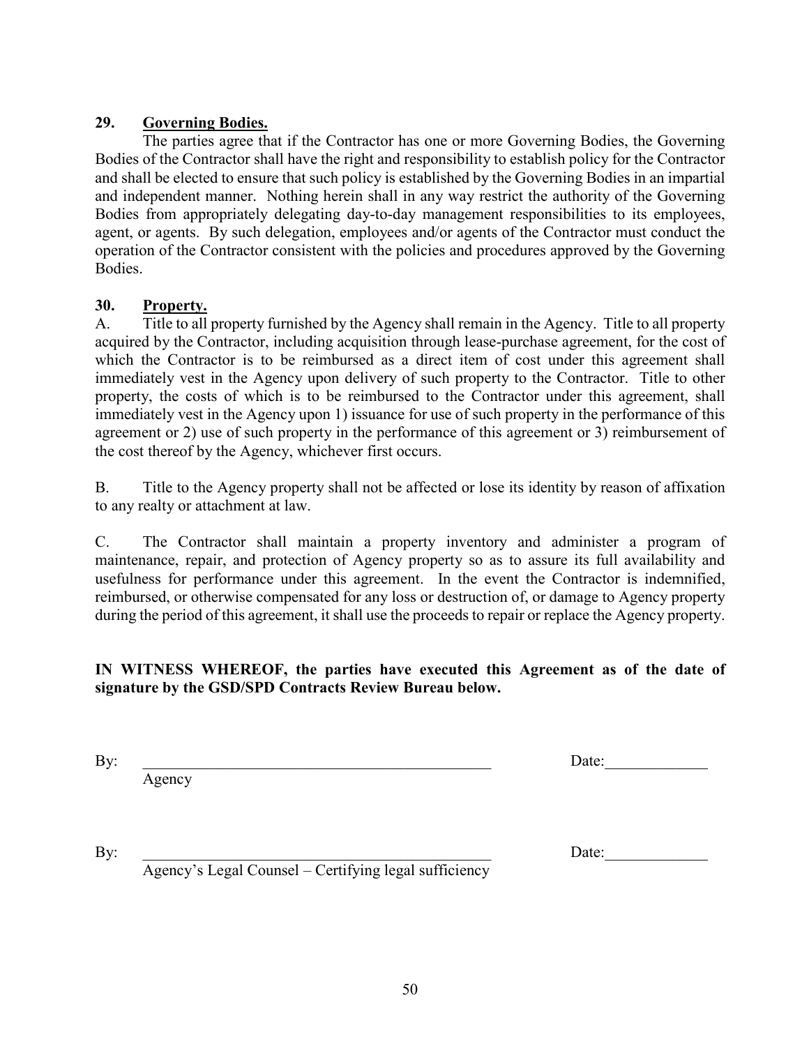**29. Governing Bodies.**

The parties agree that if the Contractor has one or more Governing Bodies, the Governing Bodies of the Contractor shall have the right and responsibility to establish policy for the Contractor and shall be elected to ensure that such policy is established by the Governing Bodies in an impartial and independent manner. Nothing herein shall in any way restrict the authority of the Governing Bodies from appropriately delegating day-to-day management responsibilities to its employees, agent, or agents. By such delegation, employees and/or agents of the Contractor must conduct the operation of the Contractor consistent with the policies and procedures approved by the Governing Bodies.

**30. Property.**

A. Title to all property furnished by the Agency shall remain in the Agency. Title to all property acquired by the Contractor, including acquisition through lease-purchase agreement, for the cost of which the Contractor is to be reimbursed as a direct item of cost under this agreement shall immediately vest in the Agency upon delivery of such property to the Contractor. Title to other property, the costs of which is to be reimbursed to the Contractor under this agreement, shall immediately vest in the Agency upon 1) issuance for use of such property in the performance of this agreement or 2) use of such property in the performance of this agreement or 3) reimbursement of the cost thereof by the Agency, whichever first occurs.

B. Title to the Agency property shall not be affected or lose its identity by reason of affixation to any realty or attachment at law.

C. The Contractor shall maintain a property inventory and administer a program of maintenance, repair, and protection of Agency property so as to assure its full availability and usefulness for performance under this agreement. In the event the Contractor is indemnified, reimbursed, or otherwise compensated for any loss or destruction of, or damage to Agency property during the period of this agreement, it shall use the proceeds to repair or replace the Agency property.

**IN WITNESS WHEREOF, the parties have executed this Agreement as of the date of signature by the GSD/SPD Contracts Review Bureau below.**

By: \_\_\_\_\_\_\_\_\_\_\_\_\_\_\_\_\_\_\_\_\_\_\_\_\_\_\_\_\_\_\_\_\_\_\_\_\_\_\_\_\_\_\_\_\_ Date:\_\_\_\_\_\_\_\_\_\_\_\_\_
Agency

By: \_\_\_\_\_\_\_\_\_\_\_\_\_\_\_\_\_\_\_\_\_\_\_\_\_\_\_\_\_\_\_\_\_\_\_\_\_\_\_\_\_\_\_\_\_ Date:\_\_\_\_\_\_\_\_\_\_\_\_\_
Agency's Legal Counsel – Certifying legal sufficiency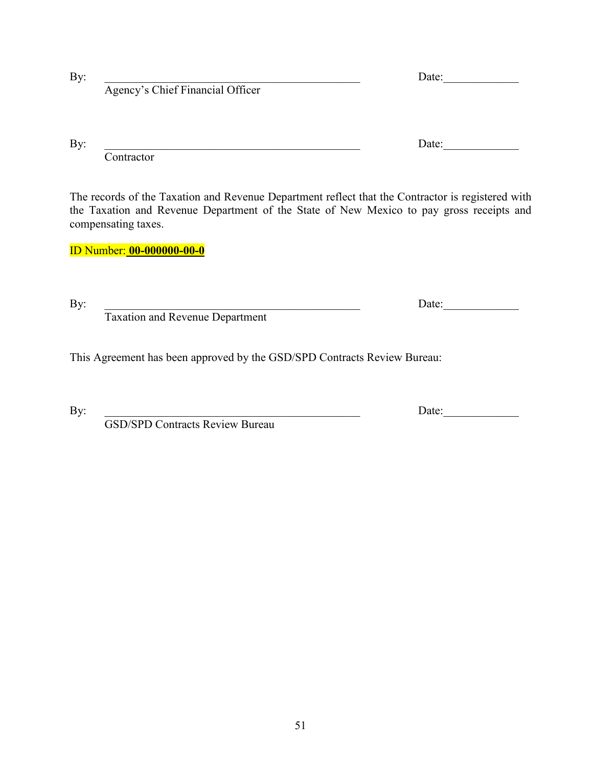By: _____________________________________________ Date:_____________
Agency's Chief Financial Officer

By: _____________________________________________ Date:_____________
Contractor

The records of the Taxation and Revenue Department reflect that the Contractor is registered with the Taxation and Revenue Department of the State of New Mexico to pay gross receipts and compensating taxes.

ID Number: **00-000000-00-0**

By: _____________________________________________ Date:_____________
Taxation and Revenue Department

This Agreement has been approved by the GSD/SPD Contracts Review Bureau:

By: _____________________________________________ Date:_____________
GSD/SPD Contracts Review Bureau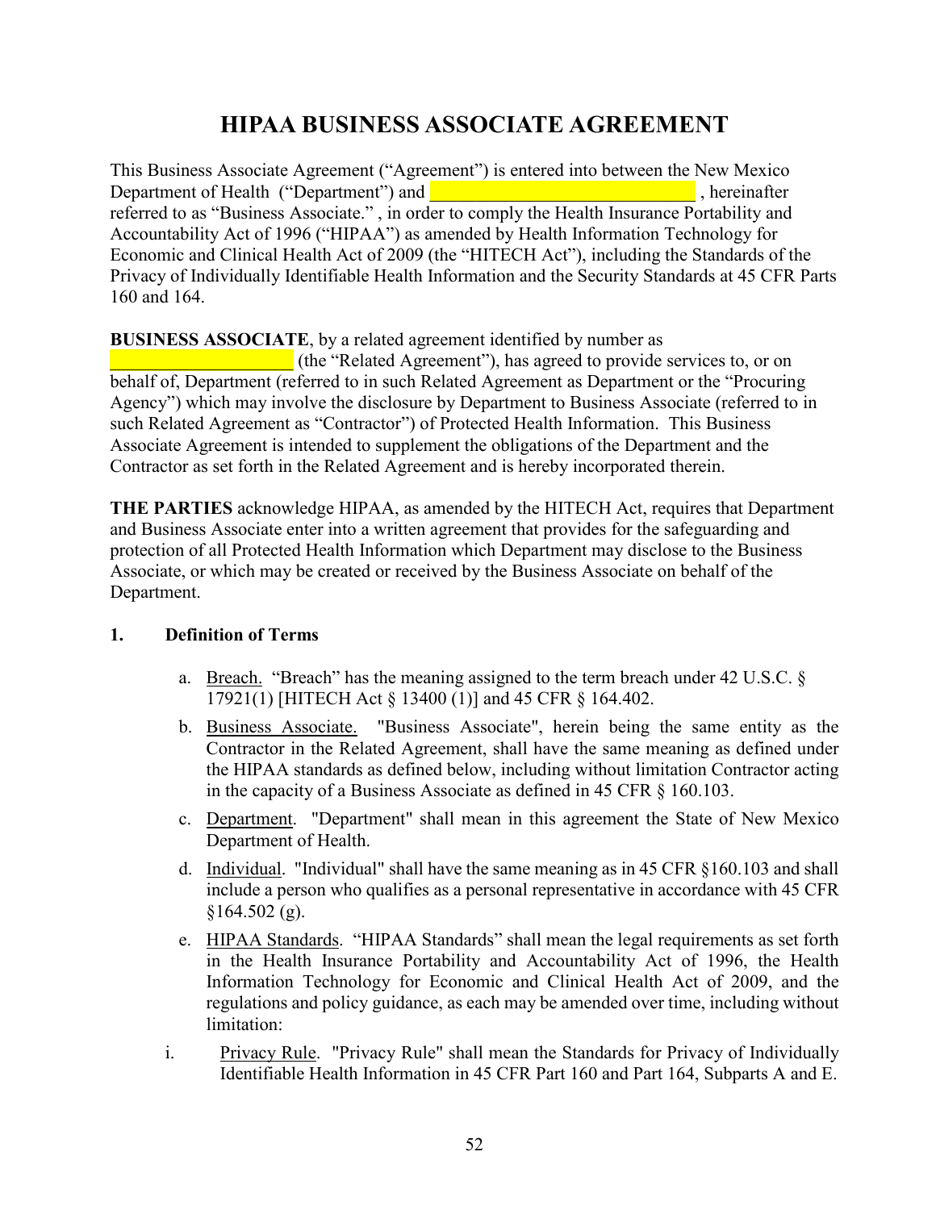# HIPAA BUSINESS ASSOCIATE AGREEMENT

This Business Associate Agreement ("Agreement") is entered into between the New Mexico Department of Health ("Department") and ______________________________ , hereinafter referred to as "Business Associate." , in order to comply the Health Insurance Portability and Accountability Act of 1996 ("HIPAA") as amended by Health Information Technology for Economic and Clinical Health Act of 2009 (the "HITECH Act"), including the Standards of the Privacy of Individually Identifiable Health Information and the Security Standards at 45 CFR Parts 160 and 164.

**BUSINESS ASSOCIATE**, by a related agreement identified by number as ____________________ (the "Related Agreement"), has agreed to provide services to, or on behalf of, Department (referred to in such Related Agreement as Department or the "Procuring Agency") which may involve the disclosure by Department to Business Associate (referred to in such Related Agreement as "Contractor") of Protected Health Information. This Business Associate Agreement is intended to supplement the obligations of the Department and the Contractor as set forth in the Related Agreement and is hereby incorporated therein.

**THE PARTIES** acknowledge HIPAA, as amended by the HITECH Act, requires that Department and Business Associate enter into a written agreement that provides for the safeguarding and protection of all Protected Health Information which Department may disclose to the Business Associate, or which may be created or received by the Business Associate on behalf of the Department.

## 1. Definition of Terms

a. Breach. "Breach" has the meaning assigned to the term breach under 42 U.S.C. § 17921(1) [HITECH Act § 13400 (1)] and 45 CFR § 164.402.

b. Business Associate. "Business Associate", herein being the same entity as the Contractor in the Related Agreement, shall have the same meaning as defined under the HIPAA standards as defined below, including without limitation Contractor acting in the capacity of a Business Associate as defined in 45 CFR § 160.103.

c. Department. "Department" shall mean in this agreement the State of New Mexico Department of Health.

d. Individual. "Individual" shall have the same meaning as in 45 CFR §160.103 and shall include a person who qualifies as a personal representative in accordance with 45 CFR §164.502 (g).

e. HIPAA Standards. "HIPAA Standards" shall mean the legal requirements as set forth in the Health Insurance Portability and Accountability Act of 1996, the Health Information Technology for Economic and Clinical Health Act of 2009, and the regulations and policy guidance, as each may be amended over time, including without limitation:

i. Privacy Rule. "Privacy Rule" shall mean the Standards for Privacy of Individually Identifiable Health Information in 45 CFR Part 160 and Part 164, Subparts A and E.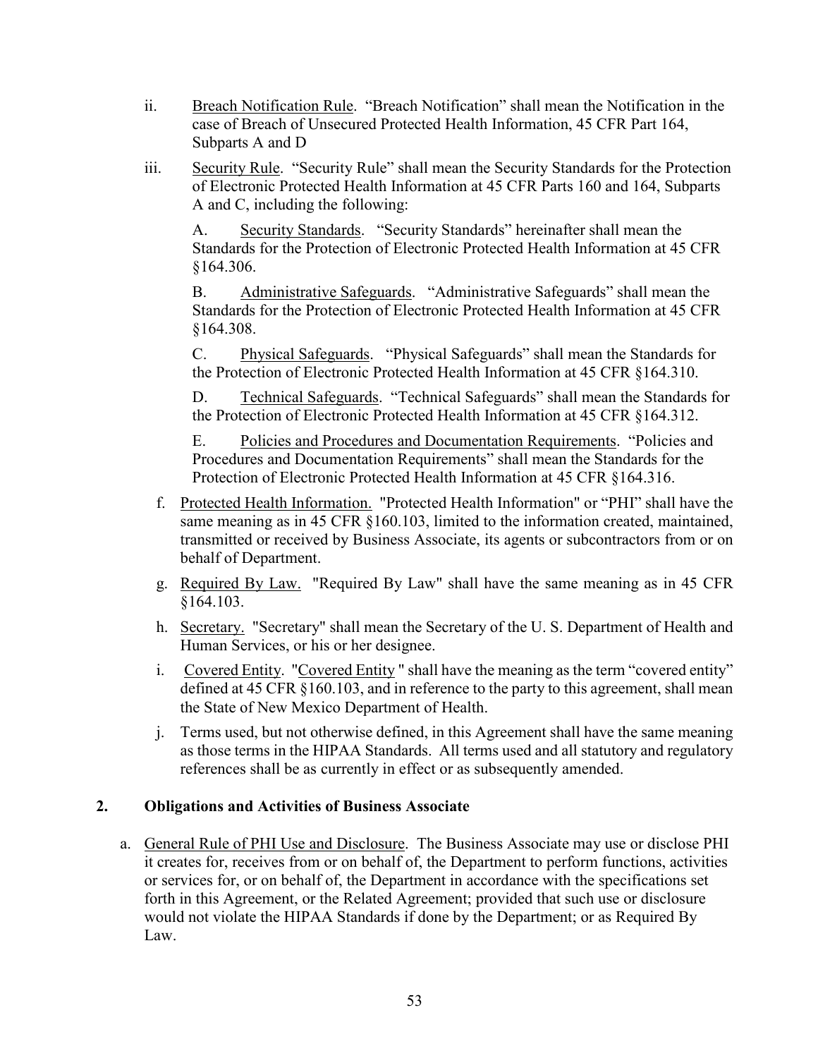ii. Breach Notification Rule. "Breach Notification" shall mean the Notification in the case of Breach of Unsecured Protected Health Information, 45 CFR Part 164, Subparts A and D

iii. Security Rule. "Security Rule" shall mean the Security Standards for the Protection of Electronic Protected Health Information at 45 CFR Parts 160 and 164, Subparts A and C, including the following:

A. Security Standards. "Security Standards" hereinafter shall mean the Standards for the Protection of Electronic Protected Health Information at 45 CFR §164.306.

B. Administrative Safeguards. "Administrative Safeguards" shall mean the Standards for the Protection of Electronic Protected Health Information at 45 CFR §164.308.

C. Physical Safeguards. "Physical Safeguards" shall mean the Standards for the Protection of Electronic Protected Health Information at 45 CFR §164.310.

D. Technical Safeguards. "Technical Safeguards" shall mean the Standards for the Protection of Electronic Protected Health Information at 45 CFR §164.312.

E. Policies and Procedures and Documentation Requirements. "Policies and Procedures and Documentation Requirements" shall mean the Standards for the Protection of Electronic Protected Health Information at 45 CFR §164.316.

f. Protected Health Information. "Protected Health Information" or "PHI" shall have the same meaning as in 45 CFR §160.103, limited to the information created, maintained, transmitted or received by Business Associate, its agents or subcontractors from or on behalf of Department.

g. Required By Law. "Required By Law" shall have the same meaning as in 45 CFR §164.103.

h. Secretary. "Secretary" shall mean the Secretary of the U. S. Department of Health and Human Services, or his or her designee.

i. Covered Entity. "Covered Entity " shall have the meaning as the term "covered entity" defined at 45 CFR §160.103, and in reference to the party to this agreement, shall mean the State of New Mexico Department of Health.

j. Terms used, but not otherwise defined, in this Agreement shall have the same meaning as those terms in the HIPAA Standards. All terms used and all statutory and regulatory references shall be as currently in effect or as subsequently amended.

## 2. Obligations and Activities of Business Associate

a. General Rule of PHI Use and Disclosure. The Business Associate may use or disclose PHI it creates for, receives from or on behalf of, the Department to perform functions, activities or services for, or on behalf of, the Department in accordance with the specifications set forth in this Agreement, or the Related Agreement; provided that such use or disclosure would not violate the HIPAA Standards if done by the Department; or as Required By Law.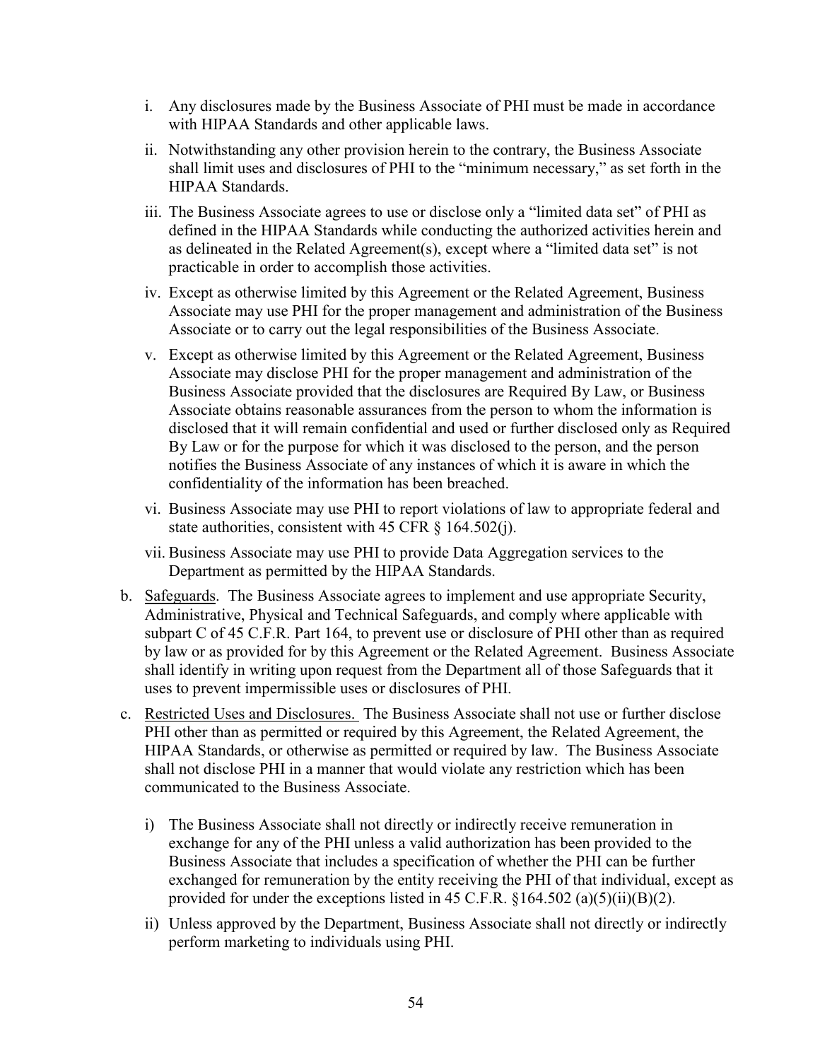i. Any disclosures made by the Business Associate of PHI must be made in accordance with HIPAA Standards and other applicable laws.

ii. Notwithstanding any other provision herein to the contrary, the Business Associate shall limit uses and disclosures of PHI to the "minimum necessary," as set forth in the HIPAA Standards.

iii. The Business Associate agrees to use or disclose only a "limited data set" of PHI as defined in the HIPAA Standards while conducting the authorized activities herein and as delineated in the Related Agreement(s), except where a "limited data set" is not practicable in order to accomplish those activities.

iv. Except as otherwise limited by this Agreement or the Related Agreement, Business Associate may use PHI for the proper management and administration of the Business Associate or to carry out the legal responsibilities of the Business Associate.

v. Except as otherwise limited by this Agreement or the Related Agreement, Business Associate may disclose PHI for the proper management and administration of the Business Associate provided that the disclosures are Required By Law, or Business Associate obtains reasonable assurances from the person to whom the information is disclosed that it will remain confidential and used or further disclosed only as Required By Law or for the purpose for which it was disclosed to the person, and the person notifies the Business Associate of any instances of which it is aware in which the confidentiality of the information has been breached.

vi. Business Associate may use PHI to report violations of law to appropriate federal and state authorities, consistent with 45 CFR § 164.502(j).

vii. Business Associate may use PHI to provide Data Aggregation services to the Department as permitted by the HIPAA Standards.

b. Safeguards. The Business Associate agrees to implement and use appropriate Security, Administrative, Physical and Technical Safeguards, and comply where applicable with subpart C of 45 C.F.R. Part 164, to prevent use or disclosure of PHI other than as required by law or as provided for by this Agreement or the Related Agreement. Business Associate shall identify in writing upon request from the Department all of those Safeguards that it uses to prevent impermissible uses or disclosures of PHI.

c. Restricted Uses and Disclosures. The Business Associate shall not use or further disclose PHI other than as permitted or required by this Agreement, the Related Agreement, the HIPAA Standards, or otherwise as permitted or required by law. The Business Associate shall not disclose PHI in a manner that would violate any restriction which has been communicated to the Business Associate.

i) The Business Associate shall not directly or indirectly receive remuneration in exchange for any of the PHI unless a valid authorization has been provided to the Business Associate that includes a specification of whether the PHI can be further exchanged for remuneration by the entity receiving the PHI of that individual, except as provided for under the exceptions listed in 45 C.F.R. §164.502 (a)(5)(ii)(B)(2).

ii) Unless approved by the Department, Business Associate shall not directly or indirectly perform marketing to individuals using PHI.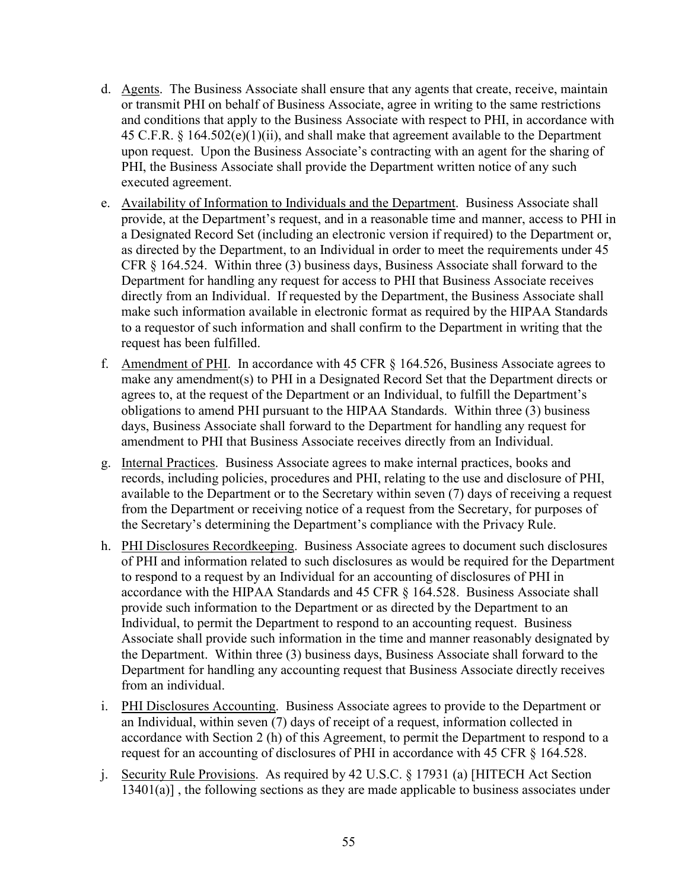d. Agents. The Business Associate shall ensure that any agents that create, receive, maintain or transmit PHI on behalf of Business Associate, agree in writing to the same restrictions and conditions that apply to the Business Associate with respect to PHI, in accordance with 45 C.F.R. § 164.502(e)(1)(ii), and shall make that agreement available to the Department upon request. Upon the Business Associate's contracting with an agent for the sharing of PHI, the Business Associate shall provide the Department written notice of any such executed agreement.

e. Availability of Information to Individuals and the Department. Business Associate shall provide, at the Department's request, and in a reasonable time and manner, access to PHI in a Designated Record Set (including an electronic version if required) to the Department or, as directed by the Department, to an Individual in order to meet the requirements under 45 CFR § 164.524. Within three (3) business days, Business Associate shall forward to the Department for handling any request for access to PHI that Business Associate receives directly from an Individual. If requested by the Department, the Business Associate shall make such information available in electronic format as required by the HIPAA Standards to a requestor of such information and shall confirm to the Department in writing that the request has been fulfilled.

f. Amendment of PHI. In accordance with 45 CFR § 164.526, Business Associate agrees to make any amendment(s) to PHI in a Designated Record Set that the Department directs or agrees to, at the request of the Department or an Individual, to fulfill the Department's obligations to amend PHI pursuant to the HIPAA Standards. Within three (3) business days, Business Associate shall forward to the Department for handling any request for amendment to PHI that Business Associate receives directly from an Individual.

g. Internal Practices. Business Associate agrees to make internal practices, books and records, including policies, procedures and PHI, relating to the use and disclosure of PHI, available to the Department or to the Secretary within seven (7) days of receiving a request from the Department or receiving notice of a request from the Secretary, for purposes of the Secretary's determining the Department's compliance with the Privacy Rule.

h. PHI Disclosures Recordkeeping. Business Associate agrees to document such disclosures of PHI and information related to such disclosures as would be required for the Department to respond to a request by an Individual for an accounting of disclosures of PHI in accordance with the HIPAA Standards and 45 CFR § 164.528. Business Associate shall provide such information to the Department or as directed by the Department to an Individual, to permit the Department to respond to an accounting request. Business Associate shall provide such information in the time and manner reasonably designated by the Department. Within three (3) business days, Business Associate shall forward to the Department for handling any accounting request that Business Associate directly receives from an individual.

i. PHI Disclosures Accounting. Business Associate agrees to provide to the Department or an Individual, within seven (7) days of receipt of a request, information collected in accordance with Section 2 (h) of this Agreement, to permit the Department to respond to a request for an accounting of disclosures of PHI in accordance with 45 CFR § 164.528.

j. Security Rule Provisions. As required by 42 U.S.C. § 17931 (a) [HITECH Act Section 13401(a)] , the following sections as they are made applicable to business associates under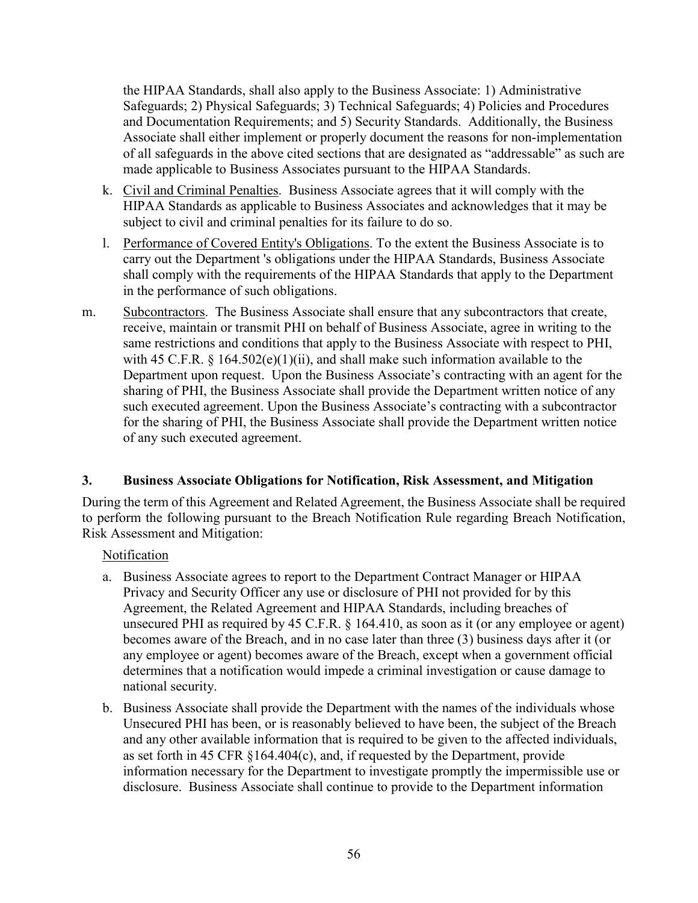the HIPAA Standards, shall also apply to the Business Associate: 1) Administrative Safeguards; 2) Physical Safeguards; 3) Technical Safeguards; 4) Policies and Procedures and Documentation Requirements; and 5) Security Standards. Additionally, the Business Associate shall either implement or properly document the reasons for non-implementation of all safeguards in the above cited sections that are designated as "addressable" as such are made applicable to Business Associates pursuant to the HIPAA Standards.

k. Civil and Criminal Penalties. Business Associate agrees that it will comply with the HIPAA Standards as applicable to Business Associates and acknowledges that it may be subject to civil and criminal penalties for its failure to do so.

l. Performance of Covered Entity's Obligations. To the extent the Business Associate is to carry out the Department 's obligations under the HIPAA Standards, Business Associate shall comply with the requirements of the HIPAA Standards that apply to the Department in the performance of such obligations.

m. Subcontractors. The Business Associate shall ensure that any subcontractors that create, receive, maintain or transmit PHI on behalf of Business Associate, agree in writing to the same restrictions and conditions that apply to the Business Associate with respect to PHI, with 45 C.F.R. § 164.502(e)(1)(ii), and shall make such information available to the Department upon request. Upon the Business Associate's contracting with an agent for the sharing of PHI, the Business Associate shall provide the Department written notice of any such executed agreement. Upon the Business Associate's contracting with a subcontractor for the sharing of PHI, the Business Associate shall provide the Department written notice of any such executed agreement.

## 3. Business Associate Obligations for Notification, Risk Assessment, and Mitigation

During the term of this Agreement and Related Agreement, the Business Associate shall be required to perform the following pursuant to the Breach Notification Rule regarding Breach Notification, Risk Assessment and Mitigation:

Notification

a. Business Associate agrees to report to the Department Contract Manager or HIPAA Privacy and Security Officer any use or disclosure of PHI not provided for by this Agreement, the Related Agreement and HIPAA Standards, including breaches of unsecured PHI as required by 45 C.F.R. § 164.410, as soon as it (or any employee or agent) becomes aware of the Breach, and in no case later than three (3) business days after it (or any employee or agent) becomes aware of the Breach, except when a government official determines that a notification would impede a criminal investigation or cause damage to national security.

b. Business Associate shall provide the Department with the names of the individuals whose Unsecured PHI has been, or is reasonably believed to have been, the subject of the Breach and any other available information that is required to be given to the affected individuals, as set forth in 45 CFR §164.404(c), and, if requested by the Department, provide information necessary for the Department to investigate promptly the impermissible use or disclosure. Business Associate shall continue to provide to the Department information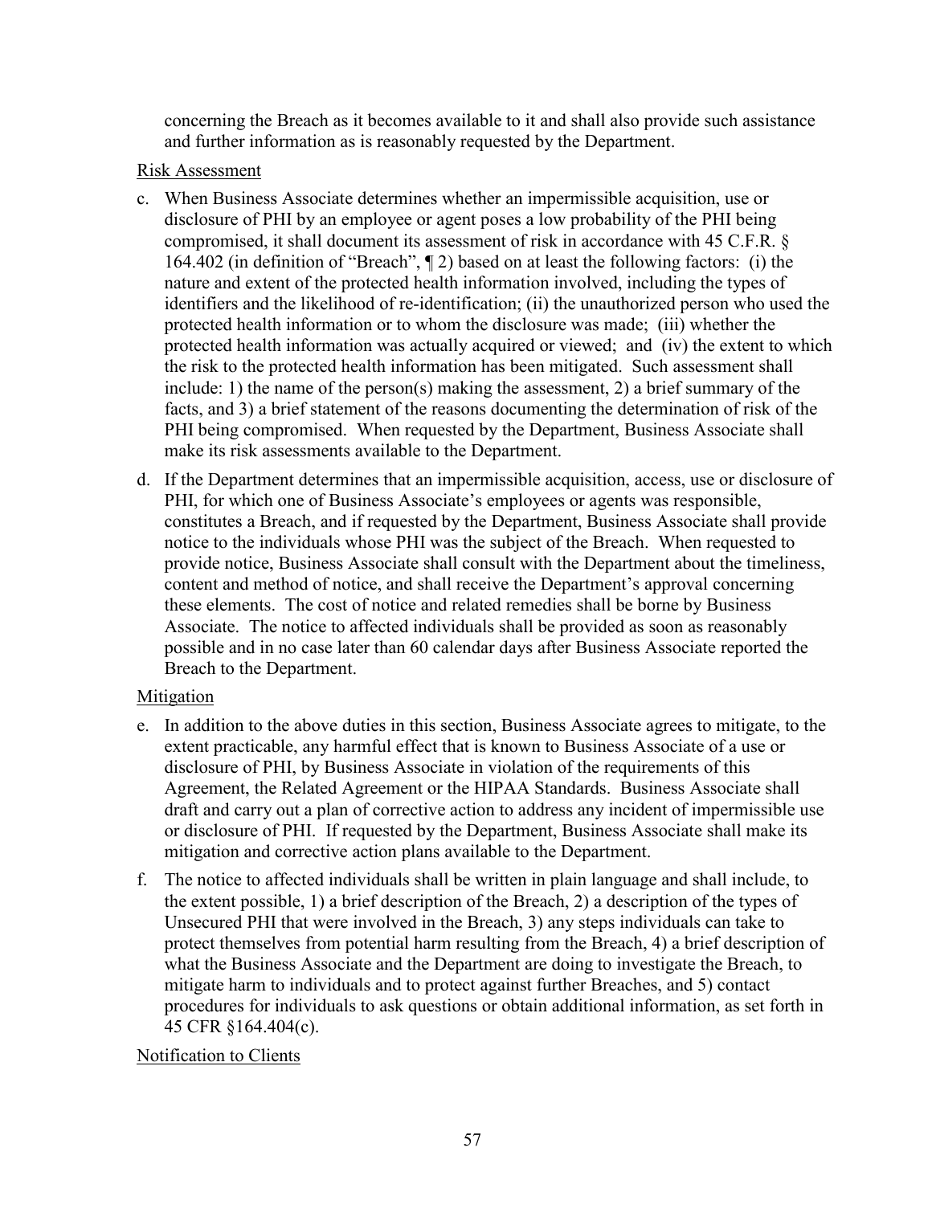concerning the Breach as it becomes available to it and shall also provide such assistance and further information as is reasonably requested by the Department.

Risk Assessment

c. When Business Associate determines whether an impermissible acquisition, use or disclosure of PHI by an employee or agent poses a low probability of the PHI being compromised, it shall document its assessment of risk in accordance with 45 C.F.R. § 164.402 (in definition of "Breach", ¶ 2) based on at least the following factors: (i) the nature and extent of the protected health information involved, including the types of identifiers and the likelihood of re-identification; (ii) the unauthorized person who used the protected health information or to whom the disclosure was made; (iii) whether the protected health information was actually acquired or viewed; and (iv) the extent to which the risk to the protected health information has been mitigated. Such assessment shall include: 1) the name of the person(s) making the assessment, 2) a brief summary of the facts, and 3) a brief statement of the reasons documenting the determination of risk of the PHI being compromised. When requested by the Department, Business Associate shall make its risk assessments available to the Department.

d. If the Department determines that an impermissible acquisition, access, use or disclosure of PHI, for which one of Business Associate's employees or agents was responsible, constitutes a Breach, and if requested by the Department, Business Associate shall provide notice to the individuals whose PHI was the subject of the Breach. When requested to provide notice, Business Associate shall consult with the Department about the timeliness, content and method of notice, and shall receive the Department's approval concerning these elements. The cost of notice and related remedies shall be borne by Business Associate. The notice to affected individuals shall be provided as soon as reasonably possible and in no case later than 60 calendar days after Business Associate reported the Breach to the Department.

Mitigation

e. In addition to the above duties in this section, Business Associate agrees to mitigate, to the extent practicable, any harmful effect that is known to Business Associate of a use or disclosure of PHI, by Business Associate in violation of the requirements of this Agreement, the Related Agreement or the HIPAA Standards. Business Associate shall draft and carry out a plan of corrective action to address any incident of impermissible use or disclosure of PHI. If requested by the Department, Business Associate shall make its mitigation and corrective action plans available to the Department.

f. The notice to affected individuals shall be written in plain language and shall include, to the extent possible, 1) a brief description of the Breach, 2) a description of the types of Unsecured PHI that were involved in the Breach, 3) any steps individuals can take to protect themselves from potential harm resulting from the Breach, 4) a brief description of what the Business Associate and the Department are doing to investigate the Breach, to mitigate harm to individuals and to protect against further Breaches, and 5) contact procedures for individuals to ask questions or obtain additional information, as set forth in 45 CFR §164.404(c).

Notification to Clients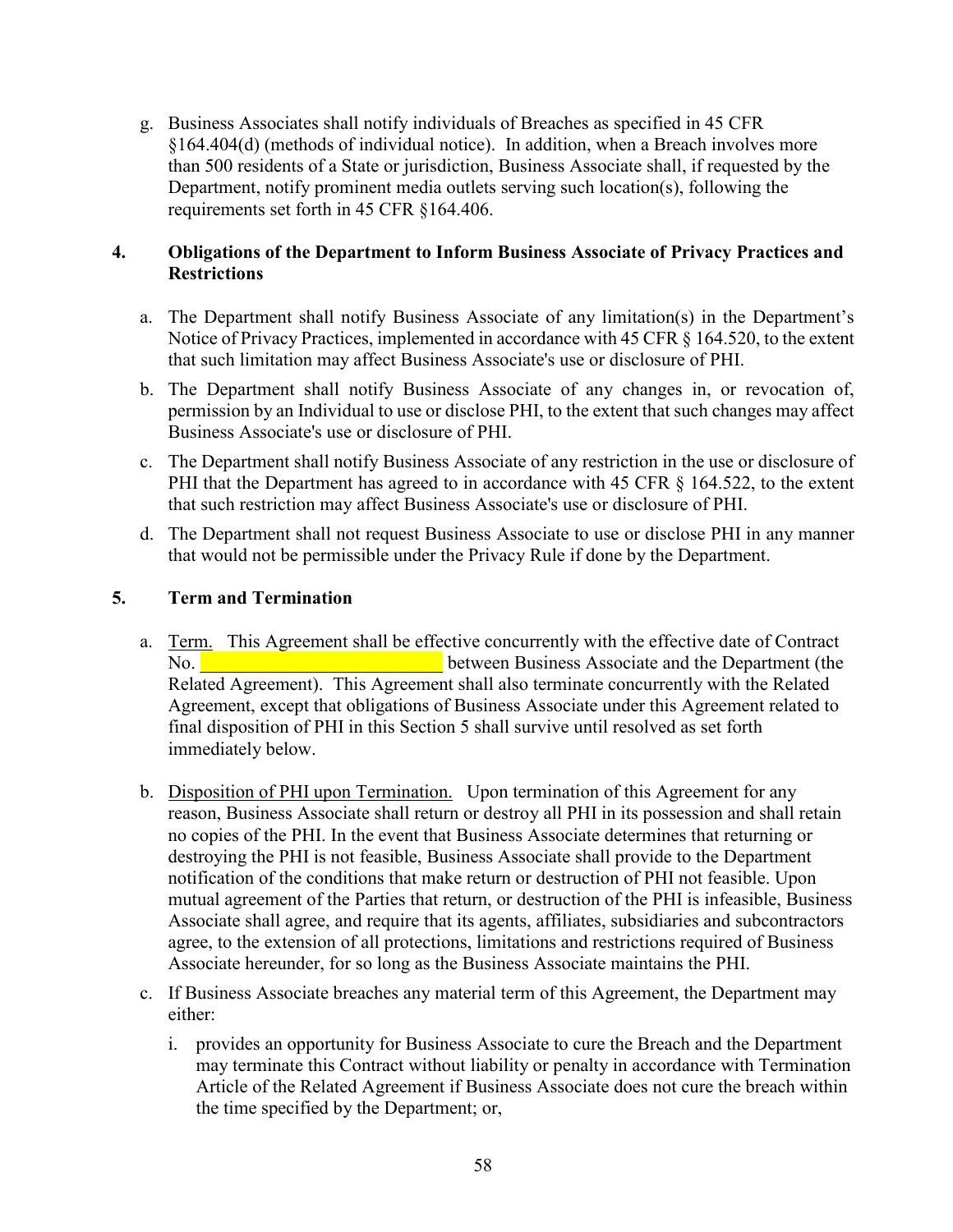g. Business Associates shall notify individuals of Breaches as specified in 45 CFR §164.404(d) (methods of individual notice). In addition, when a Breach involves more than 500 residents of a State or jurisdiction, Business Associate shall, if requested by the Department, notify prominent media outlets serving such location(s), following the requirements set forth in 45 CFR §164.406.

## 4. Obligations of the Department to Inform Business Associate of Privacy Practices and Restrictions

a. The Department shall notify Business Associate of any limitation(s) in the Department's Notice of Privacy Practices, implemented in accordance with 45 CFR § 164.520, to the extent that such limitation may affect Business Associate's use or disclosure of PHI.

b. The Department shall notify Business Associate of any changes in, or revocation of, permission by an Individual to use or disclose PHI, to the extent that such changes may affect Business Associate's use or disclosure of PHI.

c. The Department shall notify Business Associate of any restriction in the use or disclosure of PHI that the Department has agreed to in accordance with 45 CFR § 164.522, to the extent that such restriction may affect Business Associate's use or disclosure of PHI.

d. The Department shall not request Business Associate to use or disclose PHI in any manner that would not be permissible under the Privacy Rule if done by the Department.

## 5. Term and Termination

a. Term. This Agreement shall be effective concurrently with the effective date of Contract No. ___________________________ between Business Associate and the Department (the Related Agreement). This Agreement shall also terminate concurrently with the Related Agreement, except that obligations of Business Associate under this Agreement related to final disposition of PHI in this Section 5 shall survive until resolved as set forth immediately below.

b. Disposition of PHI upon Termination. Upon termination of this Agreement for any reason, Business Associate shall return or destroy all PHI in its possession and shall retain no copies of the PHI. In the event that Business Associate determines that returning or destroying the PHI is not feasible, Business Associate shall provide to the Department notification of the conditions that make return or destruction of PHI not feasible. Upon mutual agreement of the Parties that return, or destruction of the PHI is infeasible, Business Associate shall agree, and require that its agents, affiliates, subsidiaries and subcontractors agree, to the extension of all protections, limitations and restrictions required of Business Associate hereunder, for so long as the Business Associate maintains the PHI.

c. If Business Associate breaches any material term of this Agreement, the Department may either:

   i. provides an opportunity for Business Associate to cure the Breach and the Department may terminate this Contract without liability or penalty in accordance with Termination Article of the Related Agreement if Business Associate does not cure the breach within the time specified by the Department; or,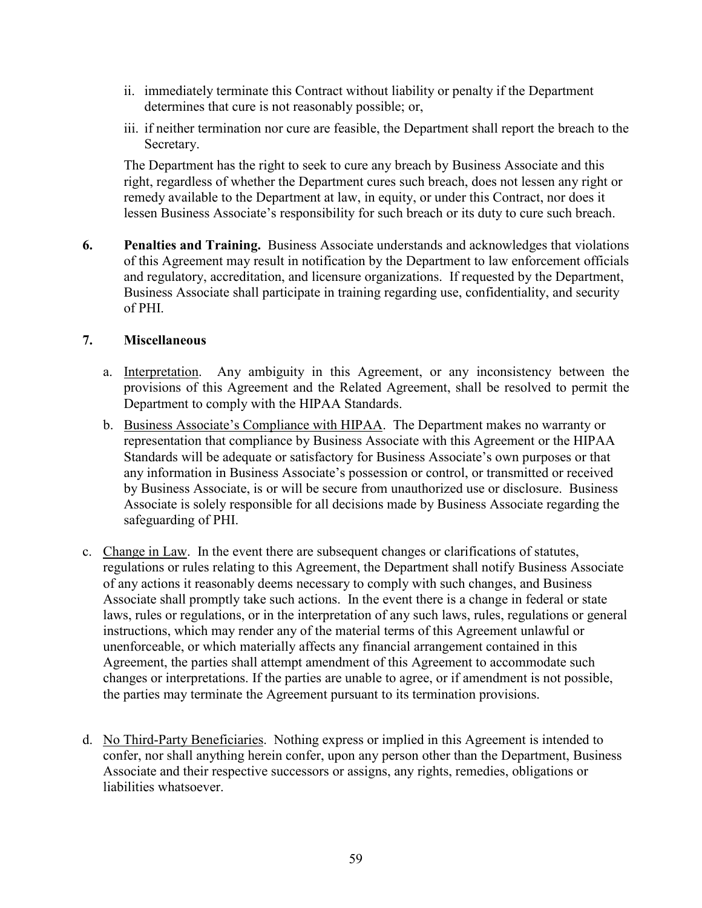ii. immediately terminate this Contract without liability or penalty if the Department determines that cure is not reasonably possible; or,

iii. if neither termination nor cure are feasible, the Department shall report the breach to the Secretary.

The Department has the right to seek to cure any breach by Business Associate and this right, regardless of whether the Department cures such breach, does not lessen any right or remedy available to the Department at law, in equity, or under this Contract, nor does it lessen Business Associate's responsibility for such breach or its duty to cure such breach.

**6. Penalties and Training.** Business Associate understands and acknowledges that violations of this Agreement may result in notification by the Department to law enforcement officials and regulatory, accreditation, and licensure organizations. If requested by the Department, Business Associate shall participate in training regarding use, confidentiality, and security of PHI.

**7. Miscellaneous**

a. Interpretation. Any ambiguity in this Agreement, or any inconsistency between the provisions of this Agreement and the Related Agreement, shall be resolved to permit the Department to comply with the HIPAA Standards.

b. Business Associate's Compliance with HIPAA. The Department makes no warranty or representation that compliance by Business Associate with this Agreement or the HIPAA Standards will be adequate or satisfactory for Business Associate's own purposes or that any information in Business Associate's possession or control, or transmitted or received by Business Associate, is or will be secure from unauthorized use or disclosure. Business Associate is solely responsible for all decisions made by Business Associate regarding the safeguarding of PHI.

c. Change in Law. In the event there are subsequent changes or clarifications of statutes, regulations or rules relating to this Agreement, the Department shall notify Business Associate of any actions it reasonably deems necessary to comply with such changes, and Business Associate shall promptly take such actions. In the event there is a change in federal or state laws, rules or regulations, or in the interpretation of any such laws, rules, regulations or general instructions, which may render any of the material terms of this Agreement unlawful or unenforceable, or which materially affects any financial arrangement contained in this Agreement, the parties shall attempt amendment of this Agreement to accommodate such changes or interpretations. If the parties are unable to agree, or if amendment is not possible, the parties may terminate the Agreement pursuant to its termination provisions.

d. No Third-Party Beneficiaries. Nothing express or implied in this Agreement is intended to confer, nor shall anything herein confer, upon any person other than the Department, Business Associate and their respective successors or assigns, any rights, remedies, obligations or liabilities whatsoever.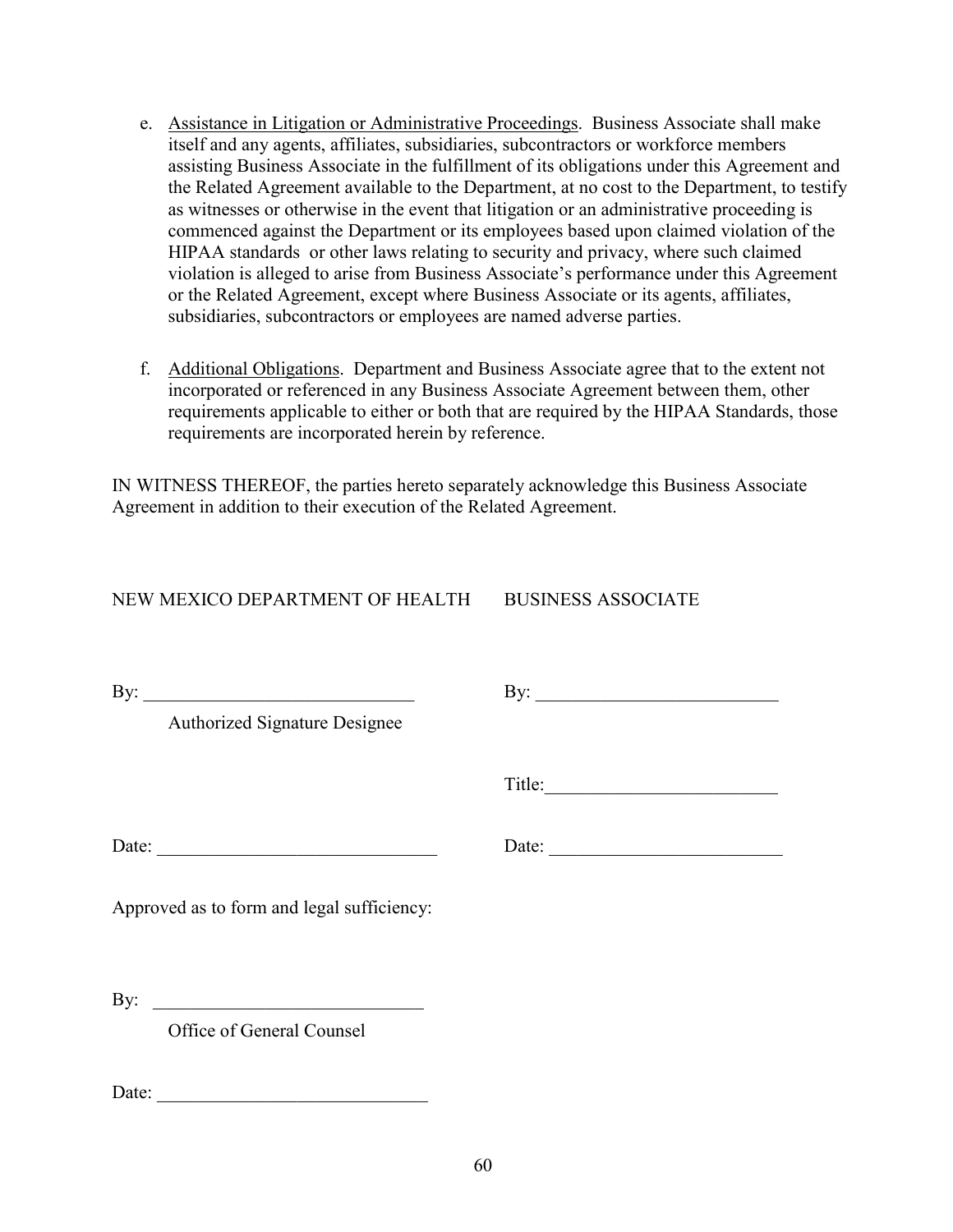e. Assistance in Litigation or Administrative Proceedings. Business Associate shall make itself and any agents, affiliates, subsidiaries, subcontractors or workforce members assisting Business Associate in the fulfillment of its obligations under this Agreement and the Related Agreement available to the Department, at no cost to the Department, to testify as witnesses or otherwise in the event that litigation or an administrative proceeding is commenced against the Department or its employees based upon claimed violation of the HIPAA standards or other laws relating to security and privacy, where such claimed violation is alleged to arise from Business Associate's performance under this Agreement or the Related Agreement, except where Business Associate or its agents, affiliates, subsidiaries, subcontractors or employees are named adverse parties.

f. Additional Obligations. Department and Business Associate agree that to the extent not incorporated or referenced in any Business Associate Agreement between them, other requirements applicable to either or both that are required by the HIPAA Standards, those requirements are incorporated herein by reference.

IN WITNESS THEREOF, the parties hereto separately acknowledge this Business Associate Agreement in addition to their execution of the Related Agreement.

NEW MEXICO DEPARTMENT OF HEALTH

By: ______________________________
Authorized Signature Designee

Date: ______________________________

BUSINESS ASSOCIATE

By: ______________________________

Title: ______________________________

Date: ______________________________

Approved as to form and legal sufficiency:

By: ______________________________
Office of General Counsel

Date: ______________________________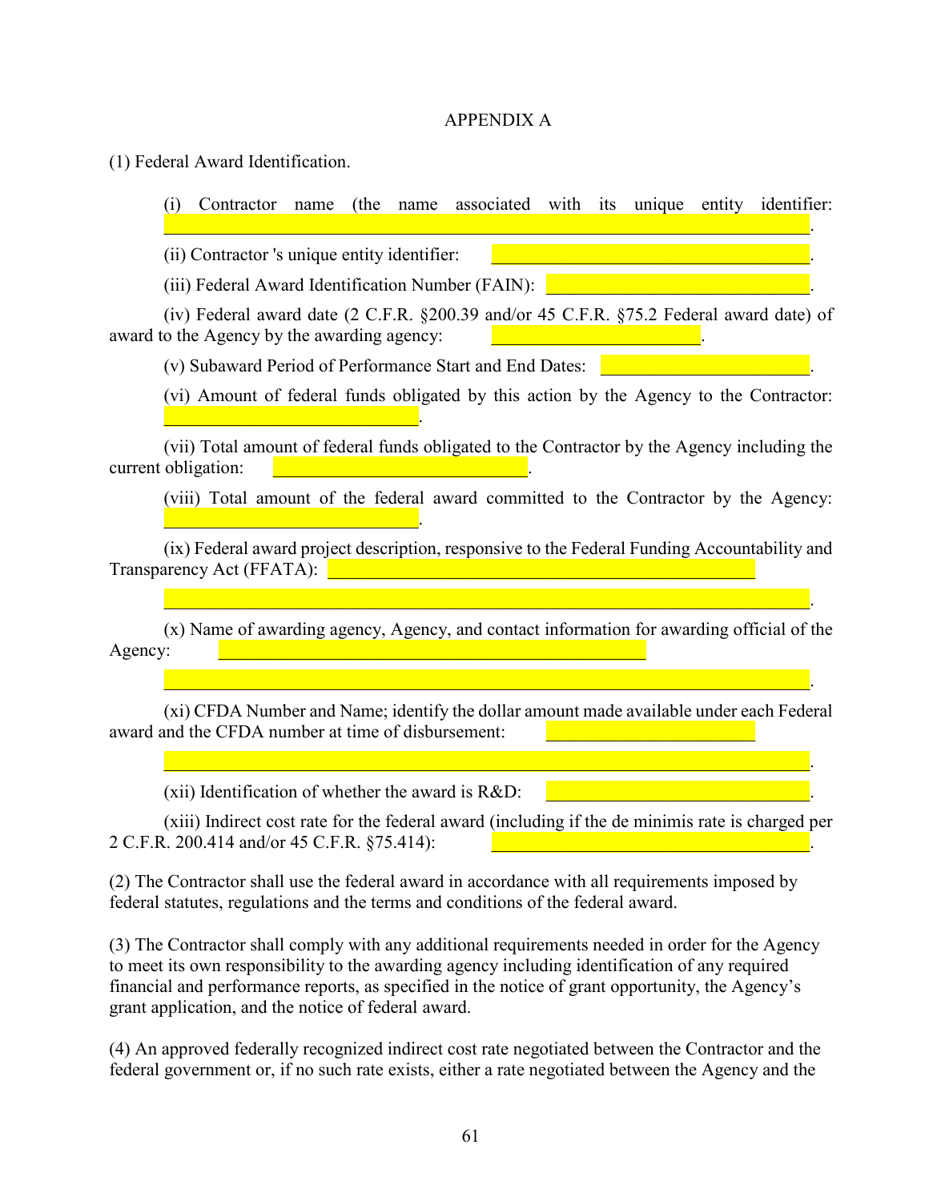# APPENDIX A

(1) Federal Award Identification.

(i) Contractor name (the name associated with its unique entity identifier: ____________________.

(ii) Contractor 's unique entity identifier: ____________________.

(iii) Federal Award Identification Number (FAIN): ____________________.

(iv) Federal award date (2 C.F.R. §200.39 and/or 45 C.F.R. §75.2 Federal award date) of award to the Agency by the awarding agency: ____________________.

(v) Subaward Period of Performance Start and End Dates: ____________________.

(vi) Amount of federal funds obligated by this action by the Agency to the Contractor: ____________________.

(vii) Total amount of federal funds obligated to the Contractor by the Agency including the current obligation: ____________________.

(viii) Total amount of the federal award committed to the Contractor by the Agency: ____________________.

(ix) Federal award project description, responsive to the Federal Funding Accountability and Transparency Act (FFATA): ____________________

____________________.

(x) Name of awarding agency, Agency, and contact information for awarding official of the Agency: ____________________

____________________.

(xi) CFDA Number and Name; identify the dollar amount made available under each Federal award and the CFDA number at time of disbursement: ____________________

____________________.

(xii) Identification of whether the award is R&D: ____________________.

(xiii) Indirect cost rate for the federal award (including if the de minimis rate is charged per 2 C.F.R. 200.414 and/or 45 C.F.R. §75.414): ____________________.

(2) The Contractor shall use the federal award in accordance with all requirements imposed by federal statutes, regulations and the terms and conditions of the federal award.

(3) The Contractor shall comply with any additional requirements needed in order for the Agency to meet its own responsibility to the awarding agency including identification of any required financial and performance reports, as specified in the notice of grant opportunity, the Agency's grant application, and the notice of federal award.

(4) An approved federally recognized indirect cost rate negotiated between the Contractor and the federal government or, if no such rate exists, either a rate negotiated between the Agency and the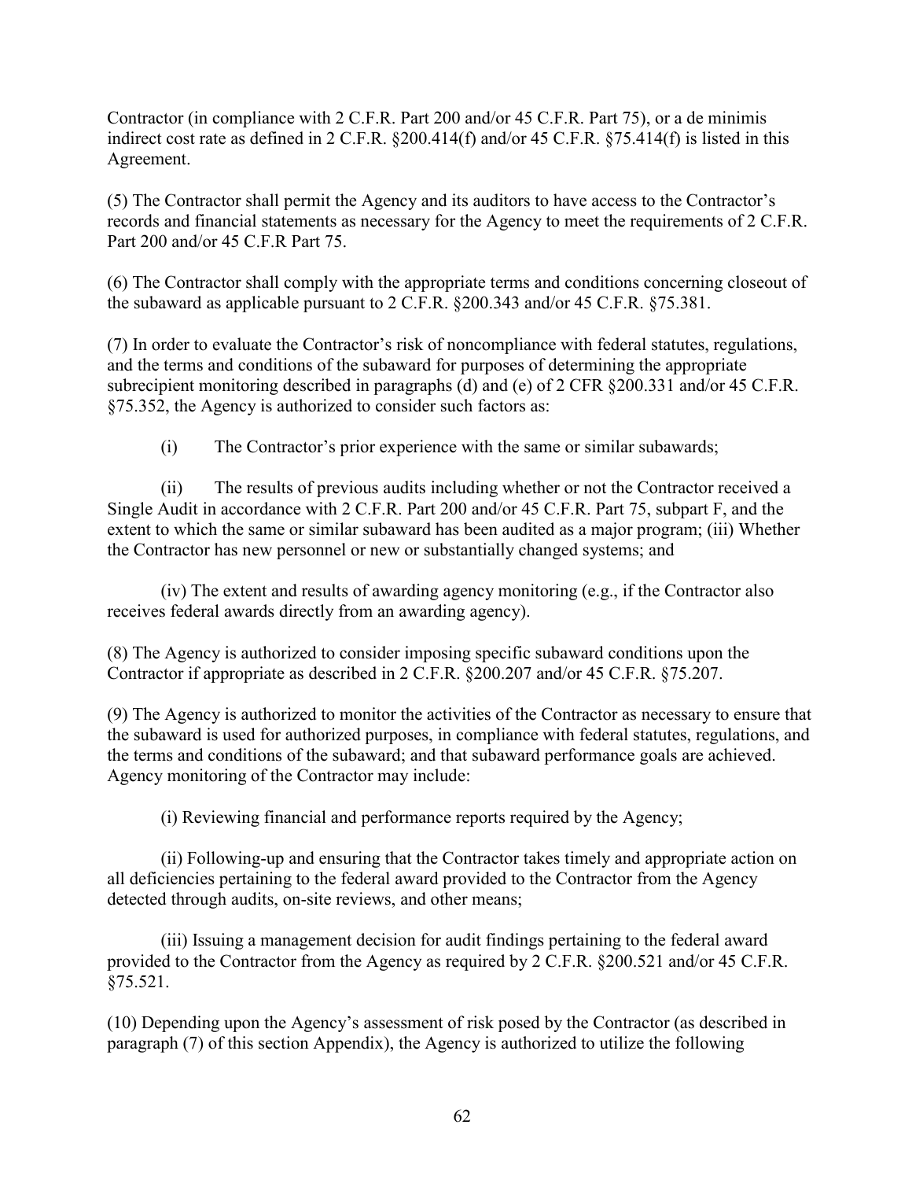Contractor (in compliance with 2 C.F.R. Part 200 and/or 45 C.F.R. Part 75), or a de minimis indirect cost rate as defined in 2 C.F.R. §200.414(f) and/or 45 C.F.R. §75.414(f) is listed in this Agreement.

(5) The Contractor shall permit the Agency and its auditors to have access to the Contractor's records and financial statements as necessary for the Agency to meet the requirements of 2 C.F.R. Part 200 and/or 45 C.F.R Part 75.

(6) The Contractor shall comply with the appropriate terms and conditions concerning closeout of the subaward as applicable pursuant to 2 C.F.R. §200.343 and/or 45 C.F.R. §75.381.

(7) In order to evaluate the Contractor's risk of noncompliance with federal statutes, regulations, and the terms and conditions of the subaward for purposes of determining the appropriate subrecipient monitoring described in paragraphs (d) and (e) of 2 CFR §200.331 and/or 45 C.F.R. §75.352, the Agency is authorized to consider such factors as:

(i) The Contractor's prior experience with the same or similar subawards;

(ii) The results of previous audits including whether or not the Contractor received a Single Audit in accordance with 2 C.F.R. Part 200 and/or 45 C.F.R. Part 75, subpart F, and the extent to which the same or similar subaward has been audited as a major program; (iii) Whether the Contractor has new personnel or new or substantially changed systems; and

(iv) The extent and results of awarding agency monitoring (e.g., if the Contractor also receives federal awards directly from an awarding agency).

(8) The Agency is authorized to consider imposing specific subaward conditions upon the Contractor if appropriate as described in 2 C.F.R. §200.207 and/or 45 C.F.R. §75.207.

(9) The Agency is authorized to monitor the activities of the Contractor as necessary to ensure that the subaward is used for authorized purposes, in compliance with federal statutes, regulations, and the terms and conditions of the subaward; and that subaward performance goals are achieved. Agency monitoring of the Contractor may include:

(i) Reviewing financial and performance reports required by the Agency;

(ii) Following-up and ensuring that the Contractor takes timely and appropriate action on all deficiencies pertaining to the federal award provided to the Contractor from the Agency detected through audits, on-site reviews, and other means;

(iii) Issuing a management decision for audit findings pertaining to the federal award provided to the Contractor from the Agency as required by 2 C.F.R. §200.521 and/or 45 C.F.R. §75.521.

(10) Depending upon the Agency's assessment of risk posed by the Contractor (as described in paragraph (7) of this section Appendix), the Agency is authorized to utilize the following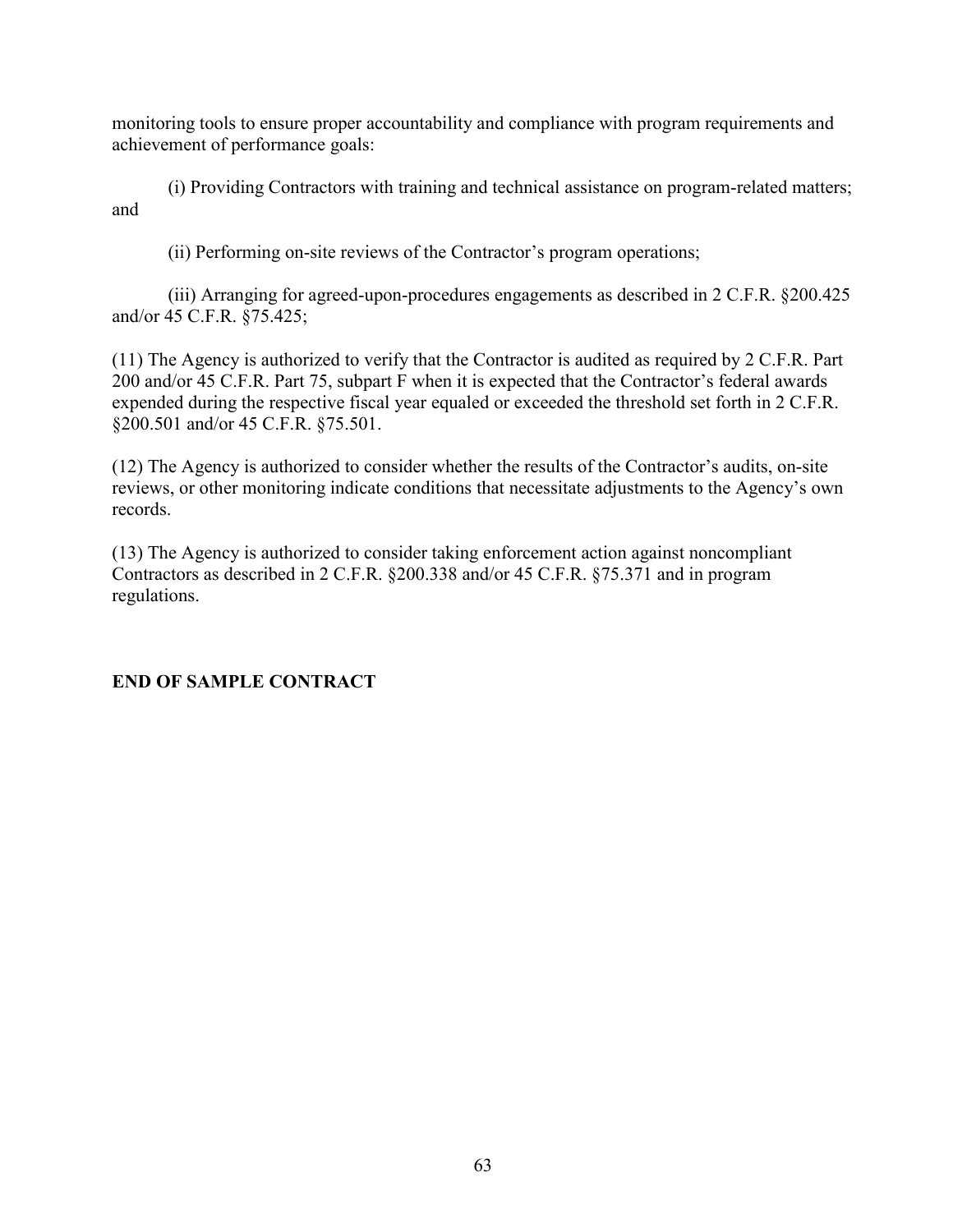monitoring tools to ensure proper accountability and compliance with program requirements and achievement of performance goals:

(i) Providing Contractors with training and technical assistance on program-related matters; and

(ii) Performing on-site reviews of the Contractor's program operations;

(iii) Arranging for agreed-upon-procedures engagements as described in 2 C.F.R. §200.425 and/or 45 C.F.R. §75.425;

(11) The Agency is authorized to verify that the Contractor is audited as required by 2 C.F.R. Part 200 and/or 45 C.F.R. Part 75, subpart F when it is expected that the Contractor's federal awards expended during the respective fiscal year equaled or exceeded the threshold set forth in 2 C.F.R. §200.501 and/or 45 C.F.R. §75.501.

(12) The Agency is authorized to consider whether the results of the Contractor's audits, on-site reviews, or other monitoring indicate conditions that necessitate adjustments to the Agency's own records.

(13) The Agency is authorized to consider taking enforcement action against noncompliant Contractors as described in 2 C.F.R. §200.338 and/or 45 C.F.R. §75.371 and in program regulations.

**END OF SAMPLE CONTRACT**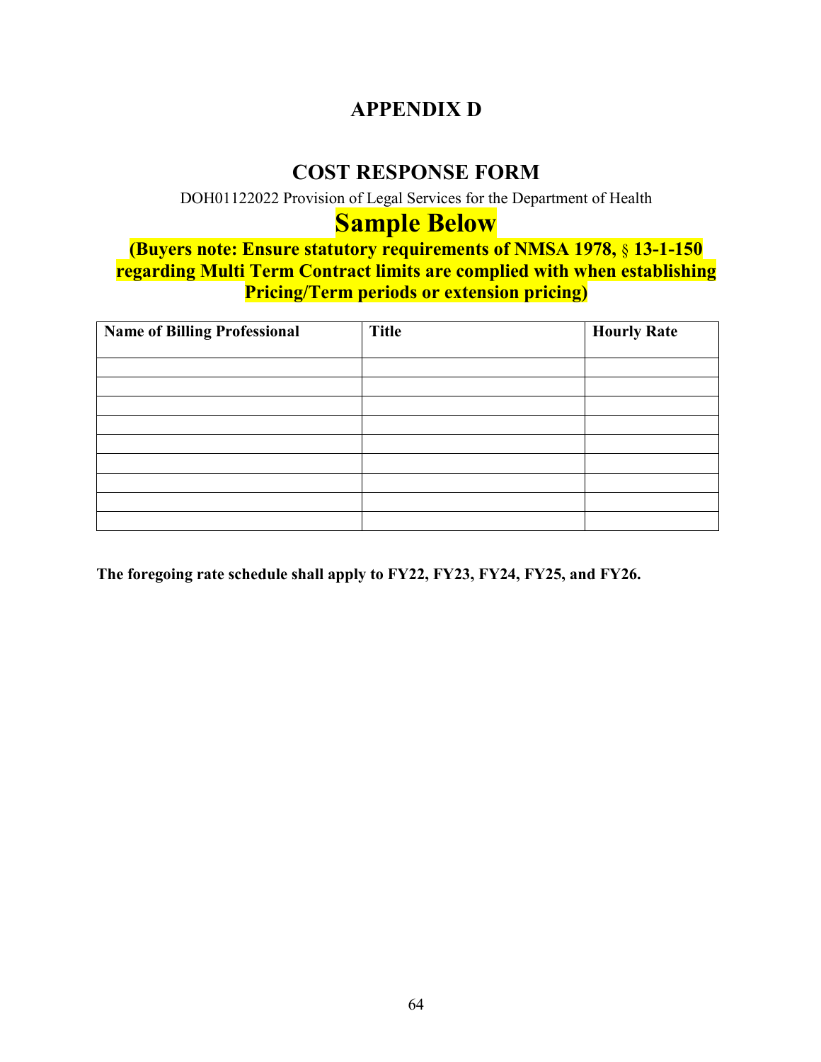# APPENDIX D

## COST RESPONSE FORM

DOH01122022 Provision of Legal Services for the Department of Health

## Sample Below

**(Buyers note: Ensure statutory requirements of NMSA 1978, § 13-1-150 regarding Multi Term Contract limits are complied with when establishing Pricing/Term periods or extension pricing)**

| Name of Billing Professional | Title | Hourly Rate |
| --- | --- | --- |
| | | |
| | | |
| | | |
| | | |
| | | |
| | | |
| | | |
| | | |
| | | |

**The foregoing rate schedule shall apply to FY22, FY23, FY24, FY25, and FY26.**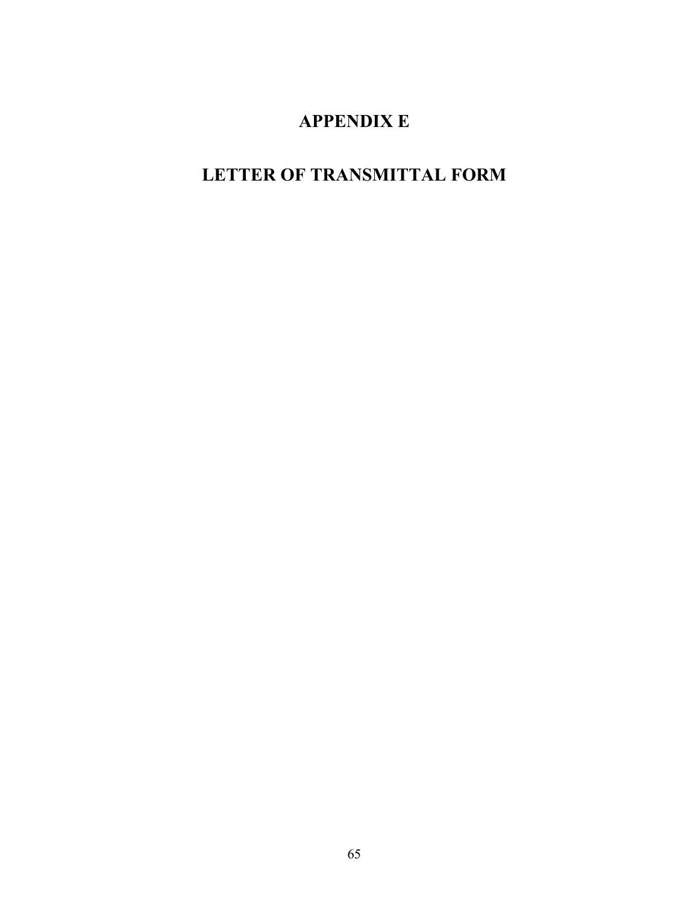# APPENDIX E

# LETTER OF TRANSMITTAL FORM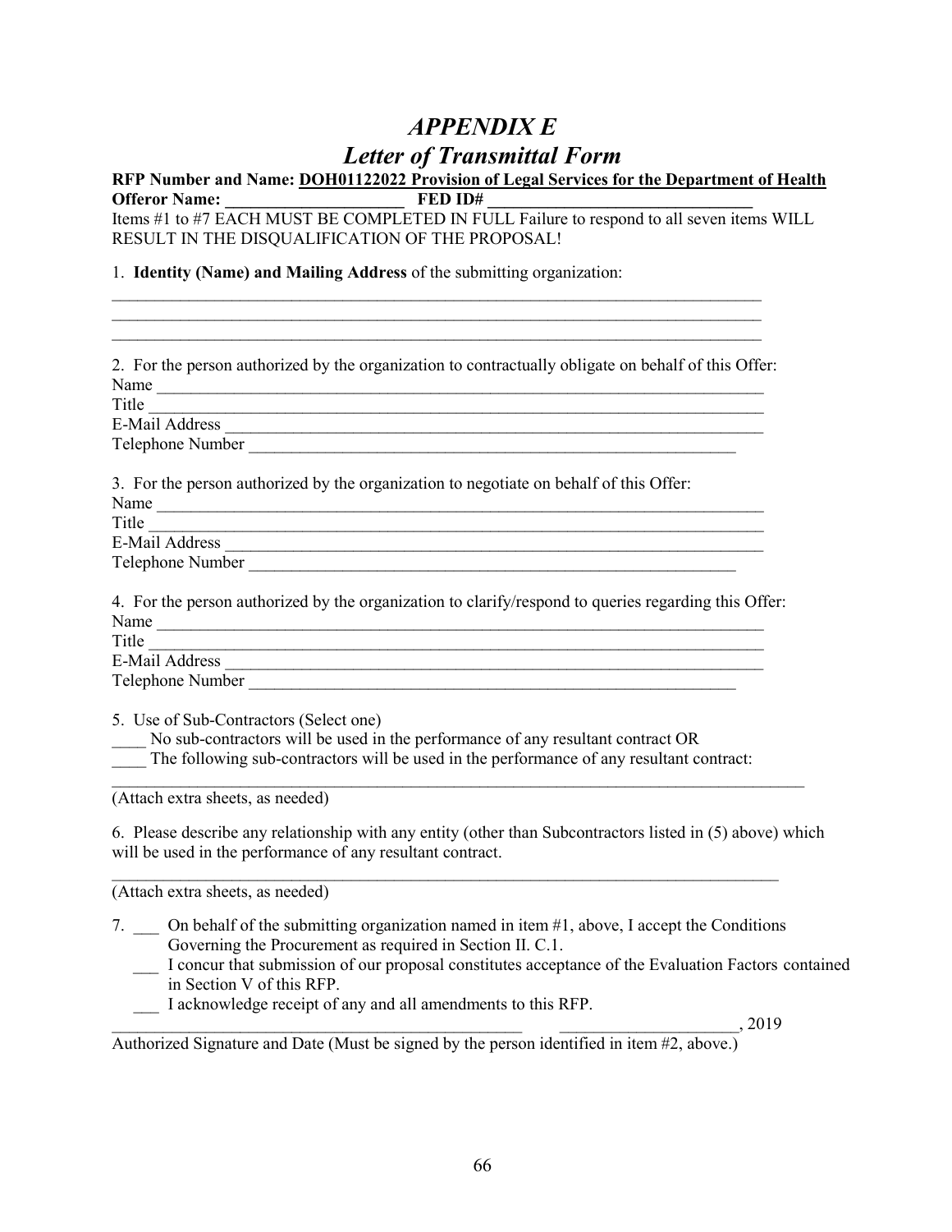# *APPENDIX E*

## *Letter of Transmittal Form*

**RFP Number and Name: DOH01122022 Provision of Legal Services for the Department of Health**
**Offeror Name: _____________________ FED ID# _______________________________**

Items #1 to #7 EACH MUST BE COMPLETED IN FULL Failure to respond to all seven items WILL RESULT IN THE DISQUALIFICATION OF THE PROPOSAL!

1. **Identity (Name) and Mailing Address** of the submitting organization:

_______________________________________________________________________________
_______________________________________________________________________________
_______________________________________________________________________________

2. For the person authorized by the organization to contractually obligate on behalf of this Offer:
Name _________________________________________________________________________
Title __________________________________________________________________________
E-Mail Address _________________________________________________________________
Telephone Number ______________________________________________________

3. For the person authorized by the organization to negotiate on behalf of this Offer:
Name _________________________________________________________________________
Title __________________________________________________________________________
E-Mail Address _________________________________________________________________
Telephone Number ______________________________________________________

4. For the person authorized by the organization to clarify/respond to queries regarding this Offer:
Name _________________________________________________________________________
Title __________________________________________________________________________
E-Mail Address _________________________________________________________________
Telephone Number ______________________________________________________

5. Use of Sub-Contractors (Select one)
____ No sub-contractors will be used in the performance of any resultant contract OR
____ The following sub-contractors will be used in the performance of any resultant contract:
_______________________________________________________________________________
(Attach extra sheets, as needed)

6. Please describe any relationship with any entity (other than Subcontractors listed in (5) above) which will be used in the performance of any resultant contract.
_______________________________________________________________________________
(Attach extra sheets, as needed)

7. ___ On behalf of the submitting organization named in item #1, above, I accept the Conditions Governing the Procurement as required in Section II. C.1.
___ I concur that submission of our proposal constitutes acceptance of the Evaluation Factors contained in Section V of this RFP.
___ I acknowledge receipt of any and all amendments to this RFP.

_______________________________________________ ____________________, 2019
Authorized Signature and Date (Must be signed by the person identified in item #2, above.)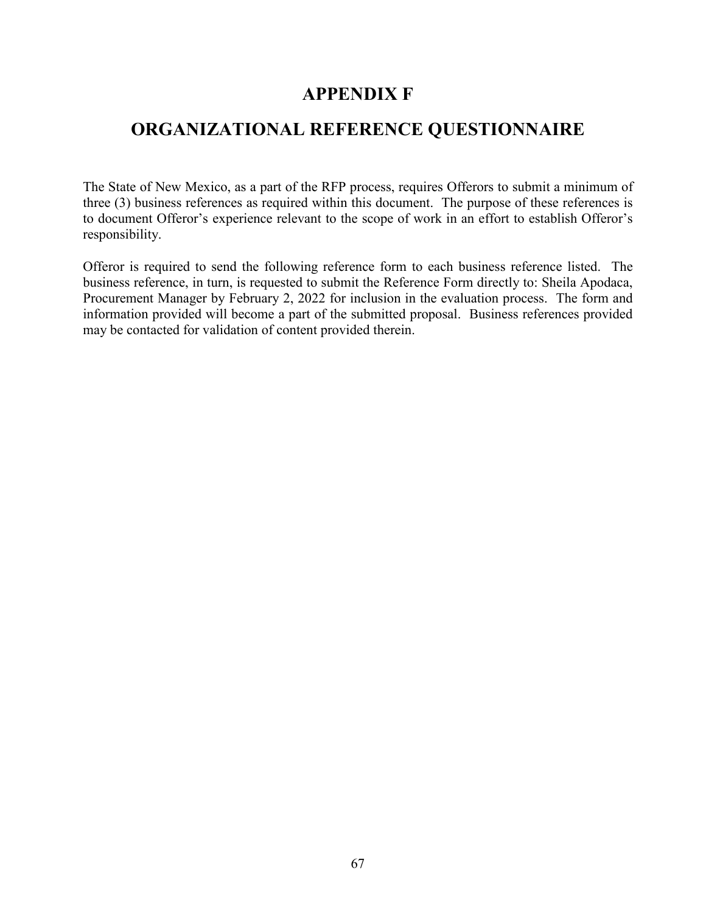# APPENDIX F

# ORGANIZATIONAL REFERENCE QUESTIONNAIRE

The State of New Mexico, as a part of the RFP process, requires Offerors to submit a minimum of three (3) business references as required within this document. The purpose of these references is to document Offeror's experience relevant to the scope of work in an effort to establish Offeror's responsibility.

Offeror is required to send the following reference form to each business reference listed. The business reference, in turn, is requested to submit the Reference Form directly to: Sheila Apodaca, Procurement Manager by February 2, 2022 for inclusion in the evaluation process. The form and information provided will become a part of the submitted proposal. Business references provided may be contacted for validation of content provided therein.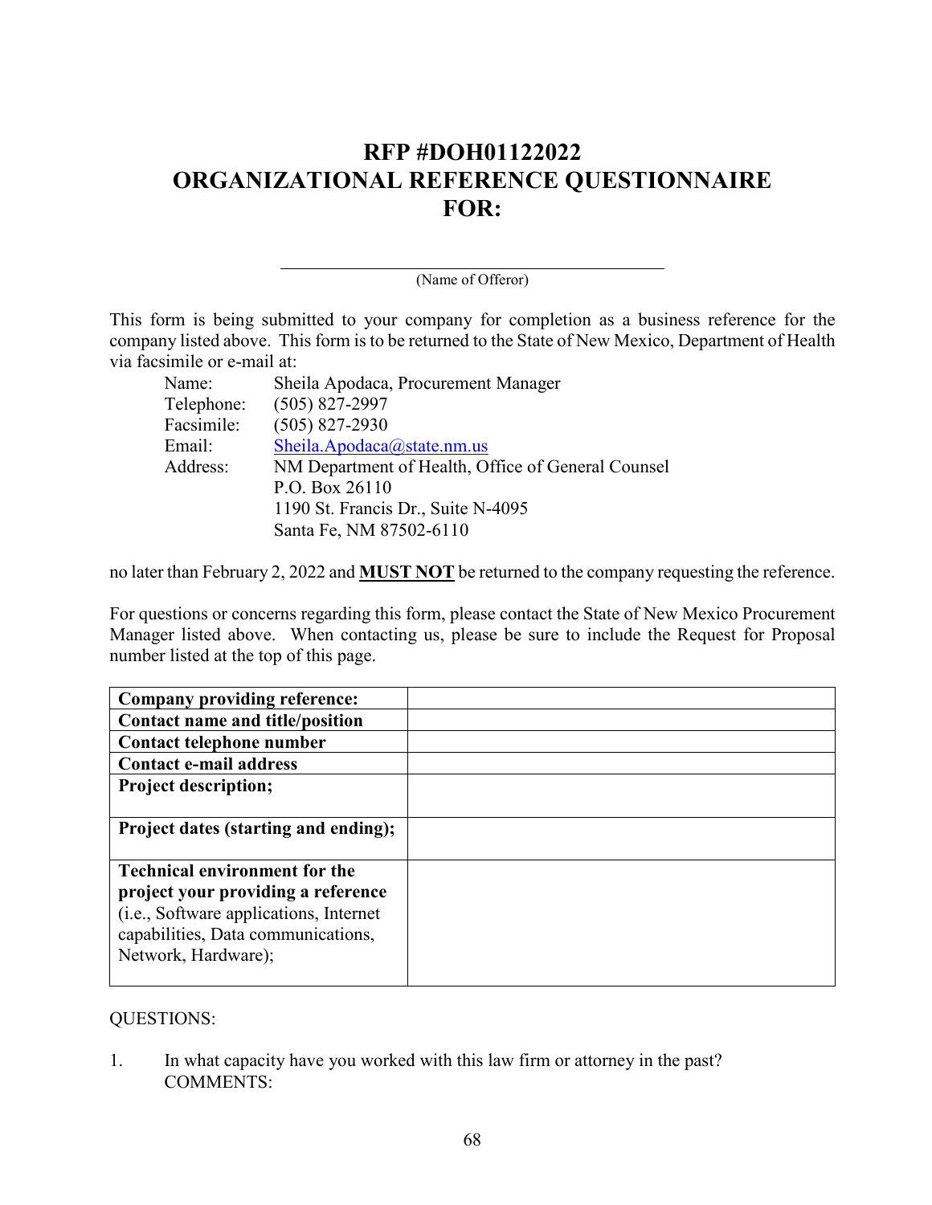# RFP #DOH01122022
# ORGANIZATIONAL REFERENCE QUESTIONNAIRE FOR:

\_\_\_\_\_\_\_\_\_\_\_\_\_\_\_\_\_\_\_\_\_\_\_\_\_\_\_\_\_\_\_\_\_\_\_\_\_\_\_\_
(Name of Offeror)

This form is being submitted to your company for completion as a business reference for the company listed above. This form is to be returned to the State of New Mexico, Department of Health via facsimile or e-mail at:

Name: Sheila Apodaca, Procurement Manager
Telephone: (505) 827-2997
Facsimile: (505) 827-2930
Email: Sheila.Apodaca@state.nm.us
Address: NM Department of Health, Office of General Counsel
P.O. Box 26110
1190 St. Francis Dr., Suite N-4095
Santa Fe, NM 87502-6110

no later than February 2, 2022 and **MUST NOT** be returned to the company requesting the reference.

For questions or concerns regarding this form, please contact the State of New Mexico Procurement Manager listed above. When contacting us, please be sure to include the Request for Proposal number listed at the top of this page.

| | |
|---|---|
| **Company providing reference:** | |
| **Contact name and title/position** | |
| **Contact telephone number** | |
| **Contact e-mail address** | |
| **Project description;** | |
| **Project dates (starting and ending);** | |
| **Technical environment for the project your providing a reference** (i.e., Software applications, Internet capabilities, Data communications, Network, Hardware); | |

QUESTIONS:

1. In what capacity have you worked with this law firm or attorney in the past?
COMMENTS: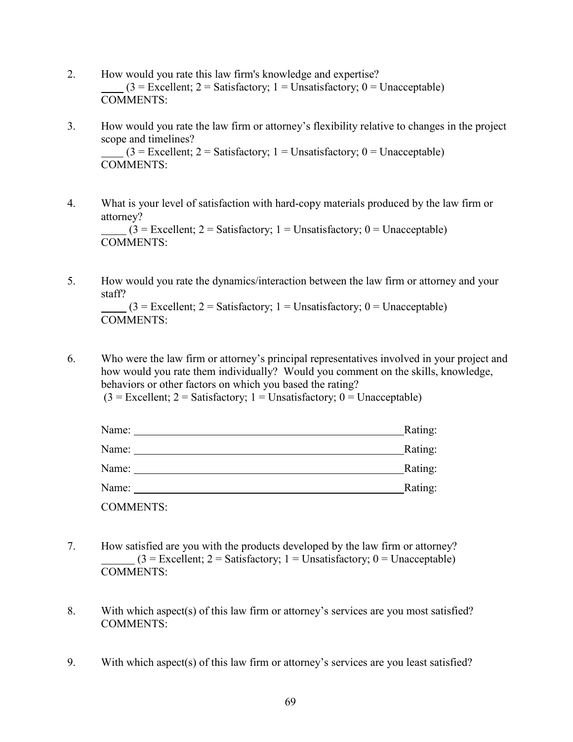2. How would you rate this law firm's knowledge and expertise?
   ____ (3 = Excellent; 2 = Satisfactory; 1 = Unsatisfactory; 0 = Unacceptable)
   COMMENTS:

3. How would you rate the law firm or attorney's flexibility relative to changes in the project scope and timelines?
   ____ (3 = Excellent; 2 = Satisfactory; 1 = Unsatisfactory; 0 = Unacceptable)
   COMMENTS:

4. What is your level of satisfaction with hard-copy materials produced by the law firm or attorney?
   _____ (3 = Excellent; 2 = Satisfactory; 1 = Unsatisfactory; 0 = Unacceptable)
   COMMENTS:

5. How would you rate the dynamics/interaction between the law firm or attorney and your staff?
   _____ (3 = Excellent; 2 = Satisfactory; 1 = Unsatisfactory; 0 = Unacceptable)
   COMMENTS:

6. Who were the law firm or attorney's principal representatives involved in your project and how would you rate them individually? Would you comment on the skills, knowledge, behaviors or other factors on which you based the rating?
   (3 = Excellent; 2 = Satisfactory; 1 = Unsatisfactory; 0 = Unacceptable)

   Name: __________________________________________________ Rating:

   Name: __________________________________________________ Rating:

   Name: __________________________________________________ Rating:

   Name: __________________________________________________ Rating:

   COMMENTS:

7. How satisfied are you with the products developed by the law firm or attorney?
   ______ (3 = Excellent; 2 = Satisfactory; 1 = Unsatisfactory; 0 = Unacceptable)
   COMMENTS:

8. With which aspect(s) of this law firm or attorney's services are you most satisfied?
   COMMENTS:

9. With which aspect(s) of this law firm or attorney's services are you least satisfied?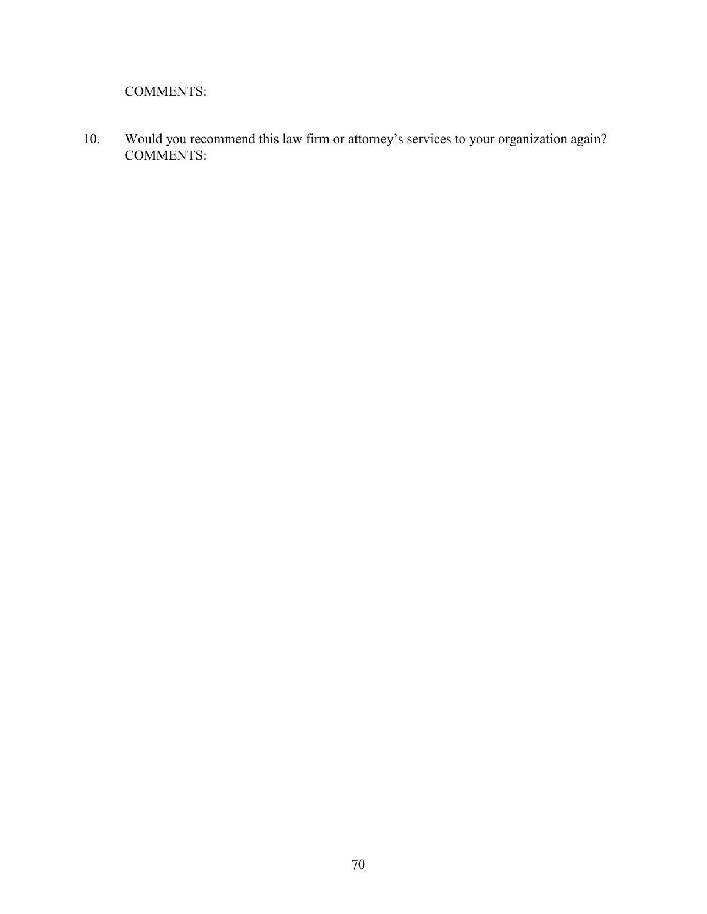COMMENTS:

10. Would you recommend this law firm or attorney's services to your organization again?
    COMMENTS: